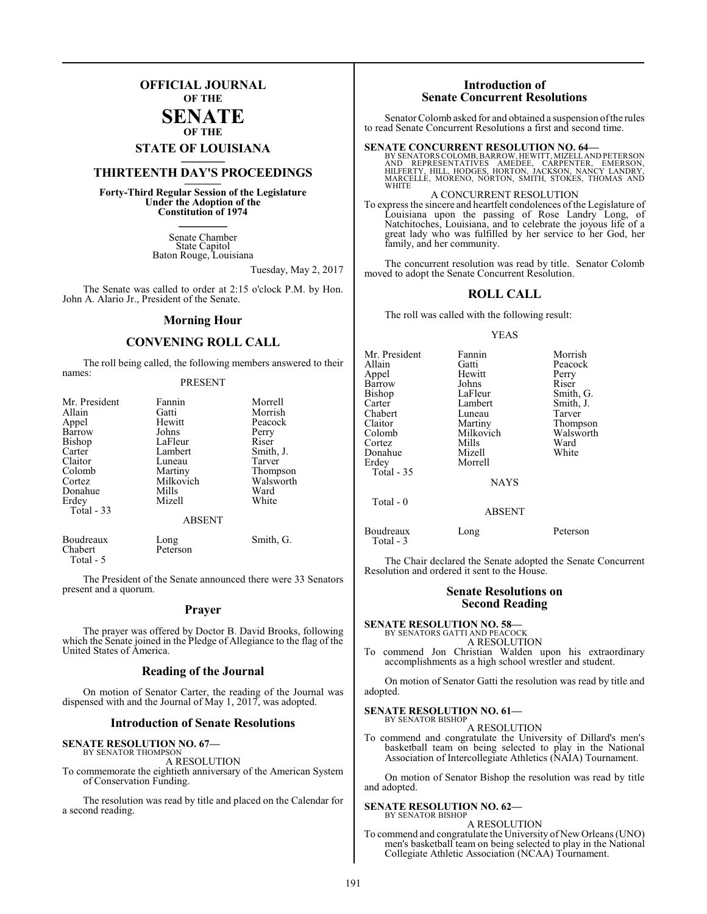# OFFICIAL JOURNAL
### OF THE
# SENATE
### OF THE
## STATE OF LOUISIANA

## THIRTEENTH DAY'S PROCEEDINGS

**Forty-Third Regular Session of the Legislature Under the Adoption of the Constitution of 1974**

Senate Chamber
State Capitol
Baton Rouge, Louisiana

Tuesday, May 2, 2017

The Senate was called to order at 2:15 o'clock P.M. by Hon. John A. Alario Jr., President of the Senate.

## Morning Hour

## CONVENING ROLL CALL

The roll being called, the following members answered to their names:

PRESENT

| | | |
|---|---|---|
| Mr. President | Fannin | Morrell |
| Allain | Gatti | Morrish |
| Appel | Hewitt | Peacock |
| Barrow | Johns | Perry |
| Bishop | LaFleur | Riser |
| Carter | Lambert | Smith, J. |
| Claitor | Luneau | Tarver |
| Colomb | Martiny | Thompson |
| Cortez | Milkovich | Walsworth |
| Donahue | Mills | Ward |
| Erdey | Mizell | White |
| Total - 33 | | |

ABSENT

| | | |
|---|---|---|
| Boudreaux | Long | Smith, G. |
| Chabert | Peterson | |
| Total - 5 | | |

The President of the Senate announced there were 33 Senators present and a quorum.

## Prayer

The prayer was offered by Doctor B. David Brooks, following which the Senate joined in the Pledge of Allegiance to the flag of the United States of America.

## Reading of the Journal

On motion of Senator Carter, the reading of the Journal was dispensed with and the Journal of May 1, 2017, was adopted.

## Introduction of Senate Resolutions

**SENATE RESOLUTION NO. 67—**
BY SENATOR THOMPSON

A RESOLUTION

To commemorate the eightieth anniversary of the American System of Conservation Funding.

The resolution was read by title and placed on the Calendar for a second reading.

## Introduction of Senate Concurrent Resolutions

Senator Colomb asked for and obtained a suspension of the rules to read Senate Concurrent Resolutions a first and second time.

**SENATE CONCURRENT RESOLUTION NO. 64—**
BY SENATORS COLOMB, BARROW, HEWITT, MIZELL AND PETERSON AND REPRESENTATIVES AMEDEE, CARPENTER, EMERSON, HILFERTY, HILL, HODGES, HORTON, JACKSON, NANCY LANDRY, MARCELLE, MORENO, NORTON, SMITH, STOKES, THOMAS AND WHITE

A CONCURRENT RESOLUTION

To express the sincere and heartfelt condolences of the Legislature of Louisiana upon the passing of Rose Landry Long, of Natchitoches, Louisiana, and to celebrate the joyous life of a great lady who was fulfilled by her service to her God, her family, and her community.

The concurrent resolution was read by title. Senator Colomb moved to adopt the Senate Concurrent Resolution.

## ROLL CALL

The roll was called with the following result:

YEAS

| | | |
|---|---|---|
| Mr. President | Fannin | Morrish |
| Allain | Gatti | Peacock |
| Appel | Hewitt | Perry |
| Barrow | Johns | Riser |
| Bishop | LaFleur | Smith, G. |
| Carter | Lambert | Smith, J. |
| Chabert | Luneau | Tarver |
| Claitor | Martiny | Thompson |
| Colomb | Milkovich | Walsworth |
| Cortez | Mills | Ward |
| Donahue | Mizell | White |
| Erdey | Morrell | |
| Total - 35 | | |

NAYS

Total - 0

ABSENT

| | | |
|---|---|---|
| Boudreaux | Long | Peterson |
| Total - 3 | | |

The Chair declared the Senate adopted the Senate Concurrent Resolution and ordered it sent to the House.

## Senate Resolutions on Second Reading

**SENATE RESOLUTION NO. 58—**
BY SENATORS GATTI AND PEACOCK

A RESOLUTION

To commend Jon Christian Walden upon his extraordinary accomplishments as a high school wrestler and student.

On motion of Senator Gatti the resolution was read by title and adopted.

**SENATE RESOLUTION NO. 61—**
BY SENATOR BISHOP

A RESOLUTION

To commend and congratulate the University of Dillard's men's basketball team on being selected to play in the National Association of Intercollegiate Athletics (NAIA) Tournament.

On motion of Senator Bishop the resolution was read by title and adopted.

**SENATE RESOLUTION NO. 62—**
BY SENATOR BISHOP

A RESOLUTION

To commend and congratulate the University of New Orleans (UNO) men's basketball team on being selected to play in the National Collegiate Athletic Association (NCAA) Tournament.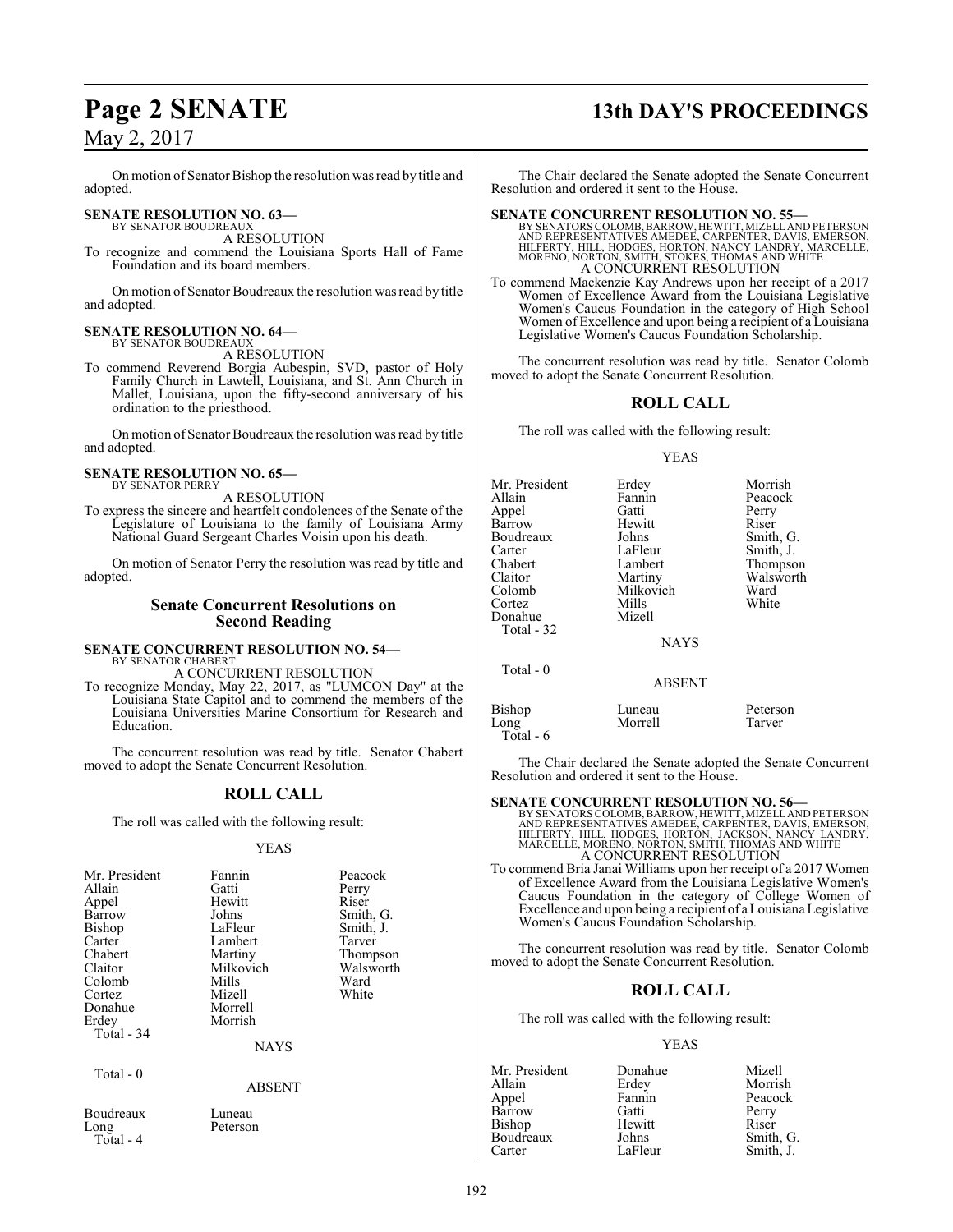On motion of Senator Bishop the resolution was read by title and adopted.

**SENATE RESOLUTION NO. 63—**
BY SENATOR BOUDREAUX
A RESOLUTION

To recognize and commend the Louisiana Sports Hall of Fame Foundation and its board members.

On motion of Senator Boudreaux the resolution was read by title and adopted.

**SENATE RESOLUTION NO. 64—**
BY SENATOR BOUDREAUX
A RESOLUTION

To commend Reverend Borgia Aubespin, SVD, pastor of Holy Family Church in Lawtell, Louisiana, and St. Ann Church in Mallet, Louisiana, upon the fifty-second anniversary of his ordination to the priesthood.

On motion of Senator Boudreaux the resolution was read by title and adopted.

**SENATE RESOLUTION NO. 65—**
BY SENATOR PERRY
A RESOLUTION

To express the sincere and heartfelt condolences of the Senate of the Legislature of Louisiana to the family of Louisiana Army National Guard Sergeant Charles Voisin upon his death.

On motion of Senator Perry the resolution was read by title and adopted.

## Senate Concurrent Resolutions on Second Reading

**SENATE CONCURRENT RESOLUTION NO. 54—**
BY SENATOR CHABERT
A CONCURRENT RESOLUTION

To recognize Monday, May 22, 2017, as "LUMCON Day" at the Louisiana State Capitol and to commend the members of the Louisiana Universities Marine Consortium for Research and Education.

The concurrent resolution was read by title. Senator Chabert moved to adopt the Senate Concurrent Resolution.

## ROLL CALL

The roll was called with the following result:

YEAS

| | | |
|---|---|---|
| Mr. President | Fannin | Peacock |
| Allain | Gatti | Perry |
| Appel | Hewitt | Riser |
| Barrow | Johns | Smith, G. |
| Bishop | LaFleur | Smith, J. |
| Carter | Lambert | Tarver |
| Chabert | Martiny | Thompson |
| Claitor | Milkovich | Walsworth |
| Colomb | Mills | Ward |
| Cortez | Mizell | White |
| Donahue | Morrell | |
| Erdey | Morrish | |

Total - 34

NAYS

Total - 0

ABSENT

| | |
|---|---|
| Boudreaux | Luneau |
| Long | Peterson |

Total - 4

The Chair declared the Senate adopted the Senate Concurrent Resolution and ordered it sent to the House.

**SENATE CONCURRENT RESOLUTION NO. 55—**
BY SENATORS COLOMB, BARROW, HEWITT, MIZELL AND PETERSON AND REPRESENTATIVES AMEDEE, CARPENTER, DAVIS, EMERSON, HILFERTY, HILL, HODGES, HORTON, NANCY LANDRY, MARCELLE, MORENO, NORTON, SMITH, STOKES, THOMAS AND WHITE
A CONCURRENT RESOLUTION

To commend Mackenzie Kay Andrews upon her receipt of a 2017 Women of Excellence Award from the Louisiana Legislative Women's Caucus Foundation in the category of High School Women of Excellence and upon being a recipient of a Louisiana Legislative Women's Caucus Foundation Scholarship.

The concurrent resolution was read by title. Senator Colomb moved to adopt the Senate Concurrent Resolution.

## ROLL CALL

The roll was called with the following result:

YEAS

| | | |
|---|---|---|
| Mr. President | Erdey | Morrish |
| Allain | Fannin | Peacock |
| Appel | Gatti | Perry |
| Barrow | Hewitt | Riser |
| Boudreaux | Johns | Smith, G. |
| Carter | LaFleur | Smith, J. |
| Chabert | Lambert | Thompson |
| Claitor | Martiny | Walsworth |
| Colomb | Milkovich | Ward |
| Cortez | Mills | White |
| Donahue | Mizell | |

Total - 32

NAYS

Total - 0

ABSENT

| | | |
|---|---|---|
| Bishop | Luneau | Peterson |
| Long | Morrell | Tarver |

Total - 6

The Chair declared the Senate adopted the Senate Concurrent Resolution and ordered it sent to the House.

**SENATE CONCURRENT RESOLUTION NO. 56—**
BY SENATORS COLOMB, BARROW, HEWITT, MIZELL AND PETERSON AND REPRESENTATIVES AMEDEE, CARPENTER, DAVIS, EMERSON, HILFERTY, HILL, HODGES, HORTON, JACKSON, NANCY LANDRY, MARCELLE, MORENO, NORTON, SMITH, THOMAS AND WHITE
A CONCURRENT RESOLUTION

To commend Bria Janai Williams upon her receipt of a 2017 Women of Excellence Award from the Louisiana Legislative Women's Caucus Foundation in the category of College Women of Excellence and upon being a recipient of a Louisiana Legislative Women's Caucus Foundation Scholarship.

The concurrent resolution was read by title. Senator Colomb moved to adopt the Senate Concurrent Resolution.

## ROLL CALL

The roll was called with the following result:

YEAS

| | | |
|---|---|---|
| Mr. President | Donahue | Mizell |
| Allain | Erdey | Morrish |
| Appel | Fannin | Peacock |
| Barrow | Gatti | Perry |
| Bishop | Hewitt | Riser |
| Boudreaux | Johns | Smith, G. |
| Carter | LaFleur | Smith, J. |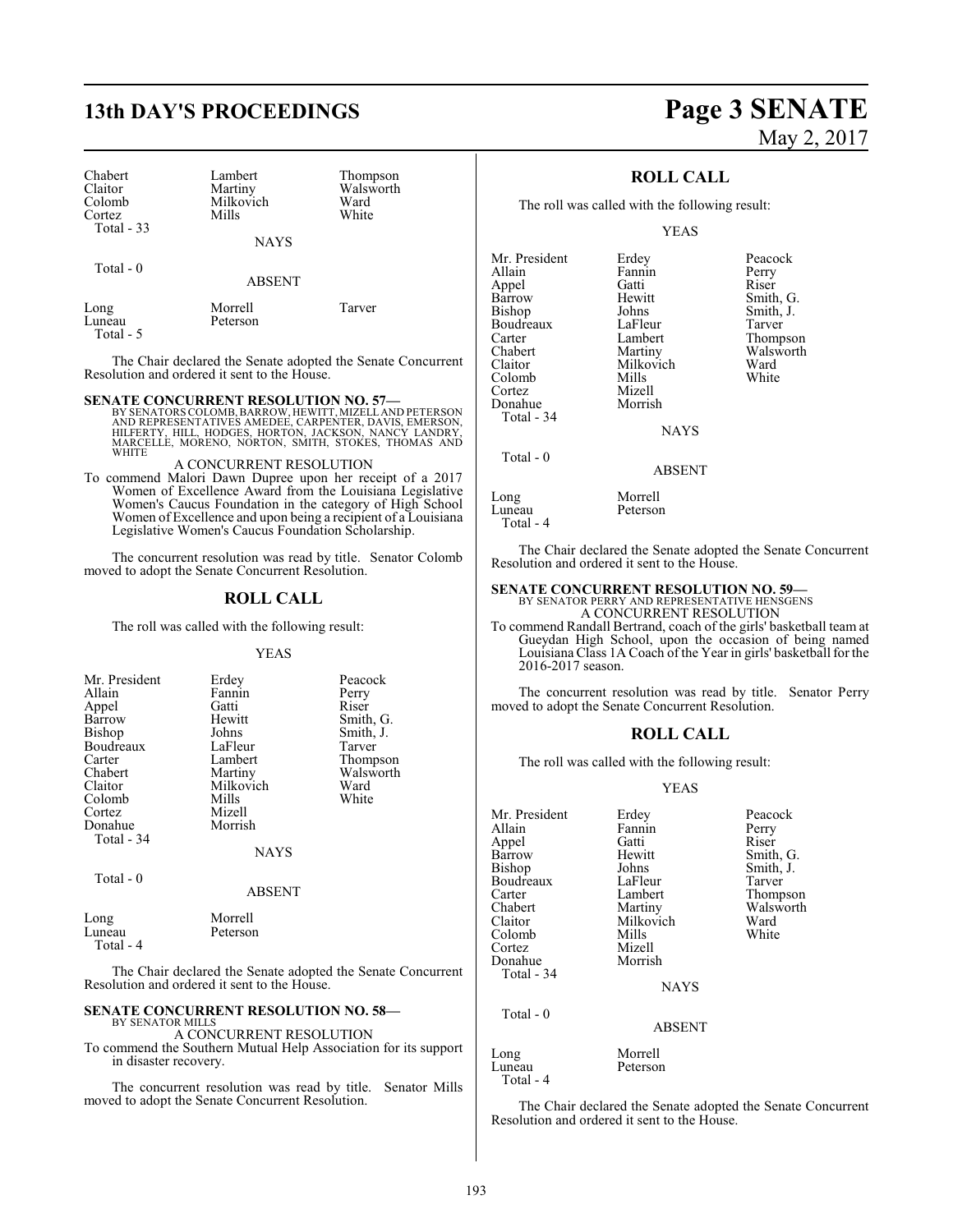| Chabert | Lambert | Thompson |
|---|---|---|
| Claitor | Martiny | Walsworth |
| Colomb | Milkovich | Ward |
| Cortez | Mills | White |
| Total - 33 | | |

NAYS

Total - 0

ABSENT

| Long | Morrell | Tarver |
|---|---|---|
| Luneau | Peterson | |
| Total - 5 | | |

The Chair declared the Senate adopted the Senate Concurrent Resolution and ordered it sent to the House.

**SENATE CONCURRENT RESOLUTION NO. 57—**
BY SENATORS COLOMB, BARROW, HEWITT, MIZELL AND PETERSON AND REPRESENTATIVES AMEDEE, CARPENTER, DAVIS, EMERSON, HILFERTY, HILL, HODGES, HORTON, JACKSON, NANCY LANDRY, MARCELLE, MORENO, NORTON, SMITH, STOKES, THOMAS AND WHITE

A CONCURRENT RESOLUTION

To commend Malori Dawn Dupree upon her receipt of a 2017 Women of Excellence Award from the Louisiana Legislative Women's Caucus Foundation in the category of High School Women of Excellence and upon being a recipient of a Louisiana Legislative Women's Caucus Foundation Scholarship.

The concurrent resolution was read by title. Senator Colomb moved to adopt the Senate Concurrent Resolution.

## ROLL CALL

The roll was called with the following result:

YEAS

| Mr. President | Erdey | Peacock |
|---|---|---|
| Allain | Fannin | Perry |
| Appel | Gatti | Riser |
| Barrow | Hewitt | Smith, G. |
| Bishop | Johns | Smith, J. |
| Boudreaux | LaFleur | Tarver |
| Carter | Lambert | Thompson |
| Chabert | Martiny | Walsworth |
| Claitor | Milkovich | Ward |
| Colomb | Mills | White |
| Cortez | Mizell | |
| Donahue | Morrish | |
| Total - 34 | | |

NAYS

Total - 0

ABSENT

| Long | Morrell |
|---|---|
| Luneau | Peterson |
| Total - 4 | |

The Chair declared the Senate adopted the Senate Concurrent Resolution and ordered it sent to the House.

**SENATE CONCURRENT RESOLUTION NO. 58—**
BY SENATOR MILLS

A CONCURRENT RESOLUTION

To commend the Southern Mutual Help Association for its support in disaster recovery.

The concurrent resolution was read by title. Senator Mills moved to adopt the Senate Concurrent Resolution.

## ROLL CALL

The roll was called with the following result:

YEAS

| Mr. President | Erdey | Peacock |
|---|---|---|
| Allain | Fannin | Perry |
| Appel | Gatti | Riser |
| Barrow | Hewitt | Smith, G. |
| Bishop | Johns | Smith, J. |
| Boudreaux | LaFleur | Tarver |
| Carter | Lambert | Thompson |
| Chabert | Martiny | Walsworth |
| Claitor | Milkovich | Ward |
| Colomb | Mills | White |
| Cortez | Mizell | |
| Donahue | Morrish | |
| Total - 34 | | |

NAYS

Total - 0

ABSENT

| Long | Morrell |
|---|---|
| Luneau | Peterson |
| Total - 4 | |

The Chair declared the Senate adopted the Senate Concurrent Resolution and ordered it sent to the House.

**SENATE CONCURRENT RESOLUTION NO. 59—**
BY SENATOR PERRY AND REPRESENTATIVE HENSGENS

A CONCURRENT RESOLUTION

To commend Randall Bertrand, coach of the girls' basketball team at Gueydan High School, upon the occasion of being named Louisiana Class 1A Coach of the Year in girls' basketball for the 2016-2017 season.

The concurrent resolution was read by title. Senator Perry moved to adopt the Senate Concurrent Resolution.

## ROLL CALL

The roll was called with the following result:

YEAS

| Mr. President | Erdey | Peacock |
|---|---|---|
| Allain | Fannin | Perry |
| Appel | Gatti | Riser |
| Barrow | Hewitt | Smith, G. |
| Bishop | Johns | Smith, J. |
| Boudreaux | LaFleur | Tarver |
| Carter | Lambert | Thompson |
| Chabert | Martiny | Walsworth |
| Claitor | Milkovich | Ward |
| Colomb | Mills | White |
| Cortez | Mizell | |
| Donahue | Morrish | |
| Total - 34 | | |

NAYS

Total - 0

ABSENT

| Long | Morrell |
|---|---|
| Luneau | Peterson |
| Total - 4 | |

The Chair declared the Senate adopted the Senate Concurrent Resolution and ordered it sent to the House.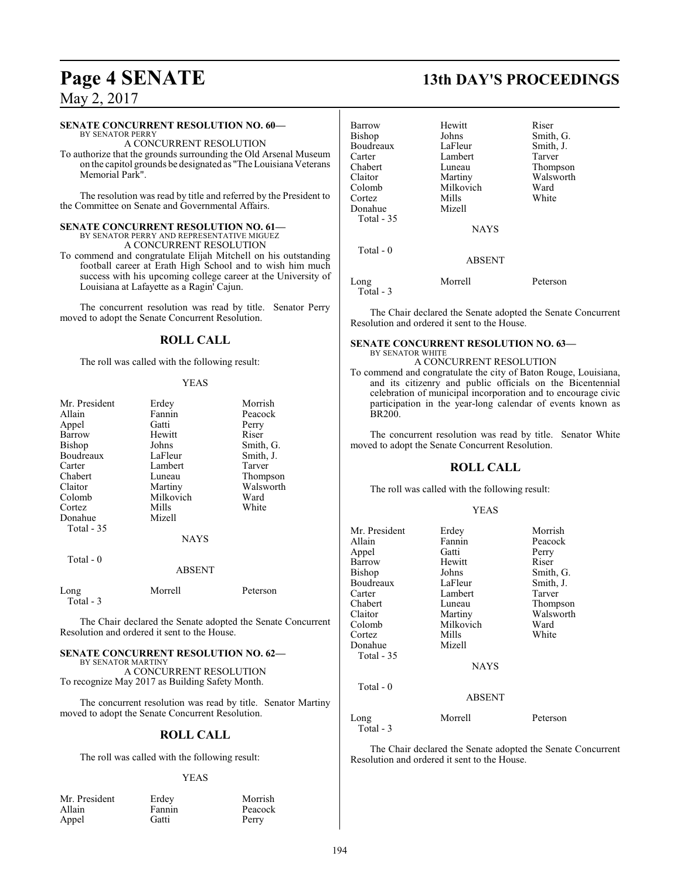### SENATE CONCURRENT RESOLUTION NO. 60—

BY SENATOR PERRY

A CONCURRENT RESOLUTION

To authorize that the grounds surrounding the Old Arsenal Museum on the capitol grounds be designated as "The Louisiana Veterans Memorial Park".

The resolution was read by title and referred by the President to the Committee on Senate and Governmental Affairs.

### SENATE CONCURRENT RESOLUTION NO. 61—

BY SENATOR PERRY AND REPRESENTATIVE MIGUEZ

A CONCURRENT RESOLUTION

To commend and congratulate Elijah Mitchell on his outstanding football career at Erath High School and to wish him much success with his upcoming college career at the University of Louisiana at Lafayette as a Ragin' Cajun.

The concurrent resolution was read by title. Senator Perry moved to adopt the Senate Concurrent Resolution.

## ROLL CALL

The roll was called with the following result:

YEAS

| | | |
|---|---|---|
| Mr. President | Erdey | Morrish |
| Allain | Fannin | Peacock |
| Appel | Gatti | Perry |
| Barrow | Hewitt | Riser |
| Bishop | Johns | Smith, G. |
| Boudreaux | LaFleur | Smith, J. |
| Carter | Lambert | Tarver |
| Chabert | Luneau | Thompson |
| Claitor | Martiny | Walsworth |
| Colomb | Milkovich | Ward |
| Cortez | Mills | White |
| Donahue | Mizell | |

Total - 35

NAYS

Total - 0

ABSENT

| | | |
|---|---|---|
| Long | Morrell | Peterson |

Total - 3

The Chair declared the Senate adopted the Senate Concurrent Resolution and ordered it sent to the House.

### SENATE CONCURRENT RESOLUTION NO. 62—

BY SENATOR MARTINY

A CONCURRENT RESOLUTION

To recognize May 2017 as Building Safety Month.

The concurrent resolution was read by title. Senator Martiny moved to adopt the Senate Concurrent Resolution.

## ROLL CALL

The roll was called with the following result:

YEAS

| | | |
|---|---|---|
| Mr. President | Erdey | Morrish |
| Allain | Fannin | Peacock |
| Appel | Gatti | Perry |
| Barrow | Hewitt | Riser |
| Bishop | Johns | Smith, G. |
| Boudreaux | LaFleur | Smith, J. |
| Carter | Lambert | Tarver |
| Chabert | Luneau | Thompson |
| Claitor | Martiny | Walsworth |
| Colomb | Milkovich | Ward |
| Cortez | Mills | White |
| Donahue | Mizell | |

Total - 35

NAYS

Total - 0

ABSENT

| | | |
|---|---|---|
| Long | Morrell | Peterson |

Total - 3

The Chair declared the Senate adopted the Senate Concurrent Resolution and ordered it sent to the House.

### SENATE CONCURRENT RESOLUTION NO. 63—

BY SENATOR WHITE

A CONCURRENT RESOLUTION

To commend and congratulate the city of Baton Rouge, Louisiana, and its citizenry and public officials on the Bicentennial celebration of municipal incorporation and to encourage civic participation in the year-long calendar of events known as BR200.

The concurrent resolution was read by title. Senator White moved to adopt the Senate Concurrent Resolution.

## ROLL CALL

The roll was called with the following result:

YEAS

| | | |
|---|---|---|
| Mr. President | Erdey | Morrish |
| Allain | Fannin | Peacock |
| Appel | Gatti | Perry |
| Barrow | Hewitt | Riser |
| Bishop | Johns | Smith, G. |
| Boudreaux | LaFleur | Smith, J. |
| Carter | Lambert | Tarver |
| Chabert | Luneau | Thompson |
| Claitor | Martiny | Walsworth |
| Colomb | Milkovich | Ward |
| Cortez | Mills | White |
| Donahue | Mizell | |

Total - 35

NAYS

Total - 0

ABSENT

| | | |
|---|---|---|
| Long | Morrell | Peterson |

Total - 3

The Chair declared the Senate adopted the Senate Concurrent Resolution and ordered it sent to the House.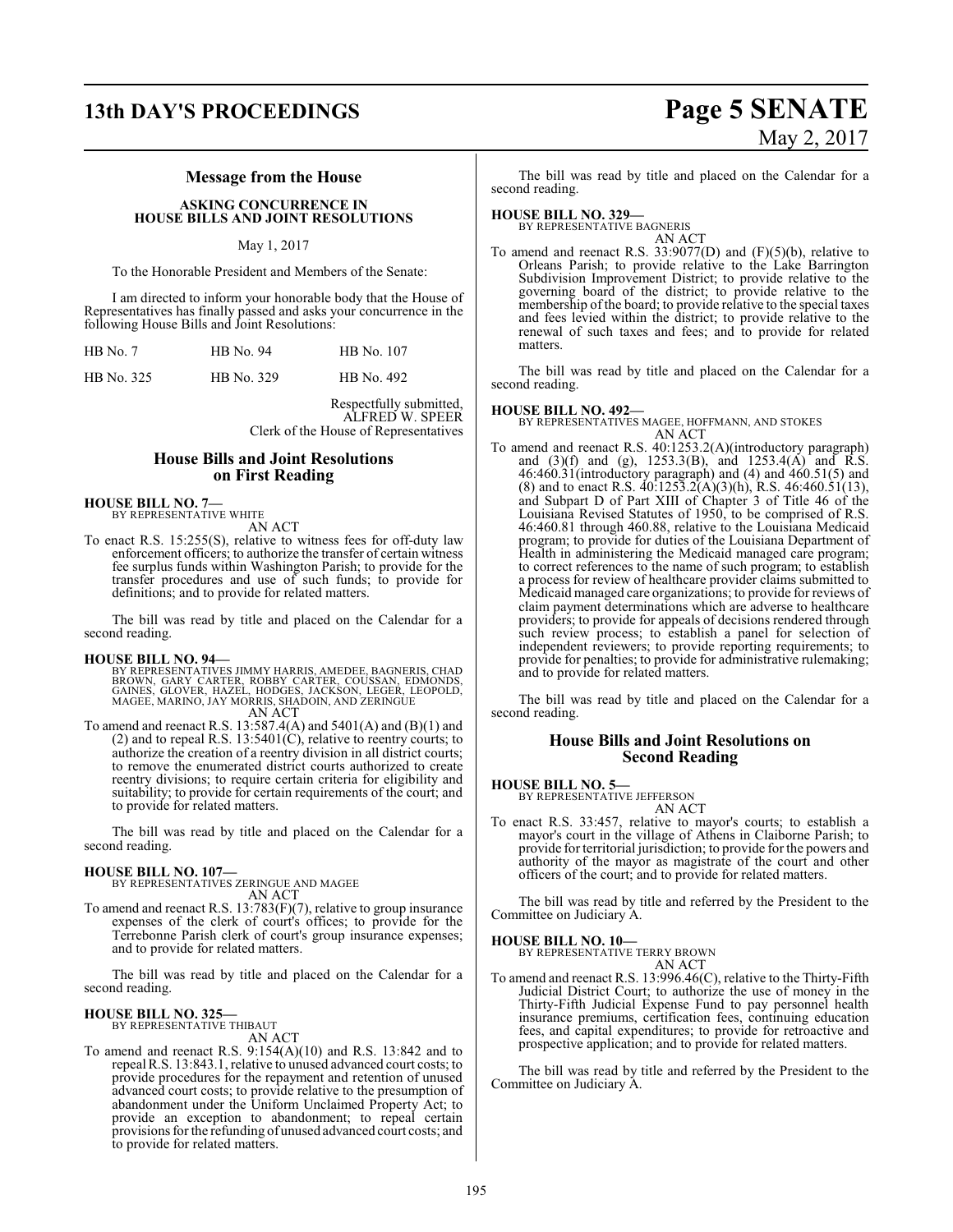## Message from the House

### ASKING CONCURRENCE IN HOUSE BILLS AND JOINT RESOLUTIONS

May 1, 2017

To the Honorable President and Members of the Senate:

I am directed to inform your honorable body that the House of Representatives has finally passed and asks your concurrence in the following House Bills and Joint Resolutions:

| | | |
|---|---|---|
| HB No. 7 | HB No. 94 | HB No. 107 |
| HB No. 325 | HB No. 329 | HB No. 492 |

Respectfully submitted,
ALFRED W. SPEER
Clerk of the House of Representatives

## House Bills and Joint Resolutions on First Reading

**HOUSE BILL NO. 7—**
BY REPRESENTATIVE WHITE
AN ACT

To enact R.S. 15:255(S), relative to witness fees for off-duty law enforcement officers; to authorize the transfer of certain witness fee surplus funds within Washington Parish; to provide for the transfer procedures and use of such funds; to provide for definitions; and to provide for related matters.

The bill was read by title and placed on the Calendar for a second reading.

**HOUSE BILL NO. 94—**
BY REPRESENTATIVES JIMMY HARRIS, AMEDEE, BAGNERIS, CHAD BROWN, GARY CARTER, ROBBY CARTER, COUSSAN, EDMONDS, GAINES, GLOVER, HAZEL, HODGES, JACKSON, LEGER, LEOPOLD, MAGEE, MARINO, JAY MORRIS, SHADOIN, AND ZERINGUE
AN ACT

To amend and reenact R.S. 13:587.4(A) and 5401(A) and (B)(1) and (2) and to repeal R.S. 13:5401(C), relative to reentry courts; to authorize the creation of a reentry division in all district courts; to remove the enumerated district courts authorized to create reentry divisions; to require certain criteria for eligibility and suitability; to provide for certain requirements of the court; and to provide for related matters.

The bill was read by title and placed on the Calendar for a second reading.

**HOUSE BILL NO. 107—**
BY REPRESENTATIVES ZERINGUE AND MAGEE
AN ACT

To amend and reenact R.S. 13:783(F)(7), relative to group insurance expenses of the clerk of court's offices; to provide for the Terrebonne Parish clerk of court's group insurance expenses; and to provide for related matters.

The bill was read by title and placed on the Calendar for a second reading.

**HOUSE BILL NO. 325—**
BY REPRESENTATIVE THIBAUT
AN ACT

To amend and reenact R.S. 9:154(A)(10) and R.S. 13:842 and to repeal R.S. 13:843.1, relative to unused advanced court costs; to provide procedures for the repayment and retention of unused advanced court costs; to provide relative to the presumption of abandonment under the Uniform Unclaimed Property Act; to provide an exception to abandonment; to repeal certain provisions for the refunding of unused advanced court costs; and to provide for related matters.

The bill was read by title and placed on the Calendar for a second reading.

**HOUSE BILL NO. 329—**
BY REPRESENTATIVE BAGNERIS
AN ACT

To amend and reenact R.S. 33:9077(D) and (F)(5)(b), relative to Orleans Parish; to provide relative to the Lake Barrington Subdivision Improvement District; to provide relative to the governing board of the district; to provide relative to the membership of the board; to provide relative to the special taxes and fees levied within the district; to provide relative to the renewal of such taxes and fees; and to provide for related matters.

The bill was read by title and placed on the Calendar for a second reading.

**HOUSE BILL NO. 492—**
BY REPRESENTATIVES MAGEE, HOFFMANN, AND STOKES
AN ACT

To amend and reenact R.S. 40:1253.2(A)(introductory paragraph) and (3)(f) and (g), 1253.3(B), and 1253.4(A) and R.S. 46:460.31(introductory paragraph) and (4) and 460.51(5) and (8) and to enact R.S. 40:1253.2(A)(3)(h), R.S. 46:460.51(13), and Subpart D of Part XIII of Chapter 3 of Title 46 of the Louisiana Revised Statutes of 1950, to be comprised of R.S. 46:460.81 through 460.88, relative to the Louisiana Medicaid program; to provide for duties of the Louisiana Department of Health in administering the Medicaid managed care program; to correct references to the name of such program; to establish a process for review of healthcare provider claims submitted to Medicaid managed care organizations; to provide for reviews of claim payment determinations which are adverse to healthcare providers; to provide for appeals of decisions rendered through such review process; to establish a panel for selection of independent reviewers; to provide reporting requirements; to provide for penalties; to provide for administrative rulemaking; and to provide for related matters.

The bill was read by title and placed on the Calendar for a second reading.

## House Bills and Joint Resolutions on Second Reading

**HOUSE BILL NO. 5—**
BY REPRESENTATIVE JEFFERSON
AN ACT

To enact R.S. 33:457, relative to mayor's courts; to establish a mayor's court in the village of Athens in Claiborne Parish; to provide for territorial jurisdiction; to provide for the powers and authority of the mayor as magistrate of the court and other officers of the court; and to provide for related matters.

The bill was read by title and referred by the President to the Committee on Judiciary A.

**HOUSE BILL NO. 10—**
BY REPRESENTATIVE TERRY BROWN
AN ACT

To amend and reenact R.S. 13:996.46(C), relative to the Thirty-Fifth Judicial District Court; to authorize the use of money in the Thirty-Fifth Judicial Expense Fund to pay personnel health insurance premiums, certification fees, continuing education fees, and capital expenditures; to provide for retroactive and prospective application; and to provide for related matters.

The bill was read by title and referred by the President to the Committee on Judiciary A.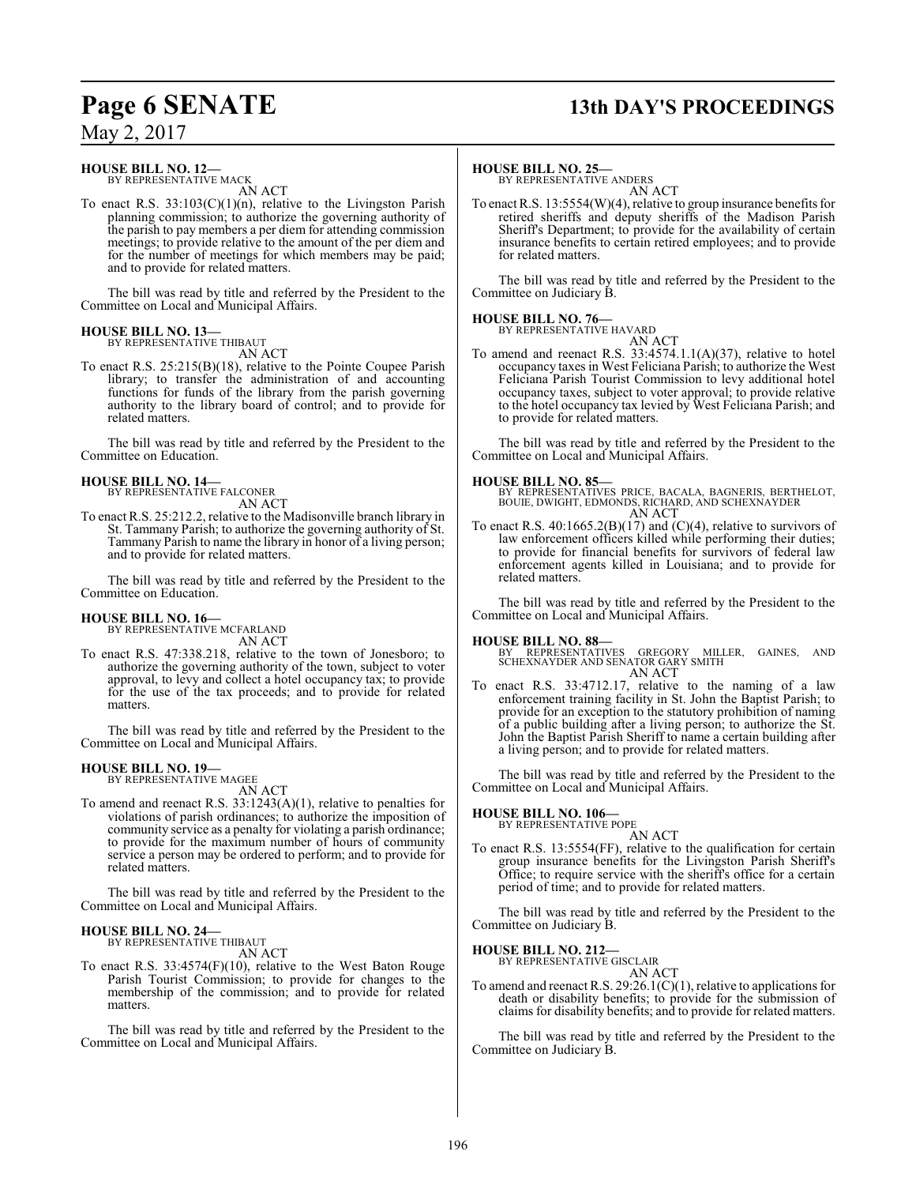**HOUSE BILL NO. 12—**
BY REPRESENTATIVE MACK

AN ACT

To enact R.S. 33:103(C)(1)(n), relative to the Livingston Parish planning commission; to authorize the governing authority of the parish to pay members a per diem for attending commission meetings; to provide relative to the amount of the per diem and for the number of meetings for which members may be paid; and to provide for related matters.

The bill was read by title and referred by the President to the Committee on Local and Municipal Affairs.

**HOUSE BILL NO. 13—**
BY REPRESENTATIVE THIBAUT

AN ACT

To enact R.S. 25:215(B)(18), relative to the Pointe Coupee Parish library; to transfer the administration of and accounting functions for funds of the library from the parish governing authority to the library board of control; and to provide for related matters.

The bill was read by title and referred by the President to the Committee on Education.

**HOUSE BILL NO. 14—**
BY REPRESENTATIVE FALCONER

AN ACT

To enact R.S. 25:212.2, relative to the Madisonville branch library in St. Tammany Parish; to authorize the governing authority of St. Tammany Parish to name the library in honor of a living person; and to provide for related matters.

The bill was read by title and referred by the President to the Committee on Education.

**HOUSE BILL NO. 16—**
BY REPRESENTATIVE MCFARLAND

AN ACT

To enact R.S. 47:338.218, relative to the town of Jonesboro; to authorize the governing authority of the town, subject to voter approval, to levy and collect a hotel occupancy tax; to provide for the use of the tax proceeds; and to provide for related matters.

The bill was read by title and referred by the President to the Committee on Local and Municipal Affairs.

**HOUSE BILL NO. 19—**
BY REPRESENTATIVE MAGEE

AN ACT

To amend and reenact R.S. 33:1243(A)(1), relative to penalties for violations of parish ordinances; to authorize the imposition of community service as a penalty for violating a parish ordinance; to provide for the maximum number of hours of community service a person may be ordered to perform; and to provide for related matters.

The bill was read by title and referred by the President to the Committee on Local and Municipal Affairs.

**HOUSE BILL NO. 24—**
BY REPRESENTATIVE THIBAUT

AN ACT

To enact R.S. 33:4574(F)(10), relative to the West Baton Rouge Parish Tourist Commission; to provide for changes to the membership of the commission; and to provide for related matters.

The bill was read by title and referred by the President to the Committee on Local and Municipal Affairs.

**HOUSE BILL NO. 25—**
BY REPRESENTATIVE ANDERS

AN ACT

To enact R.S. 13:5554(W)(4), relative to group insurance benefits for retired sheriffs and deputy sheriffs of the Madison Parish Sheriff's Department; to provide for the availability of certain insurance benefits to certain retired employees; and to provide for related matters.

The bill was read by title and referred by the President to the Committee on Judiciary B.

**HOUSE BILL NO. 76—**
BY REPRESENTATIVE HAVARD

AN ACT

To amend and reenact R.S. 33:4574.1.1(A)(37), relative to hotel occupancy taxes in West Feliciana Parish; to authorize the West Feliciana Parish Tourist Commission to levy additional hotel occupancy taxes, subject to voter approval; to provide relative to the hotel occupancy tax levied by West Feliciana Parish; and to provide for related matters.

The bill was read by title and referred by the President to the Committee on Local and Municipal Affairs.

**HOUSE BILL NO. 85—**
BY REPRESENTATIVES PRICE, BACALA, BAGNERIS, BERTHELOT, BOUIE, DWIGHT, EDMONDS, RICHARD, AND SCHEXNAYDER

AN ACT

To enact R.S. 40:1665.2(B)(17) and (C)(4), relative to survivors of law enforcement officers killed while performing their duties; to provide for financial benefits for survivors of federal law enforcement agents killed in Louisiana; and to provide for related matters.

The bill was read by title and referred by the President to the Committee on Local and Municipal Affairs.

**HOUSE BILL NO. 88—**
BY REPRESENTATIVES GREGORY MILLER, GAINES, AND SCHEXNAYDER AND SENATOR GARY SMITH

AN ACT

To enact R.S. 33:4712.17, relative to the naming of a law enforcement training facility in St. John the Baptist Parish; to provide for an exception to the statutory prohibition of naming of a public building after a living person; to authorize the St. John the Baptist Parish Sheriff to name a certain building after a living person; and to provide for related matters.

The bill was read by title and referred by the President to the Committee on Local and Municipal Affairs.

**HOUSE BILL NO. 106—**
BY REPRESENTATIVE POPE

AN ACT

To enact R.S. 13:5554(FF), relative to the qualification for certain group insurance benefits for the Livingston Parish Sheriff's Office; to require service with the sheriff's office for a certain period of time; and to provide for related matters.

The bill was read by title and referred by the President to the Committee on Judiciary B.

**HOUSE BILL NO. 212—**
BY REPRESENTATIVE GISCLAIR

AN ACT

To amend and reenact R.S. 29:26.1(C)(1), relative to applications for death or disability benefits; to provide for the submission of claims for disability benefits; and to provide for related matters.

The bill was read by title and referred by the President to the Committee on Judiciary B.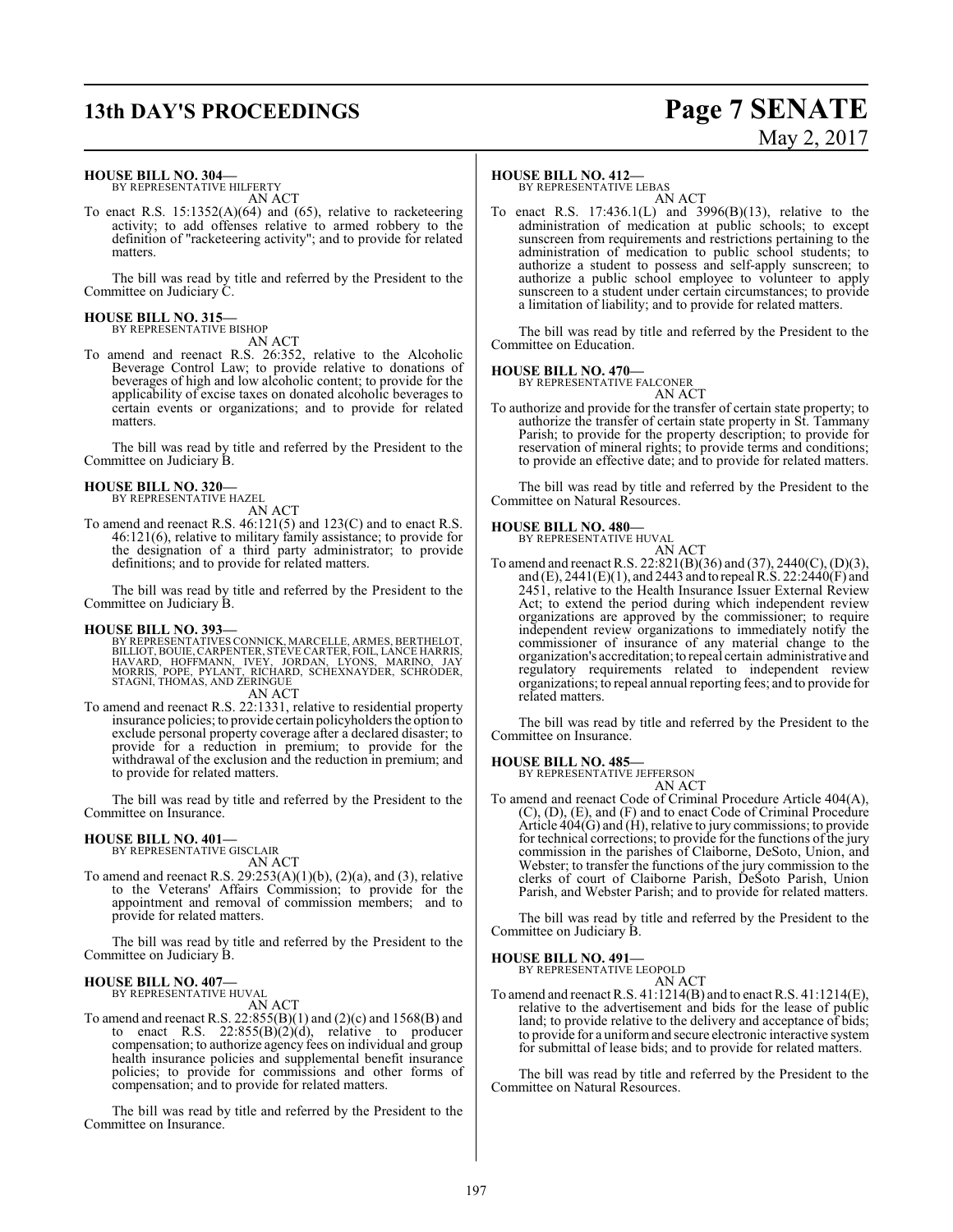**HOUSE BILL NO. 304—**
BY REPRESENTATIVE HILFERTY
AN ACT

To enact R.S. 15:1352(A)(64) and (65), relative to racketeering activity; to add offenses relative to armed robbery to the definition of "racketeering activity"; and to provide for related matters.

The bill was read by title and referred by the President to the Committee on Judiciary C.

**HOUSE BILL NO. 315—**
BY REPRESENTATIVE BISHOP
AN ACT

To amend and reenact R.S. 26:352, relative to the Alcoholic Beverage Control Law; to provide relative to donations of beverages of high and low alcoholic content; to provide for the applicability of excise taxes on donated alcoholic beverages to certain events or organizations; and to provide for related matters.

The bill was read by title and referred by the President to the Committee on Judiciary B.

**HOUSE BILL NO. 320—**
BY REPRESENTATIVE HAZEL
AN ACT

To amend and reenact R.S. 46:121(5) and 123(C) and to enact R.S. 46:121(6), relative to military family assistance; to provide for the designation of a third party administrator; to provide definitions; and to provide for related matters.

The bill was read by title and referred by the President to the Committee on Judiciary B.

**HOUSE BILL NO. 393—**
BY REPRESENTATIVES CONNICK, MARCELLE, ARMES, BERTHELOT, BILLIOT, BOUIE, CARPENTER, STEVE CARTER, FOIL, LANCE HARRIS, HAVARD, HOFFMANN, IVEY, JORDAN, LYONS, MARINO, JAY MORRIS, POPE, PYLANT, RICHARD, SCHEXNAYDER, SCHRODER, STAGNI, THOMAS, AND ZERINGUE
AN ACT

To amend and reenact R.S. 22:1331, relative to residential property insurance policies; to provide certain policyholders the option to exclude personal property coverage after a declared disaster; to provide for a reduction in premium; to provide for the withdrawal of the exclusion and the reduction in premium; and to provide for related matters.

The bill was read by title and referred by the President to the Committee on Insurance.

**HOUSE BILL NO. 401—**
BY REPRESENTATIVE GISCLAIR
AN ACT

To amend and reenact R.S. 29:253(A)(1)(b), (2)(a), and (3), relative to the Veterans' Affairs Commission; to provide for the appointment and removal of commission members; and to provide for related matters.

The bill was read by title and referred by the President to the Committee on Judiciary B.

**HOUSE BILL NO. 407—**
BY REPRESENTATIVE HUVAL
AN ACT

To amend and reenact R.S. 22:855(B)(1) and (2)(c) and 1568(B) and to enact R.S. 22:855(B)(2)(d), relative to producer compensation; to authorize agency fees on individual and group health insurance policies and supplemental benefit insurance policies; to provide for commissions and other forms of compensation; and to provide for related matters.

The bill was read by title and referred by the President to the Committee on Insurance.

**HOUSE BILL NO. 412—**
BY REPRESENTATIVE LEBAS
AN ACT

To enact R.S. 17:436.1(L) and 3996(B)(13), relative to the administration of medication at public schools; to except sunscreen from requirements and restrictions pertaining to the administration of medication to public school students; to authorize a student to possess and self-apply sunscreen; to authorize a public school employee to volunteer to apply sunscreen to a student under certain circumstances; to provide a limitation of liability; and to provide for related matters.

The bill was read by title and referred by the President to the Committee on Education.

**HOUSE BILL NO. 470—**
BY REPRESENTATIVE FALCONER
AN ACT

To authorize and provide for the transfer of certain state property; to authorize the transfer of certain state property in St. Tammany Parish; to provide for the property description; to provide for reservation of mineral rights; to provide terms and conditions; to provide an effective date; and to provide for related matters.

The bill was read by title and referred by the President to the Committee on Natural Resources.

**HOUSE BILL NO. 480—**
BY REPRESENTATIVE HUVAL
AN ACT

To amend and reenact R.S. 22:821(B)(36) and (37), 2440(C), (D)(3), and (E), 2441(E)(1), and 2443 and to repeal R.S. 22:2440(F) and 2451, relative to the Health Insurance Issuer External Review Act; to extend the period during which independent review organizations are approved by the commissioner; to require independent review organizations to immediately notify the commissioner of insurance of any material change to the organization's accreditation; to repeal certain administrative and regulatory requirements related to independent review organizations; to repeal annual reporting fees; and to provide for related matters.

The bill was read by title and referred by the President to the Committee on Insurance.

**HOUSE BILL NO. 485—**
BY REPRESENTATIVE JEFFERSON
AN ACT

To amend and reenact Code of Criminal Procedure Article 404(A), (C), (D), (E), and (F) and to enact Code of Criminal Procedure Article 404(G) and (H), relative to jury commissions; to provide for technical corrections; to provide for the functions of the jury commission in the parishes of Claiborne, DeSoto, Union, and Webster; to transfer the functions of the jury commission to the clerks of court of Claiborne Parish, DeSoto Parish, Union Parish, and Webster Parish; and to provide for related matters.

The bill was read by title and referred by the President to the Committee on Judiciary B.

**HOUSE BILL NO. 491—**
BY REPRESENTATIVE LEOPOLD
AN ACT

To amend and reenact R.S. 41:1214(B) and to enact R.S. 41:1214(E), relative to the advertisement and bids for the lease of public land; to provide relative to the delivery and acceptance of bids; to provide for a uniform and secure electronic interactive system for submittal of lease bids; and to provide for related matters.

The bill was read by title and referred by the President to the Committee on Natural Resources.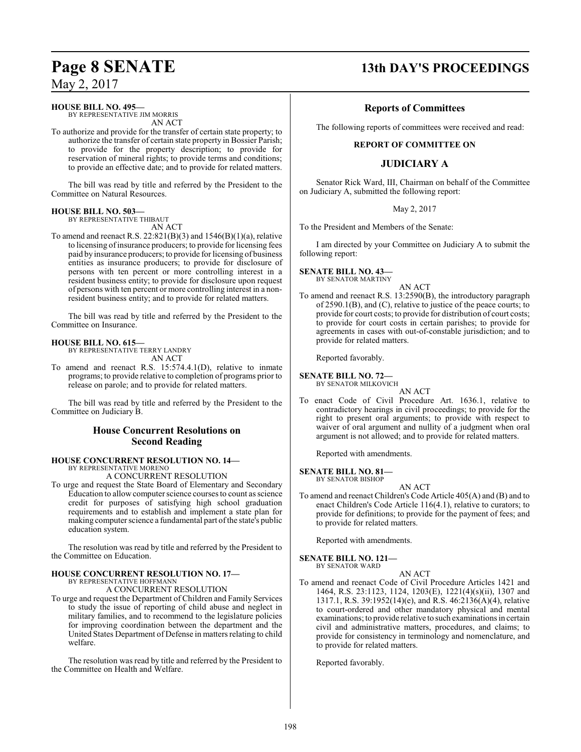**HOUSE BILL NO. 495—**
BY REPRESENTATIVE JIM MORRIS
AN ACT

To authorize and provide for the transfer of certain state property; to authorize the transfer of certain state property in Bossier Parish; to provide for the property description; to provide for reservation of mineral rights; to provide terms and conditions; to provide an effective date; and to provide for related matters.

The bill was read by title and referred by the President to the Committee on Natural Resources.

**HOUSE BILL NO. 503—**
BY REPRESENTATIVE THIBAUT
AN ACT

To amend and reenact R.S. 22:821(B)(3) and 1546(B)(1)(a), relative to licensing of insurance producers; to provide for licensing fees paid by insurance producers; to provide for licensing of business entities as insurance producers; to provide for disclosure of persons with ten percent or more controlling interest in a resident business entity; to provide for disclosure upon request of persons with ten percent or more controlling interest in a non-resident business entity; and to provide for related matters.

The bill was read by title and referred by the President to the Committee on Insurance.

**HOUSE BILL NO. 615—**
BY REPRESENTATIVE TERRY LANDRY
AN ACT

To amend and reenact R.S. 15:574.4.1(D), relative to inmate programs; to provide relative to completion of programs prior to release on parole; and to provide for related matters.

The bill was read by title and referred by the President to the Committee on Judiciary B.

## House Concurrent Resolutions on Second Reading

**HOUSE CONCURRENT RESOLUTION NO. 14—**
BY REPRESENTATIVE MORENO
A CONCURRENT RESOLUTION

To urge and request the State Board of Elementary and Secondary Education to allow computer science courses to count as science credit for purposes of satisfying high school graduation requirements and to establish and implement a state plan for making computer science a fundamental part of the state's public education system.

The resolution was read by title and referred by the President to the Committee on Education.

**HOUSE CONCURRENT RESOLUTION NO. 17—**
BY REPRESENTATIVE HOFFMANN
A CONCURRENT RESOLUTION

To urge and request the Department of Children and Family Services to study the issue of reporting of child abuse and neglect in military families, and to recommend to the legislature policies for improving coordination between the department and the United States Department of Defense in matters relating to child welfare.

The resolution was read by title and referred by the President to the Committee on Health and Welfare.

## Reports of Committees

The following reports of committees were received and read:

### REPORT OF COMMITTEE ON

## JUDICIARY A

Senator Rick Ward, III, Chairman on behalf of the Committee on Judiciary A, submitted the following report:

May 2, 2017

To the President and Members of the Senate:

I am directed by your Committee on Judiciary A to submit the following report:

**SENATE BILL NO. 43—**
BY SENATOR MARTINY
AN ACT

To amend and reenact R.S. 13:2590(B), the introductory paragraph of 2590.1(B), and (C), relative to justice of the peace courts; to provide for court costs; to provide for distribution of court costs; to provide for court costs in certain parishes; to provide for agreements in cases with out-of-constable jurisdiction; and to provide for related matters.

Reported favorably.

**SENATE BILL NO. 72—**
BY SENATOR MILKOVICH
AN ACT

To enact Code of Civil Procedure Art. 1636.1, relative to contradictory hearings in civil proceedings; to provide for the right to present oral arguments; to provide with respect to waiver of oral argument and nullity of a judgment when oral argument is not allowed; and to provide for related matters.

Reported with amendments.

**SENATE BILL NO. 81—**
BY SENATOR BISHOP
AN ACT

To amend and reenact Children's Code Article 405(A) and (B) and to enact Children's Code Article 116(4.1), relative to curators; to provide for definitions; to provide for the payment of fees; and to provide for related matters.

Reported with amendments.

**SENATE BILL NO. 121—**
BY SENATOR WARD
AN ACT

To amend and reenact Code of Civil Procedure Articles 1421 and 1464, R.S. 23:1123, 1124, 1203(E), 1221(4)(s)(ii), 1307 and 1317.1, R.S. 39:1952(14)(e), and R.S. 46:2136(A)(4), relative to court-ordered and other mandatory physical and mental examinations; to provide relative to such examinations in certain civil and administrative matters, procedures, and claims; to provide for consistency in terminology and nomenclature, and to provide for related matters.

Reported favorably.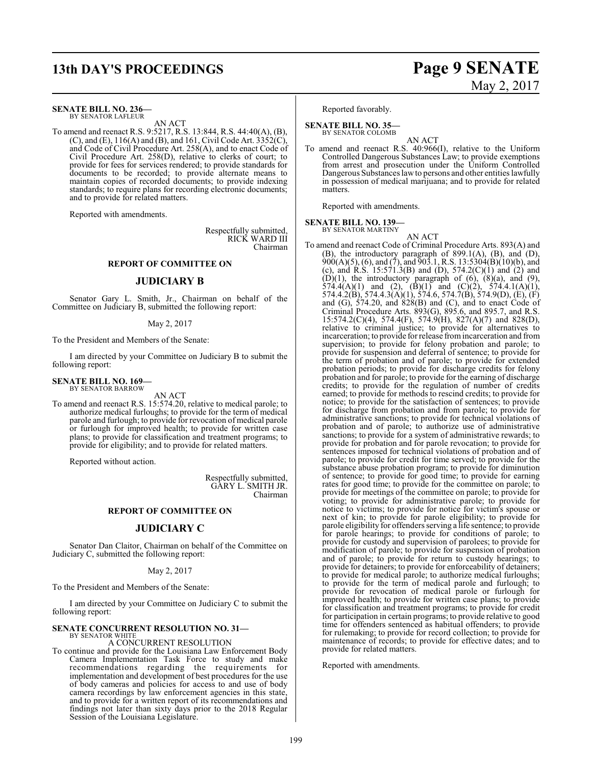**SENATE BILL NO. 236—**
BY SENATOR LAFLEUR

AN ACT

To amend and reenact R.S. 9:5217, R.S. 13:844, R.S. 44:40(A), (B), (C), and (E), 116(A) and (B), and 161, Civil Code Art. 3352(C), and Code of Civil Procedure Art. 258(A), and to enact Code of Civil Procedure Art. 258(D), relative to clerks of court; to provide for fees for services rendered; to provide standards for documents to be recorded; to provide alternate means to maintain copies of recorded documents; to provide indexing standards; to require plans for recording electronic documents; and to provide for related matters.

Reported with amendments.

Respectfully submitted,
RICK WARD III
Chairman

## REPORT OF COMMITTEE ON

## JUDICIARY B

Senator Gary L. Smith, Jr., Chairman on behalf of the Committee on Judiciary B, submitted the following report:

May 2, 2017

To the President and Members of the Senate:

I am directed by your Committee on Judiciary B to submit the following report:

**SENATE BILL NO. 169—**
BY SENATOR BARROW

AN ACT

To amend and reenact R.S. 15:574.20, relative to medical parole; to authorize medical furloughs; to provide for the term of medical parole and furlough; to provide for revocation of medical parole or furlough for improved health; to provide for written case plans; to provide for classification and treatment programs; to provide for eligibility; and to provide for related matters.

Reported without action.

Respectfully submitted,
GARY L. SMITH JR.
Chairman

## REPORT OF COMMITTEE ON

## JUDICIARY C

Senator Dan Claitor, Chairman on behalf of the Committee on Judiciary C, submitted the following report:

May 2, 2017

To the President and Members of the Senate:

I am directed by your Committee on Judiciary C to submit the following report:

**SENATE CONCURRENT RESOLUTION NO. 31—**
BY SENATOR WHITE

A CONCURRENT RESOLUTION

To continue and provide for the Louisiana Law Enforcement Body Camera Implementation Task Force to study and make recommendations regarding the requirements for implementation and development of best procedures for the use of body cameras and policies for access to and use of body camera recordings by law enforcement agencies in this state, and to provide for a written report of its recommendations and findings not later than sixty days prior to the 2018 Regular Session of the Louisiana Legislature.

Reported favorably.

**SENATE BILL NO. 35—**
BY SENATOR COLOMB

AN ACT

To amend and reenact R.S. 40:966(I), relative to the Uniform Controlled Dangerous Substances Law; to provide exemptions from arrest and prosecution under the Uniform Controlled Dangerous Substances law to persons and other entities lawfully in possession of medical marijuana; and to provide for related matters.

Reported with amendments.

**SENATE BILL NO. 139—**
BY SENATOR MARTINY

AN ACT

To amend and reenact Code of Criminal Procedure Arts. 893(A) and (B), the introductory paragraph of 899.1(A), (B), and (D), 900(A)(5), (6), and (7), and 903.1, R.S. 13:5304(B)(10)(b), and (c), and R.S. 15:571.3(B) and (D), 574.2(C)(1) and (2) and (D)(1), the introductory paragraph of (6), (8)(a), and (9), 574.4(A)(1) and (2), (B)(1) and (C)(2), 574.4.1(A)(1), 574.4.2(B), 574.4.3(A)(1), 574.6, 574.7(B), 574.9(D), (E), (F) and (G), 574.20, and 828(B) and (C), and to enact Code of Criminal Procedure Arts. 893(G), 895.6, and 895.7, and R.S. 15:574.2(C)(4), 574.4(F), 574.9(H), 827(A)(7) and 828(D), relative to criminal justice; to provide for alternatives to incarceration; to provide for release from incarceration and from supervision; to provide for felony probation and parole; to provide for suspension and deferral of sentence; to provide for the term of probation and of parole; to provide for extended probation periods; to provide for discharge credits for felony probation and for parole; to provide for the earning of discharge credits; to provide for the regulation of number of credits earned; to provide for methods to rescind credits; to provide for notice; to provide for the satisfaction of sentences; to provide for discharge from probation and from parole; to provide for administrative sanctions; to provide for technical violations of probation and of parole; to authorize use of administrative sanctions; to provide for a system of administrative rewards; to provide for probation and for parole revocation; to provide for sentences imposed for technical violations of probation and of parole; to provide for credit for time served; to provide for the substance abuse probation program; to provide for diminution of sentence; to provide for good time; to provide for earning rates for good time; to provide for the committee on parole; to provide for meetings of the committee on parole; to provide for voting; to provide for administrative parole; to provide for notice to victims; to provide for notice for victim's spouse or next of kin; to provide for parole eligibility; to provide for parole eligibility for offenders serving a life sentence; to provide for parole hearings; to provide for conditions of parole; to provide for custody and supervision of parolees; to provide for modification of parole; to provide for suspension of probation and of parole; to provide for return to custody hearings; to provide for detainers; to provide for enforceability of detainers; to provide for medical parole; to authorize medical furloughs; to provide for the term of medical parole and furlough; to provide for revocation of medical parole or furlough for improved health; to provide for written case plans; to provide for classification and treatment programs; to provide for credit for participation in certain programs; to provide relative to good time for offenders sentenced as habitual offenders; to provide for rulemaking; to provide for record collection; to provide for maintenance of records; to provide for effective dates; and to provide for related matters.

Reported with amendments.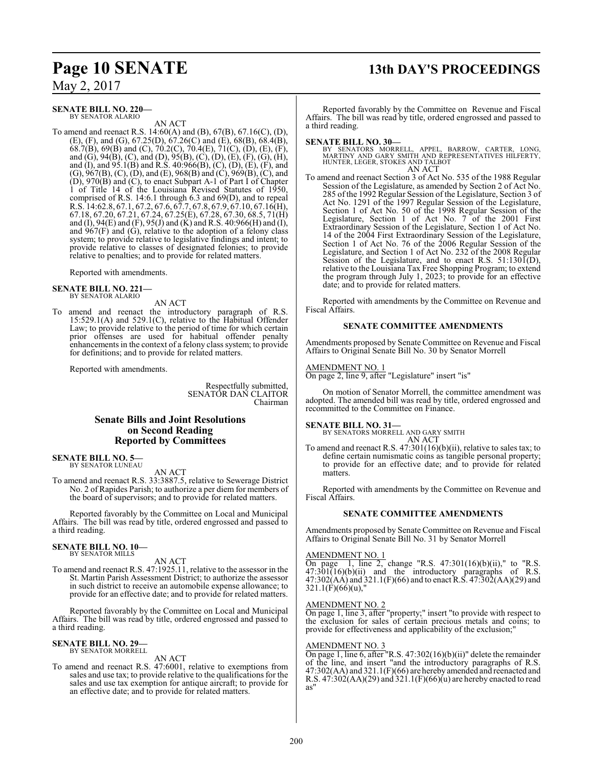**SENATE BILL NO. 220—**
BY SENATOR ALARIO

AN ACT

To amend and reenact R.S. 14:60(A) and (B), 67(B), 67.16(C), (D), (E), (F), and (G), 67.25(D), 67.26(C) and (E), 68(B), 68.4(B), 68.7(B), 69(B) and (C), 70.2(C), 70.4(E), 71(C), (D), (E), (F), and (G), 94(B), (C), and (D), 95(B), (C), (D), (E), (F), (G), (H), and (I), and 95.1(B) and R.S. 40:966(B), (C), (D), (E), (F), and (G), 967(B), (C), (D), and (E), 968(B) and (C), 969(B), (C), and (D), 970(B) and (C), to enact Subpart A-1 of Part I of Chapter 1 of Title 14 of the Louisiana Revised Statutes of 1950, comprised of R.S. 14:6.1 through 6.3 and 69(D), and to repeal R.S. 14:62.8, 67.1, 67.2, 67.6, 67.7, 67.8, 67.9, 67.10, 67.16(H), 67.18, 67.20, 67.21, 67.24, 67.25(E), 67.28, 67.30, 68.5, 71(H) and (I), 94(E) and (F), 95(J) and (K) and R.S. 40:966(H) and (I), and 967(F) and (G), relative to the adoption of a felony class system; to provide relative to legislative findings and intent; to provide relative to classes of designated felonies; to provide relative to penalties; and to provide for related matters.

Reported with amendments.

**SENATE BILL NO. 221—**
BY SENATOR ALARIO

AN ACT

To amend and reenact the introductory paragraph of R.S. 15:529.1(A) and 529.1(C), relative to the Habitual Offender Law; to provide relative to the period of time for which certain prior offenses are used for habitual offender penalty enhancements in the context of a felony class system; to provide for definitions; and to provide for related matters.

Reported with amendments.

Respectfully submitted,
SENATOR DAN CLAITOR
Chairman

## Senate Bills and Joint Resolutions on Second Reading Reported by Committees

**SENATE BILL NO. 5—**
BY SENATOR LUNEAU

AN ACT

To amend and reenact R.S. 33:3887.5, relative to Sewerage District No. 2 of Rapides Parish; to authorize a per diem for members of the board of supervisors; and to provide for related matters.

Reported favorably by the Committee on Local and Municipal Affairs. The bill was read by title, ordered engrossed and passed to a third reading.

**SENATE BILL NO. 10—**
BY SENATOR MILLS

AN ACT

To amend and reenact R.S. 47:1925.11, relative to the assessor in the St. Martin Parish Assessment District; to authorize the assessor in such district to receive an automobile expense allowance; to provide for an effective date; and to provide for related matters.

Reported favorably by the Committee on Local and Municipal Affairs. The bill was read by title, ordered engrossed and passed to a third reading.

**SENATE BILL NO. 29—**
BY SENATOR MORRELL

AN ACT

To amend and reenact R.S. 47:6001, relative to exemptions from sales and use tax; to provide relative to the qualifications for the sales and use tax exemption for antique aircraft; to provide for an effective date; and to provide for related matters.

Reported favorably by the Committee on Revenue and Fiscal Affairs. The bill was read by title, ordered engrossed and passed to a third reading.

**SENATE BILL NO. 30—**
BY SENATORS MORRELL, APPEL, BARROW, CARTER, LONG, MARTINY AND GARY SMITH AND REPRESENTATIVES HILFERTY, HUNTER, LEGER, STOKES AND TALBOT

AN ACT

To amend and reenact Section 3 of Act No. 535 of the 1988 Regular Session of the Legislature, as amended by Section 2 of Act No. 285 of the 1992 Regular Session of the Legislature, Section 3 of Act No. 1291 of the 1997 Regular Session of the Legislature, Section 1 of Act No. 50 of the 1998 Regular Session of the Legislature, Section 1 of Act No. 7 of the 2001 First Extraordinary Session of the Legislature, Section 1 of Act No. 14 of the 2004 First Extraordinary Session of the Legislature, Section 1 of Act No. 76 of the 2006 Regular Session of the Legislature, and Section 1 of Act No. 232 of the 2008 Regular Session of the Legislature, and to enact R.S. 51:1301(D), relative to the Louisiana Tax Free Shopping Program; to extend the program through July 1, 2023; to provide for an effective date; and to provide for related matters.

Reported with amendments by the Committee on Revenue and Fiscal Affairs.

### SENATE COMMITTEE AMENDMENTS

Amendments proposed by Senate Committee on Revenue and Fiscal Affairs to Original Senate Bill No. 30 by Senator Morrell

AMENDMENT NO. 1
On page 2, line 9, after "Legislature" insert "is"

On motion of Senator Morrell, the committee amendment was adopted. The amended bill was read by title, ordered engrossed and recommitted to the Committee on Finance.

**SENATE BILL NO. 31—**
BY SENATORS MORRELL AND GARY SMITH

AN ACT

To amend and reenact R.S. 47:301(16)(b)(ii), relative to sales tax; to define certain numismatic coins as tangible personal property; to provide for an effective date; and to provide for related matters.

Reported with amendments by the Committee on Revenue and Fiscal Affairs.

### SENATE COMMITTEE AMENDMENTS

Amendments proposed by Senate Committee on Revenue and Fiscal Affairs to Original Senate Bill No. 31 by Senator Morrell

AMENDMENT NO. 1
On page 1, line 2, change "R.S. 47:301(16)(b)(ii)," to "R.S. 47:301(16)(b)(ii) and the introductory paragraphs of R.S. 47:302(AA) and 321.1(F)(66) and to enact R.S. 47:302(AA)(29) and 321.1(F)(66)(u),"

AMENDMENT NO. 2
On page 1, line 3, after "property;" insert "to provide with respect to the exclusion for sales of certain precious metals and coins; to provide for effectiveness and applicability of the exclusion;"

AMENDMENT NO. 3
On page 1, line 6, after "R.S. 47:302(16)(b)(ii)" delete the remainder of the line, and insert "and the introductory paragraphs of R.S. 47:302(AA) and 321.1(F)(66) are hereby amended and reenacted and R.S. 47:302(AA)(29) and 321.1(F)(66)(u) are hereby enacted to read as"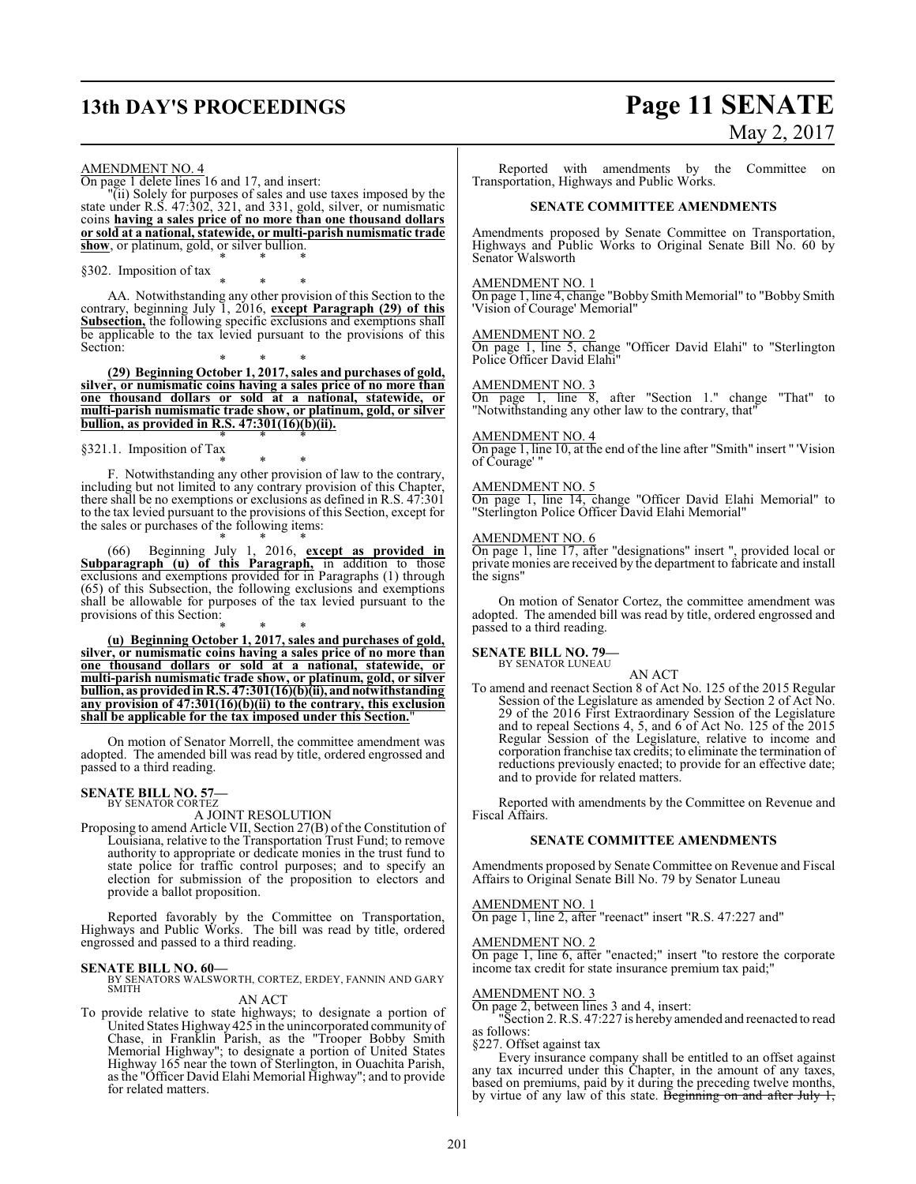AMENDMENT NO. 4
On page 1 delete lines 16 and 17, and insert:

"(ii) Solely for purposes of sales and use taxes imposed by the state under R.S. 47:302, 321, and 331, gold, silver, or numismatic coins **having a sales price of no more than one thousand dollars or sold at a national, statewide, or multi-parish numismatic trade show**, or platinum, gold, or silver bullion.

\* \* \*

§302. Imposition of tax

\* \* \*

AA. Notwithstanding any other provision of this Section to the contrary, beginning July 1, 2016, **except Paragraph (29) of this Subsection,** the following specific exclusions and exemptions shall be applicable to the tax levied pursuant to the provisions of this Section:

\* \* \*

**(29) Beginning October 1, 2017, sales and purchases of gold, silver, or numismatic coins having a sales price of no more than one thousand dollars or sold at a national, statewide, or multi-parish numismatic trade show, or platinum, gold, or silver bullion, as provided in R.S. 47:301(16)(b)(ii).**

\* \* \*

§321.1. Imposition of Tax

\* \* \*

F. Notwithstanding any other provision of law to the contrary, including but not limited to any contrary provision of this Chapter, there shall be no exemptions or exclusions as defined in R.S. 47:301 to the tax levied pursuant to the provisions of this Section, except for the sales or purchases of the following items:

\* \* \*

(66) Beginning July 1, 2016, **except as provided in Subparagraph (u) of this Paragraph,** in addition to those exclusions and exemptions provided for in Paragraphs (1) through (65) of this Subsection, the following exclusions and exemptions shall be allowable for purposes of the tax levied pursuant to the provisions of this Section:

\* \* \*

**(u) Beginning October 1, 2017, sales and purchases of gold, silver, or numismatic coins having a sales price of no more than one thousand dollars or sold at a national, statewide, or multi-parish numismatic trade show, or platinum, gold, or silver bullion, as provided in R.S. 47:301(16)(b)(ii), and notwithstanding any provision of 47:301(16)(b)(ii) to the contrary, this exclusion shall be applicable for the tax imposed under this Section.**"

On motion of Senator Morrell, the committee amendment was adopted. The amended bill was read by title, ordered engrossed and passed to a third reading.

**SENATE BILL NO. 57—**
BY SENATOR CORTEZ

A JOINT RESOLUTION

Proposing to amend Article VII, Section 27(B) of the Constitution of Louisiana, relative to the Transportation Trust Fund; to remove authority to appropriate or dedicate monies in the trust fund to state police for traffic control purposes; and to specify an election for submission of the proposition to electors and provide a ballot proposition.

Reported favorably by the Committee on Transportation, Highways and Public Works. The bill was read by title, ordered engrossed and passed to a third reading.

**SENATE BILL NO. 60—**
BY SENATORS WALSWORTH, CORTEZ, ERDEY, FANNIN AND GARY SMITH

AN ACT

To provide relative to state highways; to designate a portion of United States Highway 425 in the unincorporated community of Chase, in Franklin Parish, as the "Trooper Bobby Smith Memorial Highway"; to designate a portion of United States Highway 165 near the town of Sterlington, in Ouachita Parish, as the "Officer David Elahi Memorial Highway"; and to provide for related matters.

Reported with amendments by the Committee on Transportation, Highways and Public Works.

**SENATE COMMITTEE AMENDMENTS**

Amendments proposed by Senate Committee on Transportation, Highways and Public Works to Original Senate Bill No. 60 by Senator Walsworth

AMENDMENT NO. 1
On page 1, line 4, change "Bobby Smith Memorial" to "Bobby Smith 'Vision of Courage' Memorial"

AMENDMENT NO. 2
On page 1, line 5, change "Officer David Elahi" to "Sterlington Police Officer David Elahi"

AMENDMENT NO. 3
On page 1, line 8, after "Section 1." change "That" to "Notwithstanding any other law to the contrary, that"

AMENDMENT NO. 4
On page 1, line 10, at the end of the line after "Smith" insert " 'Vision of Courage' "

AMENDMENT NO. 5
On page 1, line 14, change "Officer David Elahi Memorial" to "Sterlington Police Officer David Elahi Memorial"

AMENDMENT NO. 6
On page 1, line 17, after "designations" insert ", provided local or private monies are received by the department to fabricate and install the signs"

On motion of Senator Cortez, the committee amendment was adopted. The amended bill was read by title, ordered engrossed and passed to a third reading.

**SENATE BILL NO. 79—**
BY SENATOR LUNEAU

AN ACT

To amend and reenact Section 8 of Act No. 125 of the 2015 Regular Session of the Legislature as amended by Section 2 of Act No. 29 of the 2016 First Extraordinary Session of the Legislature and to repeal Sections 4, 5, and 6 of Act No. 125 of the 2015 Regular Session of the Legislature, relative to income and corporation franchise tax credits; to eliminate the termination of reductions previously enacted; to provide for an effective date; and to provide for related matters.

Reported with amendments by the Committee on Revenue and Fiscal Affairs.

**SENATE COMMITTEE AMENDMENTS**

Amendments proposed by Senate Committee on Revenue and Fiscal Affairs to Original Senate Bill No. 79 by Senator Luneau

AMENDMENT NO. 1
On page 1, line 2, after "reenact" insert "R.S. 47:227 and"

AMENDMENT NO. 2
On page 1, line 6, after "enacted;" insert "to restore the corporate income tax credit for state insurance premium tax paid;"

AMENDMENT NO. 3
On page 2, between lines 3 and 4, insert:

"Section 2. R.S. 47:227 is hereby amended and reenacted to read as follows:

§227. Offset against tax

Every insurance company shall be entitled to an offset against any tax incurred under this Chapter, in the amount of any taxes, based on premiums, paid by it during the preceding twelve months, by virtue of any law of this state. ~~Beginning on and after July 1,~~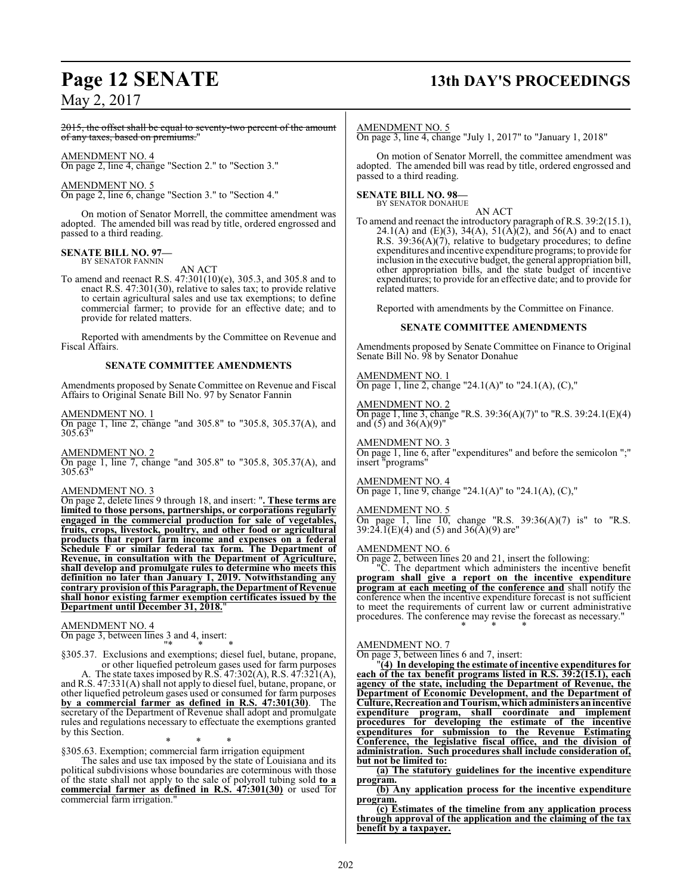2015, the offset shall be equal to seventy-two percent of the amount of any taxes, based on premiums."

AMENDMENT NO. 4
On page 2, line 4, change "Section 2." to "Section 3."

AMENDMENT NO. 5
On page 2, line 6, change "Section 3." to "Section 4."

On motion of Senator Morrell, the committee amendment was adopted. The amended bill was read by title, ordered engrossed and passed to a third reading.

**SENATE BILL NO. 97—**
BY SENATOR FANNIN

AN ACT

To amend and reenact R.S. 47:301(10)(e), 305.3, and 305.8 and to enact R.S. 47:301(30), relative to sales tax; to provide relative to certain agricultural sales and use tax exemptions; to define commercial farmer; to provide for an effective date; and to provide for related matters.

Reported with amendments by the Committee on Revenue and Fiscal Affairs.

**SENATE COMMITTEE AMENDMENTS**

Amendments proposed by Senate Committee on Revenue and Fiscal Affairs to Original Senate Bill No. 97 by Senator Fannin

AMENDMENT NO. 1
On page 1, line 2, change "and 305.8" to "305.8, 305.37(A), and 305.63"

AMENDMENT NO. 2
On page 1, line 7, change "and 305.8" to "305.8, 305.37(A), and 305.63"

AMENDMENT NO. 3
On page 2, delete lines 9 through 18, and insert: "**. These terms are limited to those persons, partnerships, or corporations regularly engaged in the commercial production for sale of vegetables, fruits, crops, livestock, poultry, and other food or agricultural products that report farm income and expenses on a federal Schedule F or similar federal tax form. The Department of Revenue, in consultation with the Department of Agriculture, shall develop and promulgate rules to determine who meets this definition no later than January 1, 2019. Notwithstanding any contrary provision of this Paragraph, the Department of Revenue shall honor existing farmer exemption certificates issued by the Department until December 31, 2018.**"

AMENDMENT NO. 4
On page 3, between lines 3 and 4, insert:

"* * *

§305.37. Exclusions and exemptions; diesel fuel, butane, propane, or other liquefied petroleum gases used for farm purposes

A. The state taxes imposed by R.S. 47:302(A), R.S. 47:321(A), and R.S. 47:331(A) shall not apply to diesel fuel, butane, propane, or other liquefied petroleum gases used or consumed for farm purposes **by a commercial farmer as defined in R.S. 47:301(30)**. The secretary of the Department of Revenue shall adopt and promulgate rules and regulations necessary to effectuate the exemptions granted by this Section.

* * *

§305.63. Exemption; commercial farm irrigation equipment

The sales and use tax imposed by the state of Louisiana and its political subdivisions whose boundaries are coterminous with those of the state shall not apply to the sale of polyroll tubing sold **to a commercial farmer as defined in R.S. 47:301(30)** or used for commercial farm irrigation."

AMENDMENT NO. 5
On page 3, line 4, change "July 1, 2017" to "January 1, 2018"

On motion of Senator Morrell, the committee amendment was adopted. The amended bill was read by title, ordered engrossed and passed to a third reading.

**SENATE BILL NO. 98—**
BY SENATOR DONAHUE

AN ACT

To amend and reenact the introductory paragraph of R.S. 39:2(15.1), 24.1(A) and (E)(3), 34(A), 51(A)(2), and 56(A) and to enact R.S. 39:36(A)(7), relative to budgetary procedures; to define expenditures and incentive expenditure programs; to provide for inclusion in the executive budget, the general appropriation bill, other appropriation bills, and the state budget of incentive expenditures; to provide for an effective date; and to provide for related matters.

Reported with amendments by the Committee on Finance.

**SENATE COMMITTEE AMENDMENTS**

Amendments proposed by Senate Committee on Finance to Original Senate Bill No. 98 by Senator Donahue

AMENDMENT NO. 1
On page 1, line 2, change "24.1(A)" to "24.1(A), (C),"

AMENDMENT NO. 2
On page 1, line 3, change "R.S. 39:36(A)(7)" to "R.S. 39:24.1(E)(4) and (5) and 36(A)(9)"

AMENDMENT NO. 3
On page 1, line 6, after "expenditures" and before the semicolon ";" insert "programs"

AMENDMENT NO. 4
On page 1, line 9, change "24.1(A)" to "24.1(A), (C),"

AMENDMENT NO. 5
On page 1, line 10, change "R.S. 39:36(A)(7) is" to "R.S. 39:24.1(E)(4) and (5) and 36(A)(9) are"

AMENDMENT NO. 6
On page 2, between lines 20 and 21, insert the following:

"C. The department which administers the incentive benefit **program shall give a report on the incentive expenditure program at each meeting of the conference and** shall notify the conference when the incentive expenditure forecast is not sufficient to meet the requirements of current law or current administrative procedures. The conference may revise the forecast as necessary."

* * *

AMENDMENT NO. 7
On page 3, between lines 6 and 7, insert:

"**(4) In developing the estimate of incentive expenditures for each of the tax benefit programs listed in R.S. 39:2(15.1), each agency of the state, including the Department of Revenue, the Department of Economic Development, and the Department of Culture, Recreation and Tourism, which administers an incentive expenditure program, shall coordinate and implement procedures for developing the estimate of the incentive expenditures for submission to the Revenue Estimating Conference, the legislative fiscal office, and the division of administration. Such procedures shall include consideration of, but not be limited to:**

**(a) The statutory guidelines for the incentive expenditure program.**

**(b) Any application process for the incentive expenditure program.**

**(c) Estimates of the timeline from any application process through approval of the application and the claiming of the tax benefit by a taxpayer.**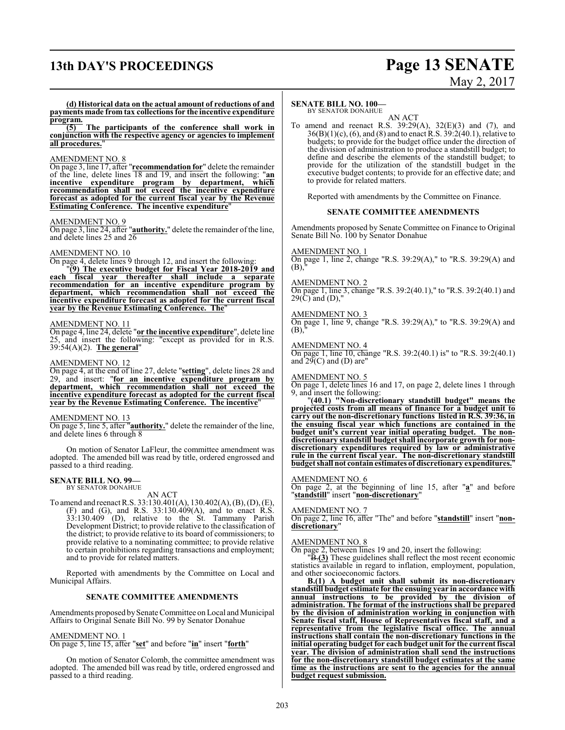**(d) Historical data on the actual amount of reductions of and payments made from tax collections for the incentive expenditure program.**

**(5) The participants of the conference shall work in conjunction with the respective agency or agencies to implement all procedures.**"

AMENDMENT NO. 8

On page 3, line 17, after "**recommendation for**" delete the remainder of the line, delete lines 18 and 19, and insert the following: "**an incentive expenditure program by department, which recommendation shall not exceed the incentive expenditure forecast as adopted for the current fiscal year by the Revenue Estimating Conference. The incentive expenditure**"

AMENDMENT NO. 9

On page 3, line 24, after "**authority.**" delete the remainder of the line, and delete lines 25 and 26

AMENDMENT NO. 10

On page 4, delete lines 9 through 12, and insert the following:

"**(9) The executive budget for Fiscal Year 2018-2019 and each fiscal year thereafter shall include a separate recommendation for an incentive expenditure program by department, which recommendation shall not exceed the incentive expenditure forecast as adopted for the current fiscal year by the Revenue Estimating Conference. The**"

AMENDMENT NO. 11

On page 4, line 24, delete "**or the incentive expenditure**", delete line 25, and insert the following: "except as provided for in R.S. 39:54(A)(2). **The general**"

AMENDMENT NO. 12

On page 4, at the end of line 27, delete "**setting**", delete lines 28 and 29, and insert: "**for an incentive expenditure program by department, which recommendation shall not exceed the incentive expenditure forecast as adopted for the current fiscal year by the Revenue Estimating Conference. The incentive**"

AMENDMENT NO. 13

On page 5, line 5, after "**authority.**" delete the remainder of the line, and delete lines 6 through 8

On motion of Senator LaFleur, the committee amendment was adopted. The amended bill was read by title, ordered engrossed and passed to a third reading.

**SENATE BILL NO. 99—**
BY SENATOR DONAHUE

AN ACT

To amend and reenact R.S. 33:130.401(A), 130.402(A), (B), (D), (E), (F) and (G), and R.S. 33:130.409(A), and to enact R.S. 33:130.409 (D), relative to the St. Tammany Parish Development District; to provide relative to the classification of the district; to provide relative to its board of commissioners; to provide relative to a nominating committee; to provide relative to certain prohibitions regarding transactions and employment; and to provide for related matters.

Reported with amendments by the Committee on Local and Municipal Affairs.

**SENATE COMMITTEE AMENDMENTS**

Amendments proposed by Senate Committee on Local and Municipal Affairs to Original Senate Bill No. 99 by Senator Donahue

AMENDMENT NO. 1

On page 5, line 15, after "**set**" and before "**in**" insert "**forth**"

On motion of Senator Colomb, the committee amendment was adopted. The amended bill was read by title, ordered engrossed and passed to a third reading.

**SENATE BILL NO. 100—**
BY SENATOR DONAHUE

AN ACT

To amend and reenact R.S. 39:29(A), 32(E)(3) and (7), and 36(B)(1)(c), (6), and (8) and to enact R.S. 39:2(40.1), relative to budgets; to provide for the budget office under the direction of the division of administration to produce a standstill budget; to define and describe the elements of the standstill budget; to provide for the utilization of the standstill budget in the executive budget contents; to provide for an effective date; and to provide for related matters.

Reported with amendments by the Committee on Finance.

**SENATE COMMITTEE AMENDMENTS**

Amendments proposed by Senate Committee on Finance to Original Senate Bill No. 100 by Senator Donahue

AMENDMENT NO. 1

On page 1, line 2, change "R.S. 39:29(A)," to "R.S. 39:29(A) and (B),"

AMENDMENT NO. 2

On page 1, line 3, change "R.S. 39:2(40.1)," to "R.S. 39:2(40.1) and 29(C) and (D),"

AMENDMENT NO. 3

On page 1, line 9, change "R.S. 39:29(A)," to "R.S. 39:29(A) and (B),"

AMENDMENT NO. 4

On page 1, line 10, change "R.S. 39:2(40.1) is" to "R.S. 39:2(40.1) and 29(C) and (D) are"

AMENDMENT NO. 5

On page 1, delete lines 16 and 17, on page 2, delete lines 1 through 9, and insert the following:

"**(40.1) "Non-discretionary standstill budget" means the projected costs from all means of finance for a budget unit to carry out the non-discretionary functions listed in R.S. 39:36, in the ensuing fiscal year which functions are contained in the budget unit's current year initial operating budget. The non-discretionary standstill budget shall incorporate growth for non-discretionary expenditures required by law or administrative rule in the current fiscal year. The non-discretionary standstill budget shall not contain estimates of discretionary expenditures.**"

AMENDMENT NO. 6

On page 2, at the beginning of line 15, after "**a**" and before "**standstill**" insert "**non-discretionary**"

AMENDMENT NO. 7

On page 2, line 16, after "The" and before "**standstill**" insert "**non-discretionary**"

AMENDMENT NO. 8

On page 2, between lines 19 and 20, insert the following:

"~~B.~~**(3)** These guidelines shall reflect the most recent economic statistics available in regard to inflation, employment, population, and other socioeconomic factors.

**B.(1) A budget unit shall submit its non-discretionary standstill budget estimate for the ensuing year in accordance with annual instructions to be provided by the division of administration. The format of the instructions shall be prepared by the division of administration working in conjunction with Senate fiscal staff, House of Representatives fiscal staff, and a representative from the legislative fiscal office. The annual instructions shall contain the non-discretionary functions in the initial operating budget for each budget unit for the current fiscal year. The division of administration shall send the instructions for the non-discretionary standstill budget estimates at the same time as the instructions are sent to the agencies for the annual budget request submission.**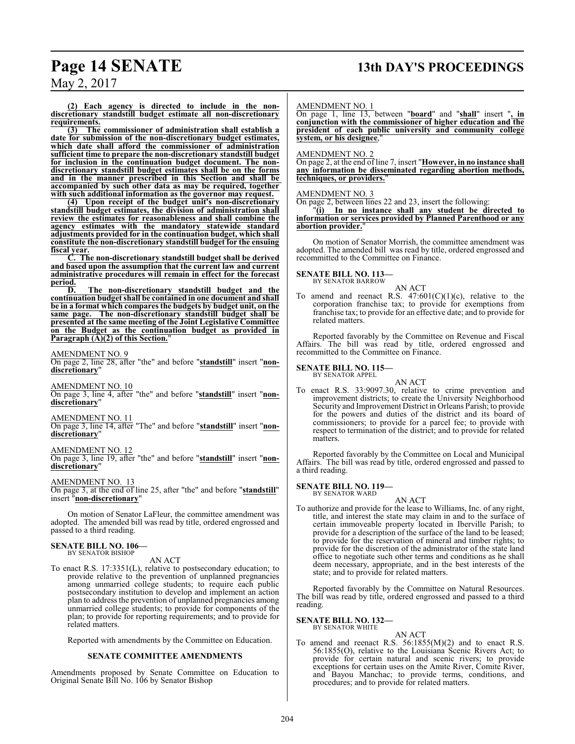**(2) Each agency is directed to include in the non-discretionary standstill budget estimate all non-discretionary requirements.**

**(3) The commissioner of administration shall establish a date for submission of the non-discretionary budget estimates, which date shall afford the commissioner of administration sufficient time to prepare the non-discretionary standstill budget for inclusion in the continuation budget document. The non-discretionary standstill budget estimates shall be on the forms and in the manner prescribed in this Section and shall be accompanied by such other data as may be required, together with such additional information as the governor may request.**

**(4) Upon receipt of the budget unit's non-discretionary standstill budget estimates, the division of administration shall review the estimates for reasonableness and shall combine the agency estimates with the mandatory statewide standard adjustments provided for in the continuation budget, which shall constitute the non-discretionary standstill budget for the ensuing fiscal year.**

**C. The non-discretionary standstill budget shall be derived and based upon the assumption that the current law and current administrative procedures will remain in effect for the forecast period.**

**D. The non-discretionary standstill budget and the continuation budget shall be contained in one document and shall be in a format which compares the budgets by budget unit, on the same page. The non-discretionary standstill budget shall be presented at the same meeting of the Joint Legislative Committee on the Budget as the continuation budget as provided in Paragraph (A)(2) of this Section.**"

AMENDMENT NO. 9
On page 2, line 28, after "the" and before "**standstill**" insert "**non-discretionary**"

AMENDMENT NO. 10
On page 3, line 4, after "the" and before "**standstill**" insert "**non-discretionary**"

AMENDMENT NO. 11
On page 3, line 14, after "The" and before "**standstill**" insert "**non-discretionary**"

AMENDMENT NO. 12
On page 3, line 19, after "the" and before "**standstill**" insert "**non-discretionary**"

AMENDMENT NO. 13
On page 3, at the end of line 25, after "the" and before "**standstill**" insert "**non-discretionary**"

On motion of Senator LaFleur, the committee amendment was adopted. The amended bill was read by title, ordered engrossed and passed to a third reading.

**SENATE BILL NO. 106—**
BY SENATOR BISHOP

AN ACT

To enact R.S. 17:3351(L), relative to postsecondary education; to provide relative to the prevention of unplanned pregnancies among unmarried college students; to require each public postsecondary institution to develop and implement an action plan to address the prevention of unplanned pregnancies among unmarried college students; to provide for components of the plan; to provide for reporting requirements; and to provide for related matters.

Reported with amendments by the Committee on Education.

**SENATE COMMITTEE AMENDMENTS**

Amendments proposed by Senate Committee on Education to Original Senate Bill No. 106 by Senator Bishop

AMENDMENT NO. 1
On page 1, line 13, between "**board**" and "**shall**" insert "**, in conjunction with the commissioner of higher education and the president of each public university and community college system, or his designee**,"

AMENDMENT NO. 2
On page 2, at the end of line 7, insert "**However, in no instance shall any information be disseminated regarding abortion methods, techniques, or providers.**"

AMENDMENT NO. 3
On page 2, between lines 22 and 23, insert the following:
"**(i) In no instance shall any student be directed to information or services provided by Planned Parenthood or any abortion provider.**"

On motion of Senator Morrish, the committee amendment was adopted. The amended bill was read by title, ordered engrossed and recommitted to the Committee on Finance.

**SENATE BILL NO. 113—**
BY SENATOR BARROW

AN ACT

To amend and reenact R.S. 47:601(C)(1)(c), relative to the corporation franchise tax; to provide for exemptions from franchise tax; to provide for an effective date; and to provide for related matters.

Reported favorably by the Committee on Revenue and Fiscal Affairs. The bill was read by title, ordered engrossed and recommitted to the Committee on Finance.

**SENATE BILL NO. 115—**
BY SENATOR APPEL

AN ACT

To enact R.S. 33:9097.30, relative to crime prevention and improvement districts; to create the University Neighborhood Security and Improvement District in Orleans Parish; to provide for the powers and duties of the district and its board of commissioners; to provide for a parcel fee; to provide with respect to termination of the district; and to provide for related matters.

Reported favorably by the Committee on Local and Municipal Affairs. The bill was read by title, ordered engrossed and passed to a third reading.

**SENATE BILL NO. 119—**
BY SENATOR WARD

AN ACT

To authorize and provide for the lease to Williams, Inc. of any right, title, and interest the state may claim in and to the surface of certain immoveable property located in Iberville Parish; to provide for a description of the surface of the land to be leased; to provide for the reservation of mineral and timber rights; to provide for the discretion of the administrator of the state land office to negotiate such other terms and conditions as he shall deem necessary, appropriate, and in the best interests of the state; and to provide for related matters.

Reported favorably by the Committee on Natural Resources. The bill was read by title, ordered engrossed and passed to a third reading.

**SENATE BILL NO. 132—**
BY SENATOR WHITE

AN ACT

To amend and reenact R.S. 56:1855(M)(2) and to enact R.S. 56:1855(O), relative to the Louisiana Scenic Rivers Act; to provide for certain natural and scenic rivers; to provide exceptions for certain uses on the Amite River, Comite River, and Bayou Manchac; to provide terms, conditions, and procedures; and to provide for related matters.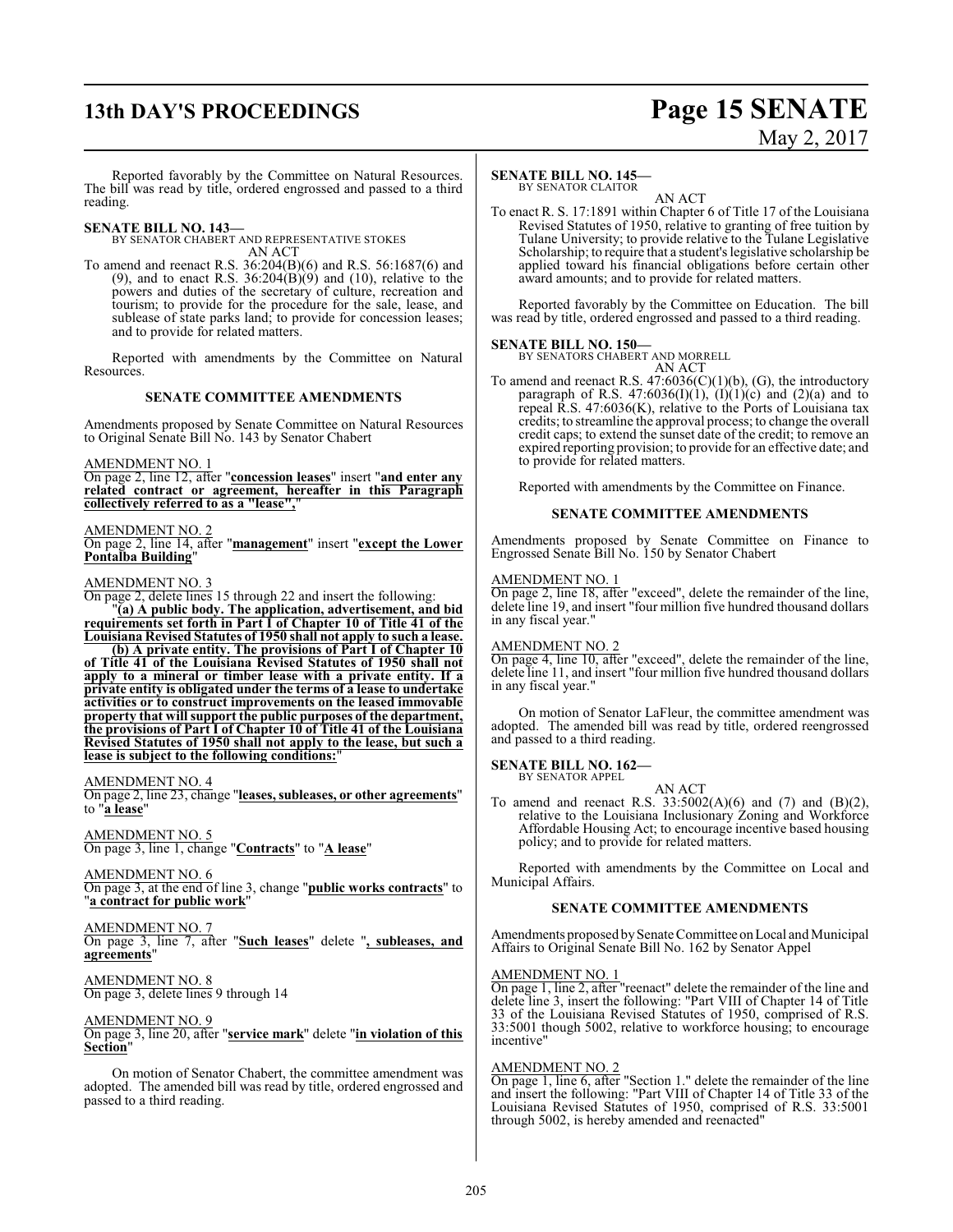Reported favorably by the Committee on Natural Resources. The bill was read by title, ordered engrossed and passed to a third reading.

**SENATE BILL NO. 143—**
BY SENATOR CHABERT AND REPRESENTATIVE STOKES

AN ACT

To amend and reenact R.S. 36:204(B)(6) and R.S. 56:1687(6) and (9), and to enact R.S. 36:204(B)(9) and (10), relative to the powers and duties of the secretary of culture, recreation and tourism; to provide for the procedure for the sale, lease, and sublease of state parks land; to provide for concession leases; and to provide for related matters.

Reported with amendments by the Committee on Natural Resources.

### SENATE COMMITTEE AMENDMENTS

Amendments proposed by Senate Committee on Natural Resources to Original Senate Bill No. 143 by Senator Chabert

AMENDMENT NO. 1
On page 2, line 12, after "**concession leases**" insert "**and enter any related contract or agreement, hereafter in this Paragraph collectively referred to as a "lease",**"

AMENDMENT NO. 2
On page 2, line 14, after "**management**" insert "**except the Lower Pontalba Building**"

AMENDMENT NO. 3
On page 2, delete lines 15 through 22 and insert the following:

"**(a) A public body. The application, advertisement, and bid requirements set forth in Part I of Chapter 10 of Title 41 of the Louisiana Revised Statutes of 1950 shall not apply to such a lease.**

**(b) A private entity. The provisions of Part I of Chapter 10 of Title 41 of the Louisiana Revised Statutes of 1950 shall not apply to a mineral or timber lease with a private entity. If a private entity is obligated under the terms of a lease to undertake activities or to construct improvements on the leased immovable property that will support the public purposes of the department, the provisions of Part I of Chapter 10 of Title 41 of the Louisiana Revised Statutes of 1950 shall not apply to the lease, but such a lease is subject to the following conditions:**"

AMENDMENT NO. 4
On page 2, line 23, change "**leases, subleases, or other agreements**" to "**a lease**"

AMENDMENT NO. 5
On page 3, line 1, change "**Contracts**" to "**A lease**"

AMENDMENT NO. 6
On page 3, at the end of line 3, change "**public works contracts**" to "**a contract for public work**"

AMENDMENT NO. 7
On page 3, line 7, after "**Such leases**" delete "**, subleases, and agreements**"

AMENDMENT NO. 8
On page 3, delete lines 9 through 14

AMENDMENT NO. 9
On page 3, line 20, after "**service mark**" delete "**in violation of this Section**"

On motion of Senator Chabert, the committee amendment was adopted. The amended bill was read by title, ordered engrossed and passed to a third reading.

**SENATE BILL NO. 145—**
BY SENATOR CLAITOR

AN ACT

To enact R. S. 17:1891 within Chapter 6 of Title 17 of the Louisiana Revised Statutes of 1950, relative to granting of free tuition by Tulane University; to provide relative to the Tulane Legislative Scholarship; to require that a student's legislative scholarship be applied toward his financial obligations before certain other award amounts; and to provide for related matters.

Reported favorably by the Committee on Education. The bill was read by title, ordered engrossed and passed to a third reading.

**SENATE BILL NO. 150—**
BY SENATORS CHABERT AND MORRELL

AN ACT

To amend and reenact R.S. 47:6036(C)(1)(b), (G), the introductory paragraph of R.S. 47:6036(I)(1), (I)(1)(c) and (2)(a) and to repeal R.S. 47:6036(K), relative to the Ports of Louisiana tax credits; to streamline the approval process; to change the overall credit caps; to extend the sunset date of the credit; to remove an expired reporting provision; to provide for an effective date; and to provide for related matters.

Reported with amendments by the Committee on Finance.

### SENATE COMMITTEE AMENDMENTS

Amendments proposed by Senate Committee on Finance to Engrossed Senate Bill No. 150 by Senator Chabert

AMENDMENT NO. 1
On page 2, line 18, after "exceed", delete the remainder of the line, delete line 19, and insert "four million five hundred thousand dollars in any fiscal year."

AMENDMENT NO. 2
On page 4, line 10, after "exceed", delete the remainder of the line, delete line 11, and insert "four million five hundred thousand dollars in any fiscal year."

On motion of Senator LaFleur, the committee amendment was adopted. The amended bill was read by title, ordered reengrossed and passed to a third reading.

**SENATE BILL NO. 162—**
BY SENATOR APPEL

AN ACT

To amend and reenact R.S. 33:5002(A)(6) and (7) and (B)(2), relative to the Louisiana Inclusionary Zoning and Workforce Affordable Housing Act; to encourage incentive based housing policy; and to provide for related matters.

Reported with amendments by the Committee on Local and Municipal Affairs.

### SENATE COMMITTEE AMENDMENTS

Amendments proposed by Senate Committee on Local and Municipal Affairs to Original Senate Bill No. 162 by Senator Appel

AMENDMENT NO. 1
On page 1, line 2, after "reenact" delete the remainder of the line and delete line 3, insert the following: "Part VIII of Chapter 14 of Title 33 of the Louisiana Revised Statutes of 1950, comprised of R.S. 33:5001 though 5002, relative to workforce housing; to encourage incentive"

AMENDMENT NO. 2
On page 1, line 6, after "Section 1." delete the remainder of the line and insert the following: "Part VIII of Chapter 14 of Title 33 of the Louisiana Revised Statutes of 1950, comprised of R.S. 33:5001 through 5002, is hereby amended and reenacted"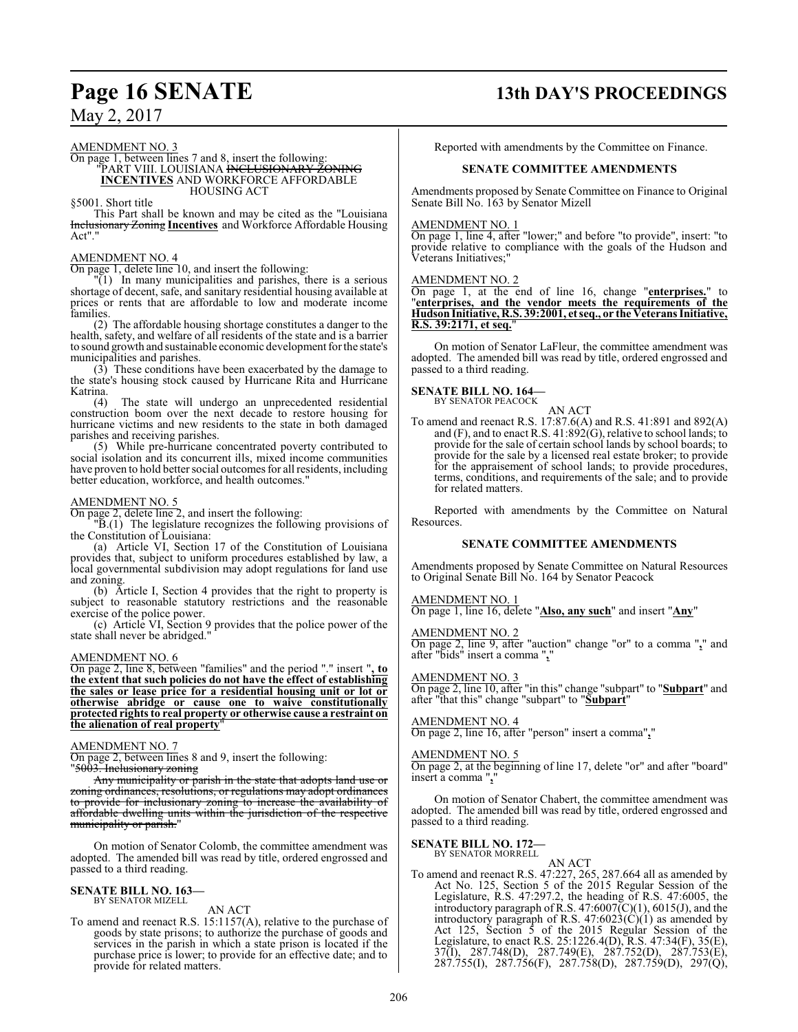AMENDMENT NO. 3

On page 1, between lines 7 and 8, insert the following:

"PART VIII. LOUISIANA ~~INCLUSIONARY ZONING~~ **INCENTIVES** AND WORKFORCE AFFORDABLE HOUSING ACT

§5001. Short title

This Part shall be known and may be cited as the "Louisiana ~~Inclusionary Zoning~~ **Incentives** and Workforce Affordable Housing Act"."

AMENDMENT NO. 4

On page 1, delete line 10, and insert the following:

"(1) In many municipalities and parishes, there is a serious shortage of decent, safe, and sanitary residential housing available at prices or rents that are affordable to low and moderate income families.

(2) The affordable housing shortage constitutes a danger to the health, safety, and welfare of all residents of the state and is a barrier to sound growth and sustainable economic development for the state's municipalities and parishes.

(3) These conditions have been exacerbated by the damage to the state's housing stock caused by Hurricane Rita and Hurricane Katrina.

(4) The state will undergo an unprecedented residential construction boom over the next decade to restore housing for hurricane victims and new residents to the state in both damaged parishes and receiving parishes.

(5) While pre-hurricane concentrated poverty contributed to social isolation and its concurrent ills, mixed income communities have proven to hold better social outcomes for all residents, including better education, workforce, and health outcomes."

AMENDMENT NO. 5

On page 2, delete line 2, and insert the following:

"B.(1) The legislature recognizes the following provisions of the Constitution of Louisiana:

(a) Article VI, Section 17 of the Constitution of Louisiana provides that, subject to uniform procedures established by law, a local governmental subdivision may adopt regulations for land use and zoning.

(b) Article I, Section 4 provides that the right to property is subject to reasonable statutory restrictions and the reasonable exercise of the police power.

(c) Article VI, Section 9 provides that the police power of the state shall never be abridged."

AMENDMENT NO. 6

On page 2, line 8, between "families" and the period "." insert "**, to the extent that such policies do not have the effect of establishing the sales or lease price for a residential housing unit or lot or otherwise abridge or cause one to waive constitutionally protected rights to real property or otherwise cause a restraint on the alienation of real property**"

AMENDMENT NO. 7

On page 2, between lines 8 and 9, insert the following:

"~~5003. Inclusionary zoning~~

~~Any municipality or parish in the state that adopts land use or zoning ordinances, resolutions, or regulations may adopt ordinances to provide for inclusionary zoning to increase the availability of affordable dwelling units within the jurisdiction of the respective municipality or parish.~~"

On motion of Senator Colomb, the committee amendment was adopted. The amended bill was read by title, ordered engrossed and passed to a third reading.

**SENATE BILL NO. 163—**
BY SENATOR MIZELL

AN ACT

To amend and reenact R.S. 15:1157(A), relative to the purchase of goods by state prisons; to authorize the purchase of goods and services in the parish in which a state prison is located if the purchase price is lower; to provide for an effective date; and to provide for related matters.

Reported with amendments by the Committee on Finance.

**SENATE COMMITTEE AMENDMENTS**

Amendments proposed by Senate Committee on Finance to Original Senate Bill No. 163 by Senator Mizell

AMENDMENT NO. 1

On page 1, line 4, after "lower;" and before "to provide", insert: "to provide relative to compliance with the goals of the Hudson and Veterans Initiatives;"

AMENDMENT NO. 2

On page 1, at the end of line 16, change "**enterprises.**" to "**enterprises, and the vendor meets the requirements of the Hudson Initiative, R.S. 39:2001, et seq., or the Veterans Initiative, R.S. 39:2171, et seq.**"

On motion of Senator LaFleur, the committee amendment was adopted. The amended bill was read by title, ordered engrossed and passed to a third reading.

**SENATE BILL NO. 164—**
BY SENATOR PEACOCK

AN ACT

To amend and reenact R.S. 17:87.6(A) and R.S. 41:891 and 892(A) and (F), and to enact R.S. 41:892(G), relative to school lands; to provide for the sale of certain school lands by school boards; to provide for the sale by a licensed real estate broker; to provide for the appraisement of school lands; to provide procedures, terms, conditions, and requirements of the sale; and to provide for related matters.

Reported with amendments by the Committee on Natural Resources.

**SENATE COMMITTEE AMENDMENTS**

Amendments proposed by Senate Committee on Natural Resources to Original Senate Bill No. 164 by Senator Peacock

AMENDMENT NO. 1

On page 1, line 16, delete "**Also, any such**" and insert "**Any**"

AMENDMENT NO. 2

On page 2, line 9, after "auction" change "or" to a comma "**,**" and after "bids" insert a comma "**,**"

AMENDMENT NO. 3

On page 2, line 10, after "in this" change "subpart" to "**Subpart**" and after "that this" change "subpart" to "**Subpart**"

AMENDMENT NO. 4

On page 2, line 16, after "person" insert a comma"**,**"

AMENDMENT NO. 5

On page 2, at the beginning of line 17, delete "or" and after "board" insert a comma "**,**"

On motion of Senator Chabert, the committee amendment was adopted. The amended bill was read by title, ordered engrossed and passed to a third reading.

**SENATE BILL NO. 172—**
BY SENATOR MORRELL

AN ACT

To amend and reenact R.S. 47:227, 265, 287.664 all as amended by Act No. 125, Section 5 of the 2015 Regular Session of the Legislature, R.S. 47:297.2, the heading of R.S. 47:6005, the introductory paragraph of R.S. 47:6007(C)(1), 6015(J), and the introductory paragraph of R.S. 47:6023(C)(1) as amended by Act 125, Section 5 of the 2015 Regular Session of the Legislature, to enact R.S. 25:1226.4(D), R.S. 47:34(F), 35(E), 37(I), 287.748(D), 287.749(E), 287.752(D), 287.753(E), 287.755(I), 287.756(F), 287.758(D), 287.759(D), 297(Q),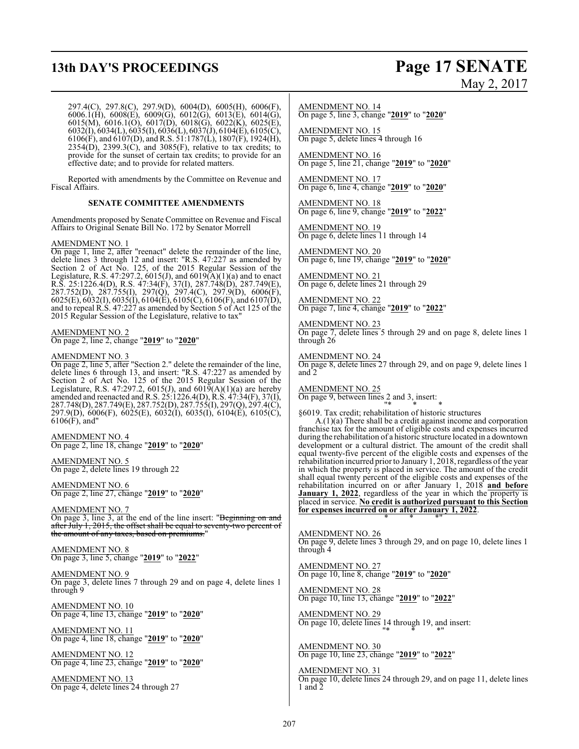297.4(C), 297.8(C), 297.9(D), 6004(D), 6005(H), 6006(F), 6006.1(H), 6008(E), 6009(G), 6012(G), 6013(E), 6014(G), 6015(M), 6016.1(O), 6017(D), 6018(G), 6022(K), 6025(E), 6032(I), 6034(L), 6035(I), 6036(L), 6037(J), 6104(E), 6105(C), 6106(F), and 6107(D), and R.S. 51:1787(L), 1807(F), 1924(H), 2354(D), 2399.3(C), and 3085(F), relative to tax credits; to provide for the sunset of certain tax credits; to provide for an effective date; and to provide for related matters.

Reported with amendments by the Committee on Revenue and Fiscal Affairs.

**SENATE COMMITTEE AMENDMENTS**

Amendments proposed by Senate Committee on Revenue and Fiscal Affairs to Original Senate Bill No. 172 by Senator Morrell

AMENDMENT NO. 1
On page 1, line 2, after "reenact" delete the remainder of the line, delete lines 3 through 12 and insert: "R.S. 47:227 as amended by Section 2 of Act No. 125, of the 2015 Regular Session of the Legislature, R.S. 47:297.2, 6015(J), and 6019(A)(1)(a) and to enact R.S. 25:1226.4(D), R.S. 47:34(F), 37(I), 287.748(D), 287.749(E), 287.752(D), 287.755(I), 297(Q), 297.4(C), 297.9(D), 6006(F), 6025(E), 6032(I), 6035(I), 6104(E), 6105(C), 6106(F), and 6107(D), and to repeal R.S. 47:227 as amended by Section 5 of Act 125 of the 2015 Regular Session of the Legislature, relative to tax"

AMENDMENT NO. 2
On page 2, line 2, change "**2019**" to "**2020**"

AMENDMENT NO. 3
On page 2, line 5, after "Section 2." delete the remainder of the line, delete lines 6 through 13, and insert: "R.S. 47:227 as amended by Section 2 of Act No. 125 of the 2015 Regular Session of the Legislature, R.S. 47:297.2, 6015(J), and 6019(A)(1)(a) are hereby amended and reenacted and R.S. 25:1226.4(D), R.S. 47:34(F), 37(I), 287.748(D), 287.749(E), 287.752(D), 287.755(I), 297(Q), 297.4(C), 297.9(D), 6006(F), 6025(E), 6032(I), 6035(I), 6104(E), 6105(C), 6106(F), and"

AMENDMENT NO. 4
On page 2, line 18, change "**2019**" to "**2020**"

AMENDMENT NO. 5
On page 2, delete lines 19 through 22

AMENDMENT NO. 6
On page 2, line 27, change "**2019**" to "**2020**"

AMENDMENT NO. 7
On page 3, line 3, at the end of the line insert: "~~Beginning on and after July 1, 2015, the offset shall be equal to seventy-two percent of the amount of any taxes, based on premiums.~~"

AMENDMENT NO. 8
On page 3, line 5, change "**2019**" to "**2022**"

AMENDMENT NO. 9
On page 3, delete lines 7 through 29 and on page 4, delete lines 1 through 9

AMENDMENT NO. 10
On page 4, line 13, change "**2019**" to "**2020**"

AMENDMENT NO. 11
On page 4, line 18, change "**2019**" to "**2020**"

AMENDMENT NO. 12
On page 4, line 23, change "**2019**" to "**2020**"

AMENDMENT NO. 13
On page 4, delete lines 24 through 27

AMENDMENT NO. 14
On page 5, line 3, change "**2019**" to "**2020**"

AMENDMENT NO. 15
On page 5, delete lines 4 through 16

AMENDMENT NO. 16
On page 5, line 21, change "**2019**" to "**2020**"

AMENDMENT NO. 17
On page 6, line 4, change "**2019**" to "**2020**"

AMENDMENT NO. 18
On page 6, line 9, change "**2019**" to "**2022**"

AMENDMENT NO. 19
On page 6, delete lines 11 through 14

AMENDMENT NO. 20
On page 6, line 19, change "**2019**" to "**2020**"

AMENDMENT NO. 21
On page 6, delete lines 21 through 29

AMENDMENT NO. 22
On page 7, line 4, change "**2019**" to "**2022**"

AMENDMENT NO. 23
On page 7, delete lines 5 through 29 and on page 8, delete lines 1 through 26

AMENDMENT NO. 24
On page 8, delete lines 27 through 29, and on page 9, delete lines 1 and 2

AMENDMENT NO. 25
On page 9, between lines 2 and 3, insert:
"* * *

§6019. Tax credit; rehabilitation of historic structures

A.(1)(a) There shall be a credit against income and corporation franchise tax for the amount of eligible costs and expenses incurred during the rehabilitation of a historic structure located in a downtown development or a cultural district. The amount of the credit shall equal twenty-five percent of the eligible costs and expenses of the rehabilitation incurred prior to January 1, 2018, regardless of the year in which the property is placed in service. The amount of the credit shall equal twenty percent of the eligible costs and expenses of the rehabilitation incurred on or after January 1, 2018 **and before January 1, 2022**, regardless of the year in which the property is placed in service. **No credit is authorized pursuant to this Section for expenses incurred on or after January 1, 2022**.

* * *"

AMENDMENT NO. 26
On page 9, delete lines 3 through 29, and on page 10, delete lines 1 through 4

AMENDMENT NO. 27
On page 10, line 8, change "**2019**" to "**2020**"

AMENDMENT NO. 28
On page 10, line 13, change "**2019**" to "**2022**"

AMENDMENT NO. 29
On page 10, delete lines 14 through 19, and insert:
"* * *"

AMENDMENT NO. 30
On page 10, line 23, change "**2019**" to "**2022**"

AMENDMENT NO. 31
On page 10, delete lines 24 through 29, and on page 11, delete lines 1 and 2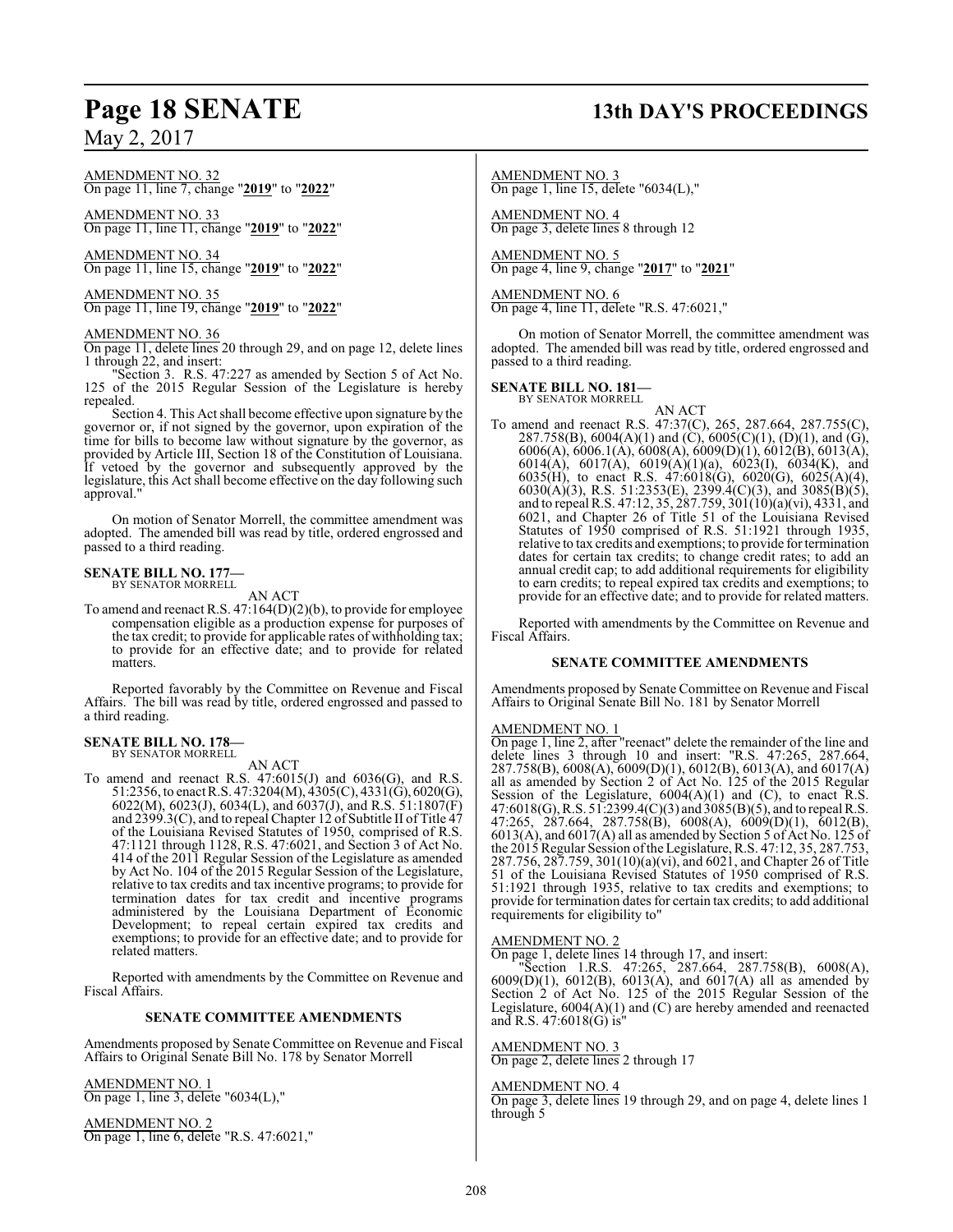AMENDMENT NO. 32
On page 11, line 7, change "**2019**" to "**2022**"

AMENDMENT NO. 33
On page 11, line 11, change "**2019**" to "**2022**"

AMENDMENT NO. 34
On page 11, line 15, change "**2019**" to "**2022**"

AMENDMENT NO. 35
On page 11, line 19, change "**2019**" to "**2022**"

AMENDMENT NO. 36
On page 11, delete lines 20 through 29, and on page 12, delete lines 1 through 22, and insert:

"Section 3. R.S. 47:227 as amended by Section 5 of Act No. 125 of the 2015 Regular Session of the Legislature is hereby repealed.

Section 4. This Act shall become effective upon signature by the governor or, if not signed by the governor, upon expiration of the time for bills to become law without signature by the governor, as provided by Article III, Section 18 of the Constitution of Louisiana. If vetoed by the governor and subsequently approved by the legislature, this Act shall become effective on the day following such approval."

On motion of Senator Morrell, the committee amendment was adopted. The amended bill was read by title, ordered engrossed and passed to a third reading.

**SENATE BILL NO. 177—**
BY SENATOR MORRELL

AN ACT

To amend and reenact R.S. 47:164(D)(2)(b), to provide for employee compensation eligible as a production expense for purposes of the tax credit; to provide for applicable rates of withholding tax; to provide for an effective date; and to provide for related matters.

Reported favorably by the Committee on Revenue and Fiscal Affairs. The bill was read by title, ordered engrossed and passed to a third reading.

**SENATE BILL NO. 178—**
BY SENATOR MORRELL

AN ACT

To amend and reenact R.S. 47:6015(J) and 6036(G), and R.S. 51:2356, to enact R.S. 47:3204(M), 4305(C), 4331(G), 6020(G), 6022(M), 6023(J), 6034(L), and 6037(J), and R.S. 51:1807(F) and 2399.3(C), and to repeal Chapter 12 of Subtitle II of Title 47 of the Louisiana Revised Statutes of 1950, comprised of R.S. 47:1121 through 1128, R.S. 47:6021, and Section 3 of Act No. 414 of the 2011 Regular Session of the Legislature as amended by Act No. 104 of the 2015 Regular Session of the Legislature, relative to tax credits and tax incentive programs; to provide for termination dates for tax credit and incentive programs administered by the Louisiana Department of Economic Development; to repeal certain expired tax credits and exemptions; to provide for an effective date; and to provide for related matters.

Reported with amendments by the Committee on Revenue and Fiscal Affairs.

**SENATE COMMITTEE AMENDMENTS**

Amendments proposed by Senate Committee on Revenue and Fiscal Affairs to Original Senate Bill No. 178 by Senator Morrell

AMENDMENT NO. 1
On page 1, line 3, delete "6034(L),"

AMENDMENT NO. 2
On page 1, line 6, delete "R.S. 47:6021,"

AMENDMENT NO. 3
On page 1, line 15, delete "6034(L),"

AMENDMENT NO. 4
On page 3, delete lines 8 through 12

AMENDMENT NO. 5
On page 4, line 9, change "**2017**" to "**2021**"

AMENDMENT NO. 6
On page 4, line 11, delete "R.S. 47:6021,"

On motion of Senator Morrell, the committee amendment was adopted. The amended bill was read by title, ordered engrossed and passed to a third reading.

**SENATE BILL NO. 181—**
BY SENATOR MORRELL

AN ACT

To amend and reenact R.S. 47:37(C), 265, 287.664, 287.755(C), 287.758(B), 6004(A)(1) and (C), 6005(C)(1), (D)(1), and (G), 6006(A), 6006.1(A), 6008(A), 6009(D)(1), 6012(B), 6013(A), 6014(A), 6017(A), 6019(A)(1)(a), 6023(I), 6034(K), and 6035(H), to enact R.S. 47:6018(G), 6020(G), 6025(A)(4), 6030(A)(3), R.S. 51:2353(E), 2399.4(C)(3), and 3085(B)(5), and to repeal R.S. 47:12, 35, 287.759, 301(10)(a)(vi), 4331, and 6021, and Chapter 26 of Title 51 of the Louisiana Revised Statutes of 1950 comprised of R.S. 51:1921 through 1935, relative to tax credits and exemptions; to provide for termination dates for certain tax credits; to change credit rates; to add an annual credit cap; to add additional requirements for eligibility to earn credits; to repeal expired tax credits and exemptions; to provide for an effective date; and to provide for related matters.

Reported with amendments by the Committee on Revenue and Fiscal Affairs.

**SENATE COMMITTEE AMENDMENTS**

Amendments proposed by Senate Committee on Revenue and Fiscal Affairs to Original Senate Bill No. 181 by Senator Morrell

AMENDMENT NO. 1
On page 1, line 2, after "reenact" delete the remainder of the line and delete lines 3 through 10 and insert: "R.S. 47:265, 287.664, 287.758(B), 6008(A), 6009(D)(1), 6012(B), 6013(A), and 6017(A) all as amended by Section 2 of Act No. 125 of the 2015 Regular Session of the Legislature, 6004(A)(1) and (C), to enact R.S. 47:6018(G), R.S. 51:2399.4(C)(3) and 3085(B)(5), and to repeal R.S. 47:265, 287.664, 287.758(B), 6008(A), 6009(D)(1), 6012(B), 6013(A), and 6017(A) all as amended by Section 5 of Act No. 125 of the 2015 Regular Session of the Legislature, R.S. 47:12, 35, 287.753, 287.756, 287.759, 301(10)(a)(vi), and 6021, and Chapter 26 of Title 51 of the Louisiana Revised Statutes of 1950 comprised of R.S. 51:1921 through 1935, relative to tax credits and exemptions; to provide for termination dates for certain tax credits; to add additional requirements for eligibility to"

AMENDMENT NO. 2
On page 1, delete lines 14 through 17, and insert:

"Section 1.R.S. 47:265, 287.664, 287.758(B), 6008(A), 6009(D)(1), 6012(B), 6013(A), and 6017(A) all as amended by Section 2 of Act No. 125 of the 2015 Regular Session of the Legislature, 6004(A)(1) and (C) are hereby amended and reenacted and R.S. 47:6018(G) is"

AMENDMENT NO. 3
On page 2, delete lines 2 through 17

AMENDMENT NO. 4
On page 3, delete lines 19 through 29, and on page 4, delete lines 1 through 5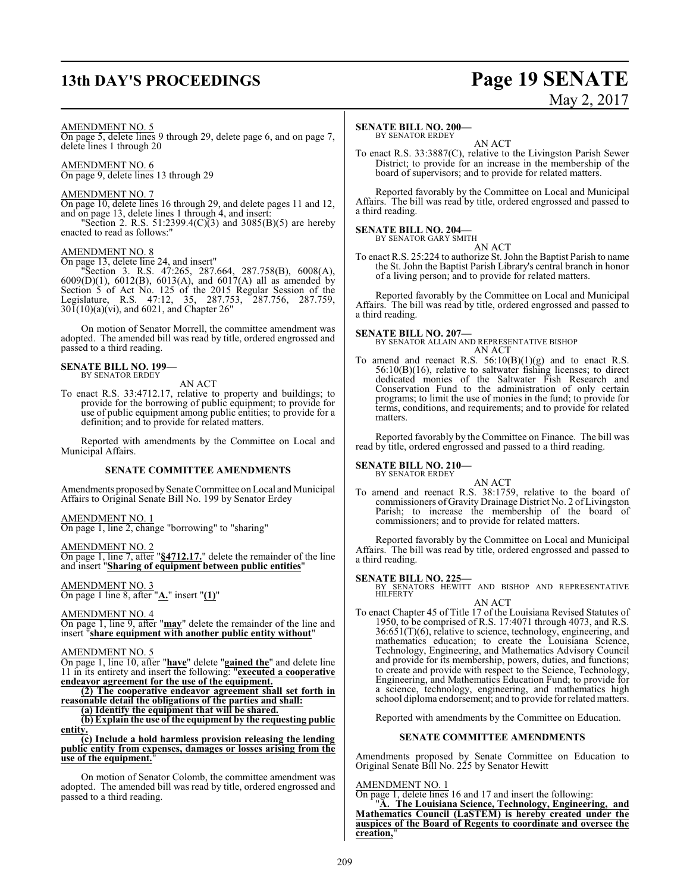AMENDMENT NO. 5
On page 5, delete lines 9 through 29, delete page 6, and on page 7, delete lines 1 through 20

AMENDMENT NO. 6
On page 9, delete lines 13 through 29

AMENDMENT NO. 7
On page 10, delete lines 16 through 29, and delete pages 11 and 12, and on page 13, delete lines 1 through 4, and insert:

"Section 2. R.S. 51:2399.4(C)(3) and 3085(B)(5) are hereby enacted to read as follows:"

AMENDMENT NO. 8
On page 13, delete line 24, and insert"

"Section 3. R.S. 47:265, 287.664, 287.758(B), 6008(A), 6009(D)(1), 6012(B), 6013(A), and 6017(A) all as amended by Section 5 of Act No. 125 of the 2015 Regular Session of the Legislature, R.S. 47:12, 35, 287.753, 287.756, 287.759, 301(10)(a)(vi), and 6021, and Chapter 26"

On motion of Senator Morrell, the committee amendment was adopted. The amended bill was read by title, ordered engrossed and passed to a third reading.

**SENATE BILL NO. 199—**
BY SENATOR ERDEY

AN ACT

To enact R.S. 33:4712.17, relative to property and buildings; to provide for the borrowing of public equipment; to provide for use of public equipment among public entities; to provide for a definition; and to provide for related matters.

Reported with amendments by the Committee on Local and Municipal Affairs.

**SENATE COMMITTEE AMENDMENTS**

Amendments proposed by Senate Committee on Local and Municipal Affairs to Original Senate Bill No. 199 by Senator Erdey

AMENDMENT NO. 1
On page 1, line 2, change "borrowing" to "sharing"

AMENDMENT NO. 2
On page 1, line 7, after "**§4712.17.**" delete the remainder of the line and insert "**Sharing of equipment between public entities**"

AMENDMENT NO. 3
On page 1 line 8, after "**A.**" insert "**(1)**"

AMENDMENT NO. 4
On page 1, line 9, after "**may**" delete the remainder of the line and insert "**share equipment with another public entity without**"

AMENDMENT NO. 5
On page 1, line 10, after "**have**" delete "**gained the**" and delete line 11 in its entirety and insert the following: "**executed a cooperative endeavor agreement for the use of the equipment.**

**(2) The cooperative endeavor agreement shall set forth in reasonable detail the obligations of the parties and shall:**

**(a) Identify the equipment that will be shared.**

**(b) Explain the use of the equipment by the requesting public entity.**

**(c) Include a hold harmless provision releasing the lending public entity from expenses, damages or losses arising from the use of the equipment.**"

On motion of Senator Colomb, the committee amendment was adopted. The amended bill was read by title, ordered engrossed and passed to a third reading.

**SENATE BILL NO. 200—**
BY SENATOR ERDEY

AN ACT

To enact R.S. 33:3887(C), relative to the Livingston Parish Sewer District; to provide for an increase in the membership of the board of supervisors; and to provide for related matters.

Reported favorably by the Committee on Local and Municipal Affairs. The bill was read by title, ordered engrossed and passed to a third reading.

**SENATE BILL NO. 204—**
BY SENATOR GARY SMITH

AN ACT

To enact R.S. 25:224 to authorize St. John the Baptist Parish to name the St. John the Baptist Parish Library's central branch in honor of a living person; and to provide for related matters.

Reported favorably by the Committee on Local and Municipal Affairs. The bill was read by title, ordered engrossed and passed to a third reading.

**SENATE BILL NO. 207—**
BY SENATOR ALLAIN AND REPRESENTATIVE BISHOP

AN ACT

To amend and reenact R.S. 56:10(B)(1)(g) and to enact R.S. 56:10(B)(16), relative to saltwater fishing licenses; to direct dedicated monies of the Saltwater Fish Research and Conservation Fund to the administration of only certain programs; to limit the use of monies in the fund; to provide for terms, conditions, and requirements; and to provide for related matters.

Reported favorably by the Committee on Finance. The bill was read by title, ordered engrossed and passed to a third reading.

**SENATE BILL NO. 210—**
BY SENATOR ERDEY

AN ACT

To amend and reenact R.S. 38:1759, relative to the board of commissioners of Gravity Drainage District No. 2 of Livingston Parish; to increase the membership of the board of commissioners; and to provide for related matters.

Reported favorably by the Committee on Local and Municipal Affairs. The bill was read by title, ordered engrossed and passed to a third reading.

**SENATE BILL NO. 225—**
BY SENATORS HEWITT AND BISHOP AND REPRESENTATIVE HILFERTY

AN ACT

To enact Chapter 45 of Title 17 of the Louisiana Revised Statutes of 1950, to be comprised of R.S. 17:4071 through 4073, and R.S. 36:651(T)(6), relative to science, technology, engineering, and mathematics education; to create the Louisiana Science, Technology, Engineering, and Mathematics Advisory Council and provide for its membership, powers, duties, and functions; to create and provide with respect to the Science, Technology, Engineering, and Mathematics Education Fund; to provide for a science, technology, engineering, and mathematics high school diploma endorsement; and to provide for related matters.

Reported with amendments by the Committee on Education.

**SENATE COMMITTEE AMENDMENTS**

Amendments proposed by Senate Committee on Education to Original Senate Bill No. 225 by Senator Hewitt

AMENDMENT NO. 1
On page 1, delete lines 16 and 17 and insert the following:

"**A. The Louisiana Science, Technology, Engineering, and Mathematics Council (LaSTEM) is hereby created under the auspices of the Board of Regents to coordinate and oversee the creation,**"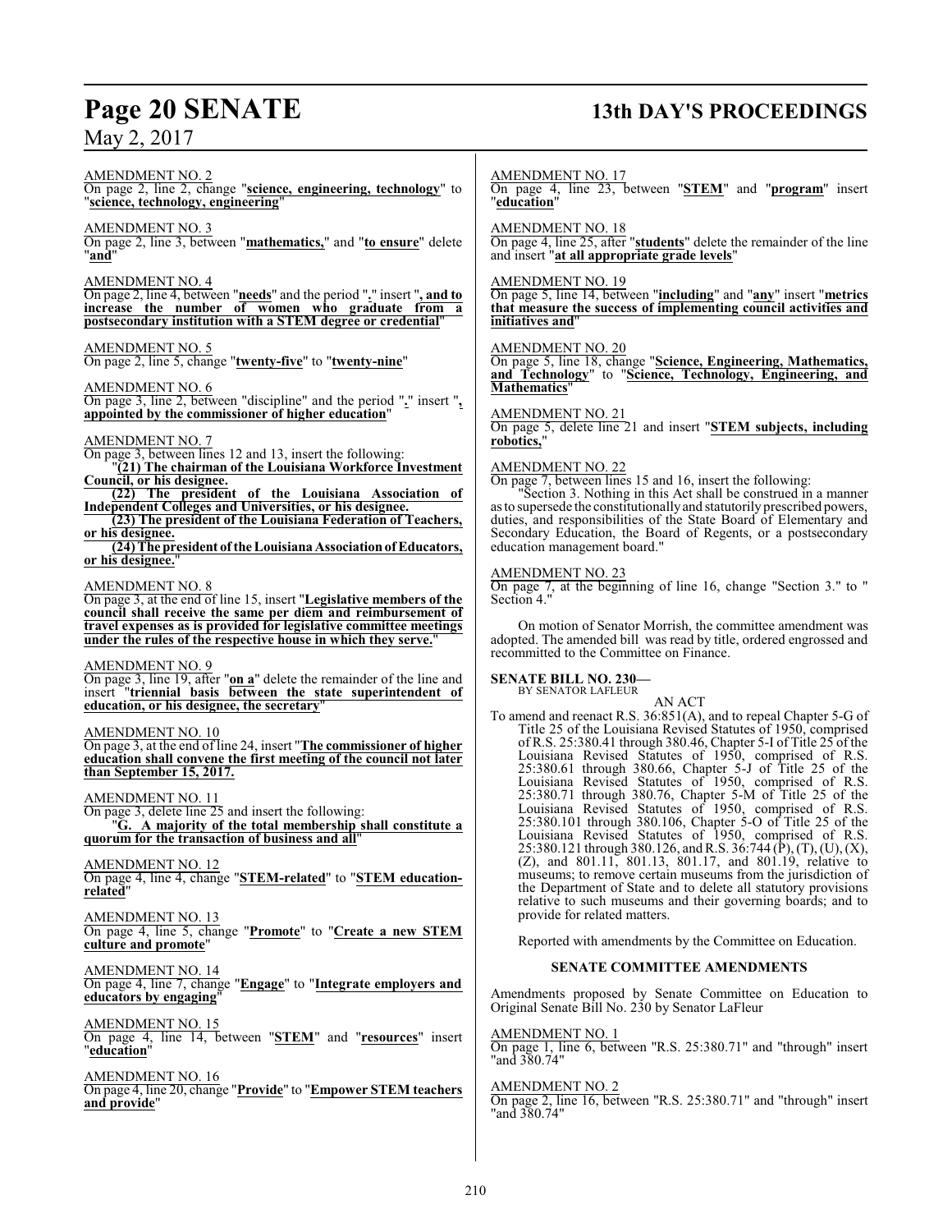AMENDMENT NO. 2
On page 2, line 2, change "**science, engineering, technology**" to "**science, technology, engineering**"

AMENDMENT NO. 3
On page 2, line 3, between "**mathematics,**" and "**to ensure**" delete "**and**"

AMENDMENT NO. 4
On page 2, line 4, between "**needs**" and the period "**.**" insert "**, and to increase the number of women who graduate from a postsecondary institution with a STEM degree or credential**"

AMENDMENT NO. 5
On page 2, line 5, change "**twenty-five**" to "**twenty-nine**"

AMENDMENT NO. 6
On page 3, line 2, between "discipline" and the period "**.**" insert "**, appointed by the commissioner of higher education**"

AMENDMENT NO. 7
On page 3, between lines 12 and 13, insert the following:

"**(21) The chairman of the Louisiana Workforce Investment Council, or his designee.**

**(22) The president of the Louisiana Association of Independent Colleges and Universities, or his designee.**

**(23) The president of the Louisiana Federation of Teachers, or his designee.**

**(24) The president of the Louisiana Association of Educators, or his designee.**"

AMENDMENT NO. 8
On page 3, at the end of line 15, insert "**Legislative members of the council shall receive the same per diem and reimbursement of travel expenses as is provided for legislative committee meetings under the rules of the respective house in which they serve.**"

AMENDMENT NO. 9
On page 3, line 19, after "**on a**" delete the remainder of the line and insert "**triennial basis between the state superintendent of education, or his designee, the secretary**"

AMENDMENT NO. 10
On page 3, at the end of line 24, insert "**The commissioner of higher education shall convene the first meeting of the council not later than September 15, 2017.**"

AMENDMENT NO. 11
On page 3, delete line 25 and insert the following:

"**G. A majority of the total membership shall constitute a quorum for the transaction of business and all**"

AMENDMENT NO. 12
On page 4, line 4, change "**STEM-related**" to "**STEM education-related**"

AMENDMENT NO. 13
On page 4, line 5, change "**Promote**" to "**Create a new STEM culture and promote**"

AMENDMENT NO. 14
On page 4, line 7, change "**Engage**" to "**Integrate employers and educators by engaging**"

AMENDMENT NO. 15
On page 4, line 14, between "**STEM**" and "**resources**" insert "**education**"

AMENDMENT NO. 16
On page 4, line 20, change "**Provide**" to "**Empower STEM teachers and provide**"

AMENDMENT NO. 17
On page 4, line 23, between "**STEM**" and "**program**" insert "**education**"

AMENDMENT NO. 18
On page 4, line 25, after "**students**" delete the remainder of the line and insert "**at all appropriate grade levels**"

AMENDMENT NO. 19
On page 5, line 14, between "**including**" and "**any**" insert "**metrics that measure the success of implementing council activities and initiatives and**"

AMENDMENT NO. 20
On page 5, line 18, change "**Science, Engineering, Mathematics, and Technology**" to "**Science, Technology, Engineering, and Mathematics**"

AMENDMENT NO. 21
On page 5, delete line 21 and insert "**STEM subjects, including robotics,**"

AMENDMENT NO. 22
On page 7, between lines 15 and 16, insert the following:

"Section 3. Nothing in this Act shall be construed in a manner as to supersede the constitutionally and statutorily prescribed powers, duties, and responsibilities of the State Board of Elementary and Secondary Education, the Board of Regents, or a postsecondary education management board."

AMENDMENT NO. 23
On page 7, at the beginning of line 16, change "Section 3." to " Section 4."

On motion of Senator Morrish, the committee amendment was adopted. The amended bill was read by title, ordered engrossed and recommitted to the Committee on Finance.

**SENATE BILL NO. 230—**
BY SENATOR LAFLEUR

AN ACT

To amend and reenact R.S. 36:851(A), and to repeal Chapter 5-G of Title 25 of the Louisiana Revised Statutes of 1950, comprised of R.S. 25:380.41 through 380.46, Chapter 5-I of Title 25 of the Louisiana Revised Statutes of 1950, comprised of R.S. 25:380.61 through 380.66, Chapter 5-J of Title 25 of the Louisiana Revised Statutes of 1950, comprised of R.S. 25:380.71 through 380.76, Chapter 5-M of Title 25 of the Louisiana Revised Statutes of 1950, comprised of R.S. 25:380.101 through 380.106, Chapter 5-O of Title 25 of the Louisiana Revised Statutes of 1950, comprised of R.S. 25:380.121 through 380.126, and R.S. 36:744 (P), (T), (U), (X), (Z), and 801.11, 801.13, 801.17, and 801.19, relative to museums; to remove certain museums from the jurisdiction of the Department of State and to delete all statutory provisions relative to such museums and their governing boards; and to provide for related matters.

Reported with amendments by the Committee on Education.

**SENATE COMMITTEE AMENDMENTS**

Amendments proposed by Senate Committee on Education to Original Senate Bill No. 230 by Senator LaFleur

AMENDMENT NO. 1
On page 1, line 6, between "R.S. 25:380.71" and "through" insert "and 380.74"

AMENDMENT NO. 2
On page 2, line 16, between "R.S. 25:380.71" and "through" insert "and 380.74"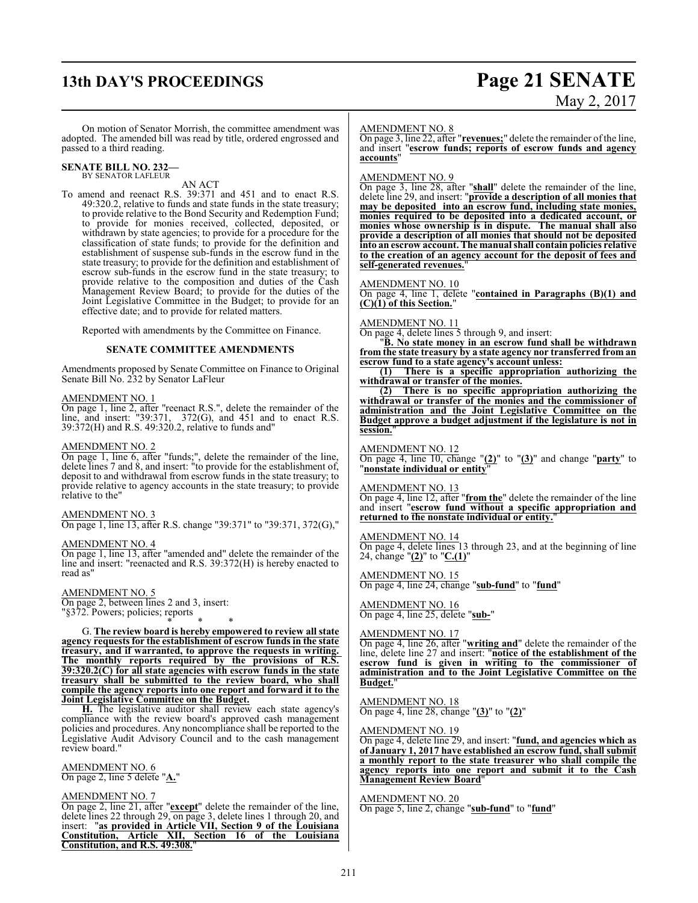On motion of Senator Morrish, the committee amendment was adopted. The amended bill was read by title, ordered engrossed and passed to a third reading.

**SENATE BILL NO. 232—**
BY SENATOR LAFLEUR

AN ACT

To amend and reenact R.S. 39:371 and 451 and to enact R.S. 49:320.2, relative to funds and state funds in the state treasury; to provide relative to the Bond Security and Redemption Fund; to provide for monies received, collected, deposited, or withdrawn by state agencies; to provide for a procedure for the classification of state funds; to provide for the definition and establishment of suspense sub-funds in the escrow fund in the state treasury; to provide for the definition and establishment of escrow sub-funds in the escrow fund in the state treasury; to provide relative to the composition and duties of the Cash Management Review Board; to provide for the duties of the Joint Legislative Committee in the Budget; to provide for an effective date; and to provide for related matters.

Reported with amendments by the Committee on Finance.

**SENATE COMMITTEE AMENDMENTS**

Amendments proposed by Senate Committee on Finance to Original Senate Bill No. 232 by Senator LaFleur

AMENDMENT NO. 1
On page 1, line 2, after "reenact R.S.", delete the remainder of the line, and insert: "39:371, 372(G), and 451 and to enact R.S. 39:372(H) and R.S. 49:320.2, relative to funds and"

AMENDMENT NO. 2
On page 1, line 6, after "funds;", delete the remainder of the line, delete lines 7 and 8, and insert: "to provide for the establishment of, deposit to and withdrawal from escrow funds in the state treasury; to provide relative to agency accounts in the state treasury; to provide relative to the"

AMENDMENT NO. 3
On page 1, line 13, after R.S. change "39:371" to "39:371, 372(G),"

AMENDMENT NO. 4
On page 1, line 13, after "amended and" delete the remainder of the line and insert: "reenacted and R.S. 39:372(H) is hereby enacted to read as"

AMENDMENT NO. 5
On page 2, between lines 2 and 3, insert:
"§372. Powers; policies; reports

\* \* \*

G. **The review board is hereby empowered to review all state agency requests for the establishment of escrow funds in the state treasury, and if warranted, to approve the requests in writing. The monthly reports required by the provisions of R.S. 39:320.2(C) for all state agencies with escrow funds in the state treasury shall be submitted to the review board, who shall compile the agency reports into one report and forward it to the Joint Legislative Committee on the Budget.**

**H.** The legislative auditor shall review each state agency's compliance with the review board's approved cash management policies and procedures. Any noncompliance shall be reported to the Legislative Audit Advisory Council and to the cash management review board."

AMENDMENT NO. 6
On page 2, line 5 delete "**A.**"

AMENDMENT NO. 7
On page 2, line 21, after "**except**" delete the remainder of the line, delete lines 22 through 29, on page 3, delete lines 1 through 20, and insert: "**as provided in Article VII, Section 9 of the Louisiana Constitution, Article XII, Section 16 of the Louisiana Constitution, and R.S. 49:308.**"

AMENDMENT NO. 8
On page 3, line 22, after "**revenues;**" delete the remainder of the line, and insert "**escrow funds; reports of escrow funds and agency accounts**"

AMENDMENT NO. 9
On page 3, line 28, after "**shall**" delete the remainder of the line, delete line 29, and insert: "**provide a description of all monies that may be deposited into an escrow fund, including state monies, monies required to be deposited into a dedicated account, or monies whose ownership is in dispute. The manual shall also provide a description of all monies that should not be deposited into an escrow account. The manual shall contain policies relative to the creation of an agency account for the deposit of fees and self-generated revenues.**"

AMENDMENT NO. 10
On page 4, line 1, delete "**contained in Paragraphs (B)(1) and (C)(1) of this Section.**"

AMENDMENT NO. 11
On page 4, delete lines 5 through 9, and insert:

"**B. No state money in an escrow fund shall be withdrawn from the state treasury by a state agency nor transferred from an escrow fund to a state agency's account unless:**

**(1) There is a specific appropriation authorizing the withdrawal or transfer of the monies.**

**(2) There is no specific appropriation authorizing the withdrawal or transfer of the monies and the commissioner of administration and the Joint Legislative Committee on the Budget approve a budget adjustment if the legislature is not in session.**"

AMENDMENT NO. 12
On page 4, line 10, change "**(2)**" to "**(3)**" and change "**party**" to "**nonstate individual or entity**"

AMENDMENT NO. 13
On page 4, line 12, after "**from the**" delete the remainder of the line and insert "**escrow fund without a specific appropriation and returned to the nonstate individual or entity.**"

AMENDMENT NO. 14
On page 4, delete lines 13 through 23, and at the beginning of line 24, change "**(2)**" to "**C.(1)**"

AMENDMENT NO. 15
On page 4, line 24, change "**sub-fund**" to "**fund**"

AMENDMENT NO. 16
On page 4, line 25, delete "**sub-**"

AMENDMENT NO. 17
On page 4, line 26, after "**writing and**" delete the remainder of the line, delete line 27 and insert: "**notice of the establishment of the escrow fund is given in writing to the commissioner of administration and to the Joint Legislative Committee on the Budget.**"

AMENDMENT NO. 18
On page 4, line 28, change "**(3)**" to "**(2)**"

AMENDMENT NO. 19
On page 4, delete line 29, and insert: "**fund, and agencies which as of January 1, 2017 have established an escrow fund, shall submit a monthly report to the state treasurer who shall compile the agency reports into one report and submit it to the Cash Management Review Board**"

AMENDMENT NO. 20
On page 5, line 2, change "**sub-fund**" to "**fund**"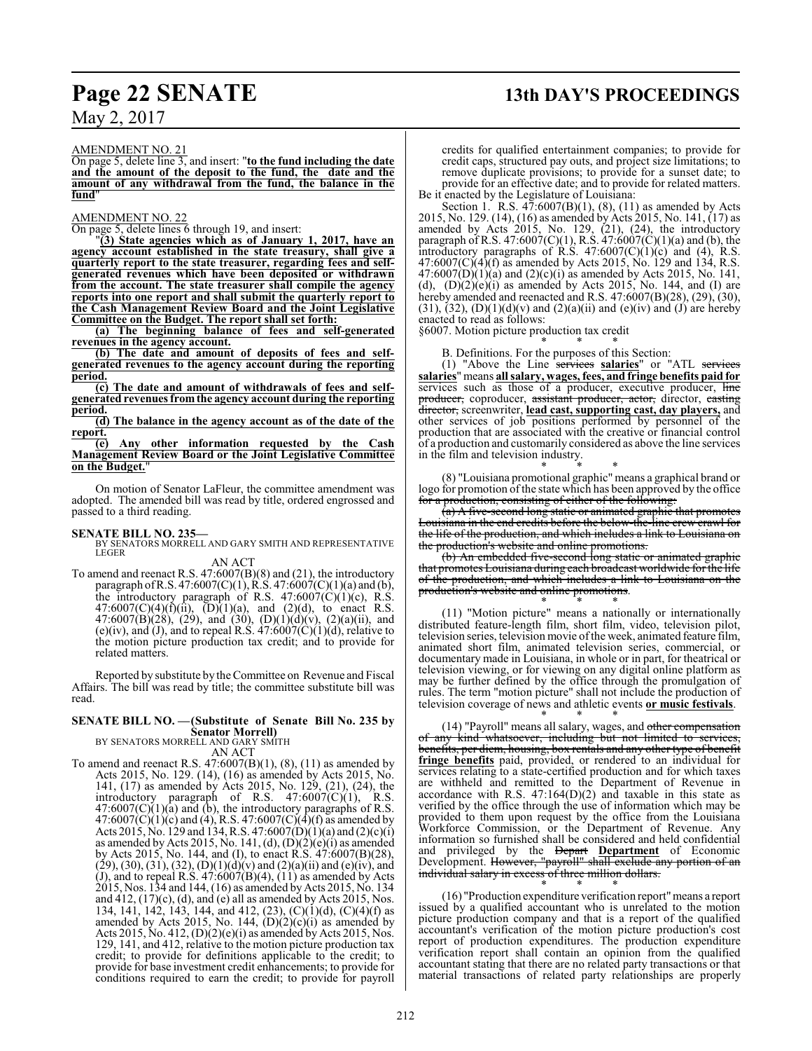AMENDMENT NO. 21

On page 5, delete line 3, and insert: "**to the fund including the date and the amount of the deposit to the fund, the date and the amount of any withdrawal from the fund, the balance in the fund**"

AMENDMENT NO. 22

On page 5, delete lines 6 through 19, and insert:

"**(3) State agencies which as of January 1, 2017, have an agency account established in the state treasury, shall give a quarterly report to the state treasurer, regarding fees and self-generated revenues which have been deposited or withdrawn from the account. The state treasurer shall compile the agency reports into one report and shall submit the quarterly report to the Cash Management Review Board and the Joint Legislative Committee on the Budget. The report shall set forth:**

**(a) The beginning balance of fees and self-generated revenues in the agency account.**

**(b) The date and amount of deposits of fees and self-generated revenues to the agency account during the reporting period.**

**(c) The date and amount of withdrawals of fees and self-generated revenues from the agency account during the reporting period.**

**(d) The balance in the agency account as of the date of the report.**

**(e) Any other information requested by the Cash Management Review Board or the Joint Legislative Committee on the Budget.**"

On motion of Senator LaFleur, the committee amendment was adopted. The amended bill was read by title, ordered engrossed and passed to a third reading.

**SENATE BILL NO. 235—**
BY SENATORS MORRELL AND GARY SMITH AND REPRESENTATIVE LEGER

AN ACT

To amend and reenact R.S. 47:6007(B)(8) and (21), the introductory paragraph of R.S. 47:6007(C)(1), R.S. 47:6007(C)(1)(a) and (b), the introductory paragraph of R.S. 47:6007(C)(1)(c), R.S. 47:6007(C)(4)(f)(ii), (D)(1)(a), and (2)(d), to enact R.S. 47:6007(B)(28), (29), and (30), (D)(1)(d)(v), (2)(a)(ii), and (e)(iv), and (J), and to repeal R.S. 47:6007(C)(1)(d), relative to the motion picture production tax credit; and to provide for related matters.

Reported by substitute by the Committee on Revenue and Fiscal Affairs. The bill was read by title; the committee substitute bill was read.

**SENATE BILL NO. —(Substitute of Senate Bill No. 235 by Senator Morrell)**
BY SENATORS MORRELL AND GARY SMITH

AN ACT

To amend and reenact R.S. 47:6007(B)(1), (8), (11) as amended by Acts 2015, No. 129. (14), (16) as amended by Acts 2015, No. 141, (17) as amended by Acts 2015, No. 129, (21), (24), the introductory paragraph of R.S. 47:6007(C)(1), R.S. 47:6007(C)(1)(a) and (b), the introductory paragraphs of R.S. 47:6007(C)(1)(c) and (4), R.S. 47:6007(C)(4)(f) as amended by Acts 2015, No. 129 and 134, R.S. 47:6007(D)(1)(a) and (2)(c)(i) as amended by Acts 2015, No. 141, (d), (D)(2)(e)(i) as amended by Acts 2015, No. 144, and (I), to enact R.S. 47:6007(B)(28), (29), (30), (31), (32), (D)(1)(d)(v) and (2)(a)(ii) and (e)(iv), and (J), and to repeal R.S. 47:6007(B)(4), (11) as amended by Acts 2015, Nos. 134 and 144, (16) as amended by Acts 2015, No. 134 and 412, (17)(c), (d), and (e) all as amended by Acts 2015, Nos. 134, 141, 142, 143, 144, and 412, (23), (C)(1)(d), (C)(4)(f) as amended by Acts 2015, No. 144, (D)(2)(c)(i) as amended by Acts 2015, No. 412, (D)(2)(e)(i) as amended by Acts 2015, Nos. 129, 141, and 412, relative to the motion picture production tax credit; to provide for definitions applicable to the credit; to provide for base investment credit enhancements; to provide for conditions required to earn the credit; to provide for payroll credits for qualified entertainment companies; to provide for credit caps, structured pay outs, and project size limitations; to remove duplicate provisions; to provide for a sunset date; to provide for an effective date; and to provide for related matters.

Be it enacted by the Legislature of Louisiana:

Section 1. R.S. 47:6007(B)(1), (8), (11) as amended by Acts 2015, No. 129. (14), (16) as amended by Acts 2015, No. 141, (17) as amended by Acts 2015, No. 129, (21), (24), the introductory paragraph of R.S. 47:6007(C)(1), R.S. 47:6007(C)(1)(a) and (b), the introductory paragraphs of R.S. 47:6007(C)(1)(c) and (4), R.S. 47:6007(C)(4)(f) as amended by Acts 2015, No. 129 and 134, R.S. 47:6007(D)(1)(a) and (2)(c)(i) as amended by Acts 2015, No. 141, (d), (D)(2)(e)(i) as amended by Acts 2015, No. 144, and (I) are hereby amended and reenacted and R.S. 47:6007(B)(28), (29), (30), (31), (32), (D)(1)(d)(v) and (2)(a)(ii) and (e)(iv) and (J) are hereby enacted to read as follows:

§6007. Motion picture production tax credit

\* \* \*

B. Definitions. For the purposes of this Section:

(1) "Above the Line ~~services~~ **salaries**" or "ATL ~~services~~ **salaries**" means **all salary, wages, fees, and fringe benefits paid for** services such as those of a producer, executive producer, ~~line producer,~~ coproducer, ~~assistant producer, actor,~~ director, ~~casting director,~~ screenwriter, **lead cast, supporting cast, day players,** and other services of job positions performed by personnel of the production that are associated with the creative or financial control of a production and customarily considered as above the line services in the film and television industry.

\* \* \*

(8) "Louisiana promotional graphic" means a graphical brand or logo for promotion of the state which has been approved by the office~~ for a production, consisting of either of the following:~~

~~(a) A five-second long static or animated graphic that promotes Louisiana in the end credits before the below-the-line crew crawl for the life of the production, and which includes a link to Louisiana on the production's website and online promotions.~~

~~(b) An embedded five-second long static or animated graphic that promotes Louisiana during each broadcast worldwide for the life of the production, and which includes a link to Louisiana on the production's website and online promotions~~.

\* \* \*

(11) "Motion picture" means a nationally or internationally distributed feature-length film, short film, video, television pilot, television series, television movie of the week, animated feature film, animated short film, animated television series, commercial, or documentary made in Louisiana, in whole or in part, for theatrical or television viewing, or for viewing on any digital online platform as may be further defined by the office through the promulgation of rules. The term "motion picture" shall not include the production of television coverage of news and athletic events **or music festivals**.

\* \* \*

(14) "Payroll" means all salary, wages, and ~~other compensation of any kind whatsoever, including but not limited to services, benefits, per diem, housing, box rentals and any other type of benefit~~ **fringe benefits** paid, provided, or rendered to an individual for services relating to a state-certified production and for which taxes are withheld and remitted to the Department of Revenue in accordance with R.S. 47:164(D)(2) and taxable in this state as verified by the office through the use of information which may be provided to them upon request by the office from the Louisiana Workforce Commission, or the Department of Revenue. Any information so furnished shall be considered and held confidential and privileged by the ~~Depart~~ **Department** of Economic Development. ~~However, "payroll" shall exclude any portion of an individual salary in excess of three million dollars.~~

\* \* \*

(16) "Production expenditure verification report" means a report issued by a qualified accountant who is unrelated to the motion picture production company and that is a report of the qualified accountant's verification of the motion picture production's cost report of production expenditures. The production expenditure verification report shall contain an opinion from the qualified accountant stating that there are no related party transactions or that material transactions of related party relationships are properly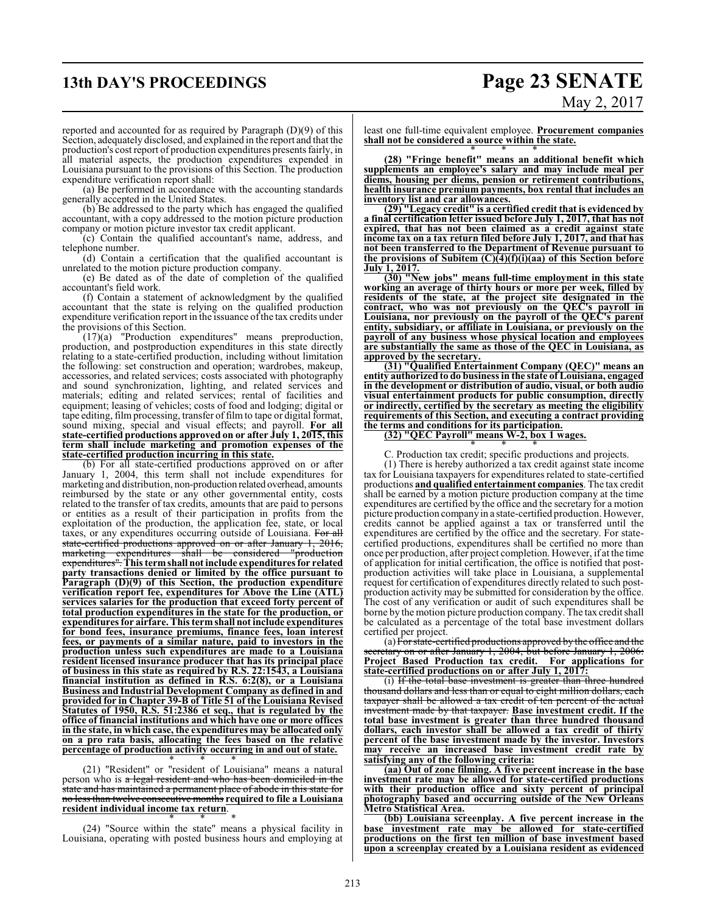reported and accounted for as required by Paragraph (D)(9) of this Section, adequately disclosed, and explained in the report and that the production's cost report of production expenditures presents fairly, in all material aspects, the production expenditures expended in Louisiana pursuant to the provisions of this Section. The production expenditure verification report shall:

(a) Be performed in accordance with the accounting standards generally accepted in the United States.

(b) Be addressed to the party which has engaged the qualified accountant, with a copy addressed to the motion picture production company or motion picture investor tax credit applicant.

(c) Contain the qualified accountant's name, address, and telephone number.

(d) Contain a certification that the qualified accountant is unrelated to the motion picture production company.

(e) Be dated as of the date of completion of the qualified accountant's field work.

(f) Contain a statement of acknowledgment by the qualified accountant that the state is relying on the qualified production expenditure verification report in the issuance of the tax credits under the provisions of this Section.

(17)(a) "Production expenditures" means preproduction, production, and postproduction expenditures in this state directly relating to a state-certified production, including without limitation the following: set construction and operation; wardrobes, makeup, accessories, and related services; costs associated with photography and sound synchronization, lighting, and related services and materials; editing and related services; rental of facilities and equipment; leasing of vehicles; costs of food and lodging; digital or tape editing, film processing, transfer of film to tape or digital format, sound mixing, special and visual effects; and payroll. **For all state-certified productions approved on or after July 1, 2015, this term shall include marketing and promotion expenses of the state-certified production incurring in this state.**

(b) For all state-certified productions approved on or after January 1, 2004, this term shall not include expenditures for marketing and distribution, non-production related overhead, amounts reimbursed by the state or any other governmental entity, costs related to the transfer of tax credits, amounts that are paid to persons or entities as a result of their participation in profits from the exploitation of the production, the application fee, state, or local taxes, or any expenditures occurring outside of Louisiana. ~~For all state-certified productions approved on or after January 1, 2016, marketing expenditures shall be considered "production expenditures".~~ **This term shall not include expenditures for related party transactions denied or limited by the office pursuant to Paragraph (D)(9) of this Section, the production expenditure verification report fee, expenditures for Above the Line (ATL) services salaries for the production that exceed forty percent of total production expenditures in the state for the production, or expenditures for airfare. This term shall not include expenditures for bond fees, insurance premiums, finance fees, loan interest fees, or payments of a similar nature, paid to investors in the production unless such expenditures are made to a Louisiana resident licensed insurance producer that has its principal place of business in this state as required by R.S. 22:1543, a Louisiana financial institution as defined in R.S. 6:2(8), or a Louisiana Business and Industrial Development Company as defined in and provided for in Chapter 39-B of Title 51 of the Louisiana Revised Statutes of 1950, R.S. 51:2386 et seq., that is regulated by the office of financial institutions and which have one or more offices in the state, in which case, the expenditures may be allocated only on a pro rata basis, allocating the fees based on the relative percentage of production activity occurring in and out of state.**

\* \* \*

(21) "Resident" or "resident of Louisiana" means a natural person who is ~~a legal resident and who has been domiciled in the state and has maintained a permanent place of abode in this state for no less than twelve consecutive months~~ **required to file a Louisiana resident individual income tax return**.

\* \* \*

(24) "Source within the state" means a physical facility in Louisiana, operating with posted business hours and employing at least one full-time equivalent employee. **Procurement companies shall not be considered a source within the state.**

\* \* \*

**(28) "Fringe benefit" means an additional benefit which supplements an employee's salary and may include meal per diems, housing per diems, pension or retirement contributions, health insurance premium payments, box rental that includes an inventory list and car allowances.**

**(29) "Legacy credit" is a certified credit that is evidenced by a final certification letter issued before July 1, 2017, that has not expired, that has not been claimed as a credit against state income tax on a tax return filed before July 1, 2017, and that has not been transferred to the Department of Revenue pursuant to the provisions of Subitem (C)(4)(f)(i)(aa) of this Section before July 1, 2017.**

**(30) "New jobs" means full-time employment in this state working an average of thirty hours or more per week, filled by residents of the state, at the project site designated in the contract, who was not previously on the QEC's payroll in Louisiana, nor previously on the payroll of the QEC's parent entity, subsidiary, or affiliate in Louisiana, or previously on the payroll of any business whose physical location and employees are substantially the same as those of the QEC in Louisiana, as approved by the secretary.**

**(31) "Qualified Entertainment Company (QEC)" means an entity authorized to do business in the state of Louisiana, engaged in the development or distribution of audio, visual, or both audio visual entertainment products for public consumption, directly or indirectly, certified by the secretary as meeting the eligibility requirements of this Section, and executing a contract providing the terms and conditions for its participation.**

**(32) "QEC Payroll" means W-2, box 1 wages.**

\* \* \*

C. Production tax credit; specific productions and projects.

(1) There is hereby authorized a tax credit against state income tax for Louisiana taxpayers for expenditures related to state-certified productions **and qualified entertainment companies**. The tax credit shall be earned by a motion picture production company at the time expenditures are certified by the office and the secretary for a motion picture production company in a state-certified production. However, credits cannot be applied against a tax or transferred until the expenditures are certified by the office and the secretary. For state-certified productions, expenditures shall be certified no more than once per production, after project completion. However, if at the time of application for initial certification, the office is notified that post-production activities will take place in Louisiana, a supplemental request for certification of expenditures directly related to such post-production activity may be submitted for consideration by the office. The cost of any verification or audit of such expenditures shall be borne by the motion picture production company. The tax credit shall be calculated as a percentage of the total base investment dollars certified per project.

(a) ~~For state-certified productions approved by the office and the secretary on or after January 1, 2004, but before January 1, 2006:~~ **Project Based Production tax credit. For applications for state-certified productions on or after July 1, 2017:**

(i) ~~If the total base investment is greater than three hundred thousand dollars and less than or equal to eight million dollars, each taxpayer shall be allowed a tax credit of ten percent of the actual investment made by that taxpayer.~~ **Base investment credit. If the total base investment is greater than three hundred thousand dollars, each investor shall be allowed a tax credit of thirty percent of the base investment made by the investor. Investors may receive an increased base investment credit rate by satisfying any of the following criteria:**

**(aa) Out of zone filming. A five percent increase in the base investment rate may be allowed for state-certified productions with their production office and sixty percent of principal photography based and occurring outside of the New Orleans Metro Statistical Area.**

**(bb) Louisiana screenplay. A five percent increase in the base investment rate may be allowed for state-certified productions on the first ten million of base investment based upon a screenplay created by a Louisiana resident as evidenced**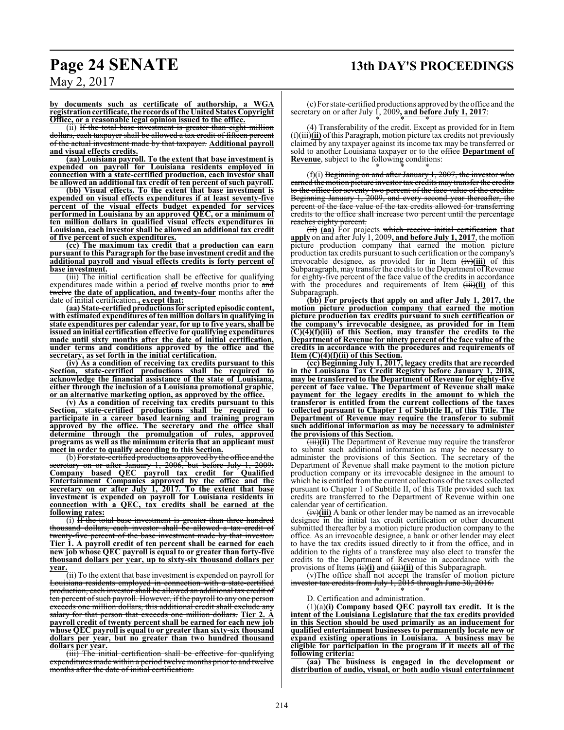**by documents such as certificate of authorship, a WGA registration certificate, the records of the United States Copyright Office, or a reasonable legal opinion issued to the office.**

(ii) ~~If the total base investment is greater than eight million dollars, each taxpayer shall be allowed a tax credit of fifteen percent of the actual investment made by that taxpayer.~~ **Additional payroll and visual effects credits.**

**(aa) Louisiana payroll. To the extent that base investment is expended on payroll for Louisiana residents employed in connection with a state-certified production, each investor shall be allowed an additional tax credit of ten percent of such payroll.**

**(bb) Visual effects. To the extent that base investment is expended on visual effects expenditures if at least seventy-five percent of the visual effects budget expended for services performed in Louisiana by an approved QEC, or a minimum of ten million dollars in qualified visual effects expenditures in Louisiana, each investor shall be allowed an additional tax credit of five percent of such expenditures.**

**(cc) The maximum tax credit that a production can earn pursuant to this Paragraph for the base investment credit and the additional payroll and visual effects credits is forty percent of base investment.**

(iii) The initial certification shall be effective for qualifying expenditures made within a period **of** twelve months prior to ~~and twelve~~ **the date of application, and twenty-four** months after the date of initial certification~~.~~**, except that:**

**(aa) State-certified productions for scripted episodic content, with estimated expenditures of ten million dollars in qualifying in state expenditures per calendar year, for up to five years, shall be issued an initial certification effective for qualifying expenditures made until sixty months after the date of initial certification, under terms and conditions approved by the office and the secretary, as set forth in the initial certification.**

**(iv) As a condition of receiving tax credits pursuant to this Section, state-certified productions shall be required to acknowledge the financial assistance of the state of Louisiana, either through the inclusion of a Louisiana promotional graphic, or an alternative marketing option, as approved by the office.**

**(v) As a condition of receiving tax credits pursuant to this Section, state-certified productions shall be required to participate in a career based learning and training program approved by the office. The secretary and the office shall determine through the promulgation of rules, approved programs as well as the minimum criteria that an applicant must meet in order to qualify according to this Section.**

(b) ~~For state-certified productions approved by the office and the secretary on or after January 1, 2006, but before July 1, 2009:~~ **Company based QEC payroll tax credit for Qualified Entertainment Companies approved by the office and the secretary on or after July 1, 2017. To the extent that base investment is expended on payroll for Louisiana residents in connection with a QEC, tax credits shall be earned at the following rates:**

(i) ~~If the total base investment is greater than three hundred thousand dollars, each investor shall be allowed a tax credit of twenty-five percent of the base investment made by that investor.~~ **Tier 1. A payroll credit of ten percent shall be earned for each new job whose QEC payroll is equal to or greater than forty-five thousand dollars per year, up to sixty-six thousand dollars per year.**

(ii) ~~To the extent that base investment is expended on payroll for Louisiana residents employed in connection with a state-certified production, each investor shall be allowed an additional tax credit of ten percent of such payroll. However, if the payroll to any one person exceeds one million dollars, this additional credit shall exclude any salary for that person that exceeds one million dollars.~~ **Tier 2. A payroll credit of twenty percent shall be earned for each new job whose QEC payroll is equal to or greater than sixty-six thousand dollars per year, but no greater than two hundred thousand dollars per year.**

~~(iii) The initial certification shall be effective for qualifying expenditures made within a period twelve months prior to and twelve months after the date of initial certification.~~

(c) For state-certified productions approved by the office and the secretary on or after July 1, 2009**, and before July 1, 2017**:

\* \* \*

(4) Transferability of the credit. Except as provided for in Item (f)~~(iii)~~**(ii)** of this Paragraph, motion picture tax credits not previously claimed by any taxpayer against its income tax may be transferred or sold to another Louisiana taxpayer or to the ~~office~~ **Department of Revenue**, subject to the following conditions:

\* \* \*

(f)(i) ~~Beginning on and after January 1, 2007, the investor who earned the motion picture investor tax credits may transfer the credits to the office for seventy-two percent of the face value of the credits. Beginning January 1, 2009, and every second year thereafter, the percent of the face value of the tax credits allowed for transferring credits to the office shall increase two percent until the percentage reaches eighty percent.~~

~~(ii)~~ **(aa)** For projects ~~which receive initial certification~~ **that apply** on and after July 1, 2009**, and before July 1, 2017**, the motion picture production company that earned the motion picture production tax credits pursuant to such certification or the company's irrevocable designee, as provided for in Item ~~(iv)~~**(iii)** of this Subparagraph, may transfer the credits to the Department of Revenue for eighty-five percent of the face value of the credits in accordance with the procedures and requirements of Item ~~(iii)~~**(ii)** of this Subparagraph.

**(bb) For projects that apply on and after July 1, 2017, the motion picture production company that earned the motion picture production tax credits pursuant to such certification or the company's irrevocable designee, as provided for in Item (C)(4)(f)(iii) of this Section, may transfer the credits to the Department of Revenue for ninety percent of the face value of the credits in accordance with the procedures and requirements of Item (C)(4)(f)(ii) of this Section.**

**(cc) Beginning July 1, 2017, legacy credits that are recorded in the Louisiana Tax Credit Registry before January 1, 2018, may be transferred to the Department of Revenue for eighty-five percent of face value. The Department of Revenue shall make payment for the legacy credits in the amount to which the transferor is entitled from the current collections of the taxes collected pursuant to Chapter 1 of Subtitle II, of this Title. The Department of Revenue may require the transferor to submit such additional information as may be necessary to administer the provisions of this Section.**

~~(iii)~~**(ii)** The Department of Revenue may require the transferor to submit such additional information as may be necessary to administer the provisions of this Section. The secretary of the Department of Revenue shall make payment to the motion picture production company or its irrevocable designee in the amount to which he is entitled from the current collections of the taxes collected pursuant to Chapter 1 of Subtitle II, of this Title provided such tax credits are transferred to the Department of Revenue within one calendar year of certification.

~~(iv)~~**(iii)** A bank or other lender may be named as an irrevocable designee in the initial tax credit certification or other document submitted thereafter by a motion picture production company to the office. As an irrevocable designee, a bank or other lender may elect to have the tax credits issued directly to it from the office, and in addition to the rights of a transferee may also elect to transfer the credits to the Department of Revenue in accordance with the provisions of Items ~~(ii)~~**(i)** and ~~(iii)~~**(ii)** of this Subparagraph.

~~(v) The office shall not accept the transfer of motion picture investor tax credits from July 1, 2015 through June 30, 2016.~~

\* \* \*

D. Certification and administration.

(1)(a)**(i) Company based QEC payroll tax credit. It is the intent of the Louisiana Legislature that the tax credits provided in this Section should be used primarily as an inducement for qualified entertainment businesses to permanently locate new or expand existing operations in Louisiana. A business may be eligible for participation in the program if it meets all of the following criteria:**

**(aa) The business is engaged in the development or distribution of audio, visual, or both audio visual entertainment**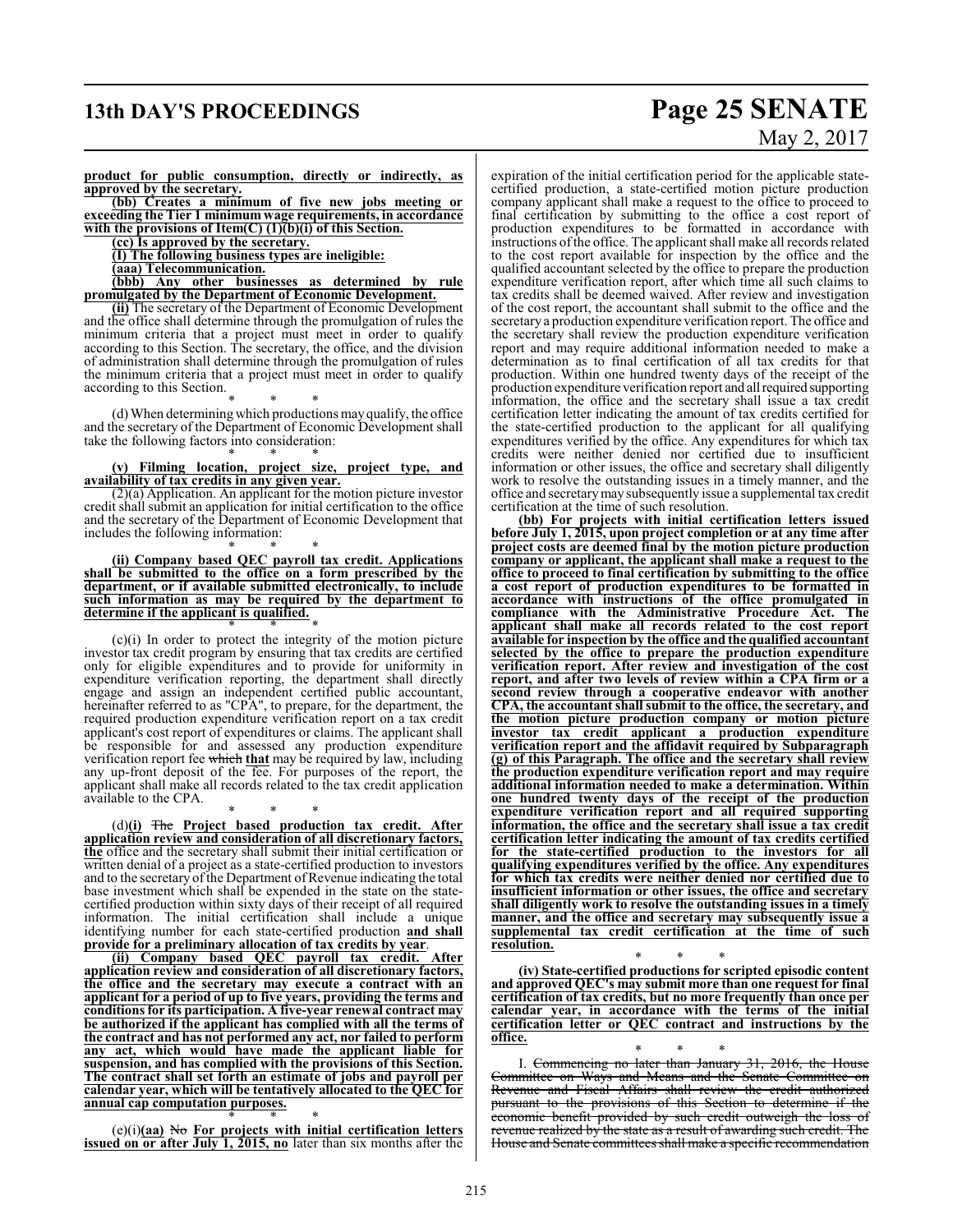**product for public consumption, directly or indirectly, as approved by the secretary.**

**(bb) Creates a minimum of five new jobs meeting or exceeding the Tier 1 minimum wage requirements, in accordance with the provisions of Item(C) (1)(b)(i) of this Section.**

**(cc) Is approved by the secretary.**

**(I) The following business types are ineligible:**

**(aaa) Telecommunication.**

**(bbb) Any other businesses as determined by rule promulgated by the Department of Economic Development.**

**(ii)** The secretary of the Department of Economic Development and the office shall determine through the promulgation of rules the minimum criteria that a project must meet in order to qualify according to this Section. The secretary, the office, and the division of administration shall determine through the promulgation of rules the minimum criteria that a project must meet in order to qualify according to this Section.

\* \* \*

(d) When determining which productions may qualify, the office and the secretary of the Department of Economic Development shall take the following factors into consideration:

\* \* \*

**(v) Filming location, project size, project type, and availability of tax credits in any given year.**

(2)(a) Application. An applicant for the motion picture investor credit shall submit an application for initial certification to the office and the secretary of the Department of Economic Development that includes the following information:

\* \* \*

**(ii) Company based QEC payroll tax credit. Applications shall be submitted to the office on a form prescribed by the department, or if available submitted electronically, to include such information as may be required by the department to determine if the applicant is qualified.**

\* \* \*

(c)(i) In order to protect the integrity of the motion picture investor tax credit program by ensuring that tax credits are certified only for eligible expenditures and to provide for uniformity in expenditure verification reporting, the department shall directly engage and assign an independent certified public accountant, hereinafter referred to as "CPA", to prepare, for the department, the required production expenditure verification report on a tax credit applicant's cost report of expenditures or claims. The applicant shall be responsible for and assessed any production expenditure verification report fee ~~which~~ **that** may be required by law, including any up-front deposit of the fee. For purposes of the report, the applicant shall make all records related to the tax credit application available to the CPA.

\* \* \*

(d)**(i)** ~~The~~ **Project based production tax credit. After application review and consideration of all discretionary factors, the** office and the secretary shall submit their initial certification or written denial of a project as a state-certified production to investors and to the secretary of the Department of Revenue indicating the total base investment which shall be expended in the state on the state-certified production within sixty days of their receipt of all required information. The initial certification shall include a unique identifying number for each state-certified production **and shall provide for a preliminary allocation of tax credits by year**.

**(ii) Company based QEC payroll tax credit. After application review and consideration of all discretionary factors, the office and the secretary may execute a contract with an applicant for a period of up to five years, providing the terms and conditions for its participation. A five-year renewal contract may be authorized if the applicant has complied with all the terms of the contract and has not performed any act, nor failed to perform any act, which would have made the applicant liable for suspension, and has complied with the provisions of this Section. The contract shall set forth an estimate of jobs and payroll per calendar year, which will be tentatively allocated to the QEC for annual cap computation purposes.**

\* \* \*

(e)(i)**(aa)** ~~No~~ **For projects with initial certification letters issued on or after July 1, 2015, no** later than six months after the expiration of the initial certification period for the applicable state-certified production, a state-certified motion picture production company applicant shall make a request to the office to proceed to final certification by submitting to the office a cost report of production expenditures to be formatted in accordance with instructions of the office. The applicant shall make all records related to the cost report available for inspection by the office and the qualified accountant selected by the office to prepare the production expenditure verification report, after which time all such claims to tax credits shall be deemed waived. After review and investigation of the cost report, the accountant shall submit to the office and the secretary a production expenditure verification report. The office and the secretary shall review the production expenditure verification report and may require additional information needed to make a determination as to final certification of all tax credits for that production. Within one hundred twenty days of the receipt of the production expenditure verification report and all required supporting information, the office and the secretary shall issue a tax credit certification letter indicating the amount of tax credits certified for the state-certified production to the applicant for all qualifying expenditures verified by the office. Any expenditures for which tax credits were neither denied nor certified due to insufficient information or other issues, the office and secretary shall diligently work to resolve the outstanding issues in a timely manner, and the office and secretary may subsequently issue a supplemental tax credit certification at the time of such resolution.

**(bb) For projects with initial certification letters issued before July 1, 2015, upon project completion or at any time after project costs are deemed final by the motion picture production company or applicant, the applicant shall make a request to the office to proceed to final certification by submitting to the office a cost report of production expenditures to be formatted in accordance with instructions of the office promulgated in compliance with the Administrative Procedure Act. The applicant shall make all records related to the cost report available for inspection by the office and the qualified accountant selected by the office to prepare the production expenditure verification report. After review and investigation of the cost report, and after two levels of review within a CPA firm or a second review through a cooperative endeavor with another CPA, the accountant shall submit to the office, the secretary, and the motion picture production company or motion picture investor tax credit applicant a production expenditure verification report and the affidavit required by Subparagraph (g) of this Paragraph. The office and the secretary shall review the production expenditure verification report and may require additional information needed to make a determination. Within one hundred twenty days of the receipt of the production expenditure verification report and all required supporting information, the office and the secretary shall issue a tax credit certification letter indicating the amount of tax credits certified for the state-certified production to the investors for all qualifying expenditures verified by the office. Any expenditures for which tax credits were neither denied nor certified due to insufficient information or other issues, the office and secretary shall diligently work to resolve the outstanding issues in a timely manner, and the office and secretary may subsequently issue a supplemental tax credit certification at the time of such resolution.**

\* \* \*

**(iv) State-certified productions for scripted episodic content and approved QEC's may submit more than one request for final certification of tax credits, but no more frequently than once per calendar year, in accordance with the terms of the initial certification letter or QEC contract and instructions by the office.**

\* \* \*

I. ~~Commencing no later than January 31, 2016, the House Committee on Ways and Means and the Senate Committee on Revenue and Fiscal Affairs shall review the credit authorized pursuant to the provisions of this Section to determine if the economic benefit provided by such credit outweigh the loss of revenue realized by the state as a result of awarding such credit. The House and Senate committees shall make a specific recommendation~~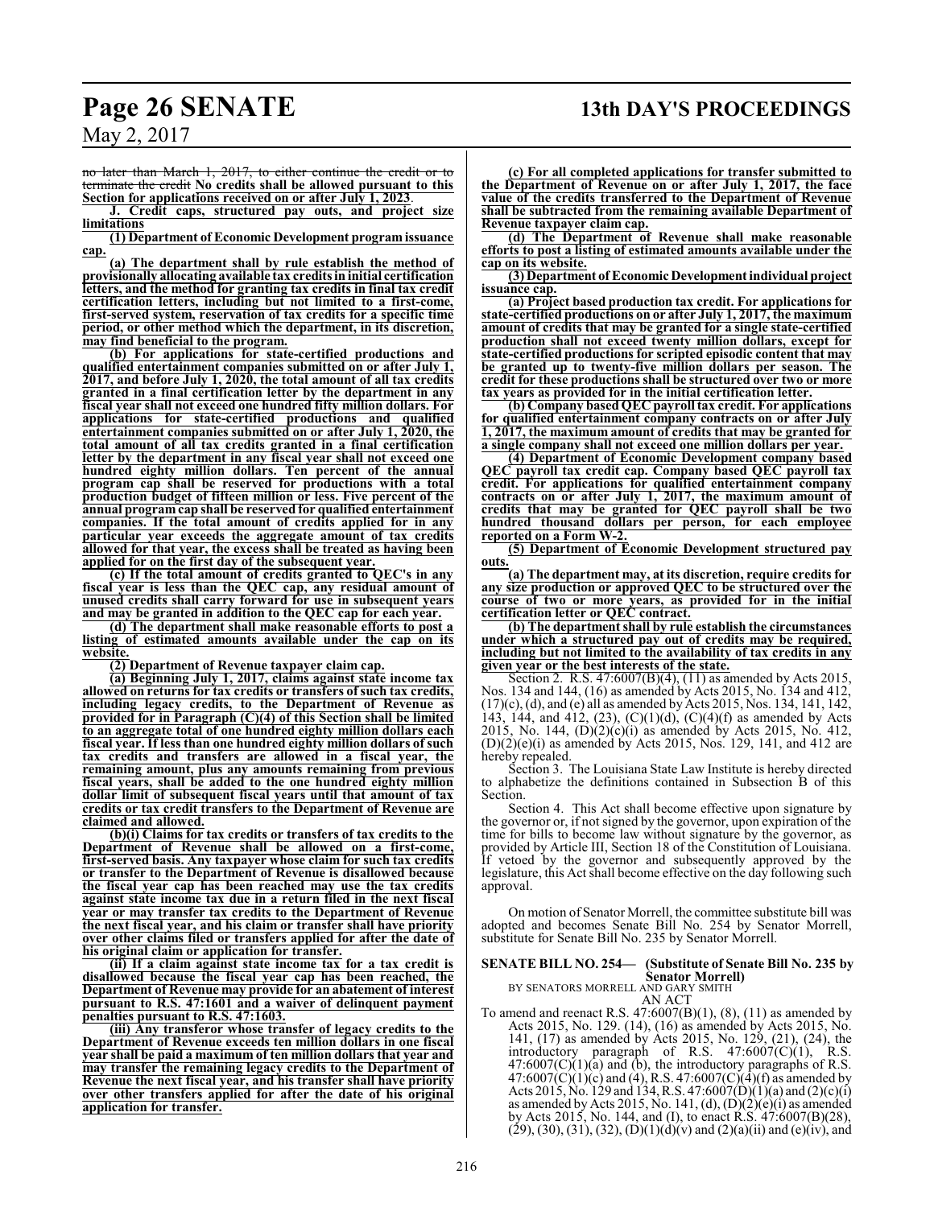~~no later than March 1, 2017, to either continue the credit or to terminate the credit~~ **No credits shall be allowed pursuant to this Section for applications received on or after July 1, 2023**.

**J. Credit caps, structured pay outs, and project size limitations**

**(1) Department of Economic Development program issuance cap.**

**(a) The department shall by rule establish the method of provisionally allocating available tax credits in initial certification letters, and the method for granting tax credits in final tax credit certification letters, including but not limited to a first-come, first-served system, reservation of tax credits for a specific time period, or other method which the department, in its discretion, may find beneficial to the program.**

**(b) For applications for state-certified productions and qualified entertainment companies submitted on or after July 1, 2017, and before July 1, 2020, the total amount of all tax credits granted in a final certification letter by the department in any fiscal year shall not exceed one hundred fifty million dollars. For applications for state-certified productions and qualified entertainment companies submitted on or after July 1, 2020, the total amount of all tax credits granted in a final certification letter by the department in any fiscal year shall not exceed one hundred eighty million dollars. Ten percent of the annual program cap shall be reserved for productions with a total production budget of fifteen million or less. Five percent of the annual program cap shall be reserved for qualified entertainment companies. If the total amount of credits applied for in any particular year exceeds the aggregate amount of tax credits allowed for that year, the excess shall be treated as having been applied for on the first day of the subsequent year.**

**(c) If the total amount of credits granted to QEC's in any fiscal year is less than the QEC cap, any residual amount of unused credits shall carry forward for use in subsequent years and may be granted in addition to the QEC cap for each year.**

**(d) The department shall make reasonable efforts to post a listing of estimated amounts available under the cap on its website.**

**(2) Department of Revenue taxpayer claim cap.**

**(a) Beginning July 1, 2017, claims against state income tax allowed on returns for tax credits or transfers of such tax credits, including legacy credits, to the Department of Revenue as provided for in Paragraph (C)(4) of this Section shall be limited to an aggregate total of one hundred eighty million dollars each fiscal year. If less than one hundred eighty million dollars of such tax credits and transfers are allowed in a fiscal year, the remaining amount, plus any amounts remaining from previous fiscal years, shall be added to the one hundred eighty million dollar limit of subsequent fiscal years until that amount of tax credits or tax credit transfers to the Department of Revenue are claimed and allowed.**

**(b)(i) Claims for tax credits or transfers of tax credits to the Department of Revenue shall be allowed on a first-come, first-served basis. Any taxpayer whose claim for such tax credits or transfer to the Department of Revenue is disallowed because the fiscal year cap has been reached may use the tax credits against state income tax due in a return filed in the next fiscal year or may transfer tax credits to the Department of Revenue the next fiscal year, and his claim or transfer shall have priority over other claims filed or transfers applied for after the date of his original claim or application for transfer.**

**(ii) If a claim against state income tax for a tax credit is disallowed because the fiscal year cap has been reached, the Department of Revenue may provide for an abatement of interest pursuant to R.S. 47:1601 and a waiver of delinquent payment penalties pursuant to R.S. 47:1603.**

**(iii) Any transferor whose transfer of legacy credits to the Department of Revenue exceeds ten million dollars in one fiscal year shall be paid a maximum of ten million dollars that year and may transfer the remaining legacy credits to the Department of Revenue the next fiscal year, and his transfer shall have priority over other transfers applied for after the date of his original application for transfer.**

**(c) For all completed applications for transfer submitted to the Department of Revenue on or after July 1, 2017, the face value of the credits transferred to the Department of Revenue shall be subtracted from the remaining available Department of Revenue taxpayer claim cap.**

**(d) The Department of Revenue shall make reasonable efforts to post a listing of estimated amounts available under the cap on its website.**

**(3) Department of Economic Development individual project issuance cap.**

**(a) Project based production tax credit. For applications for state-certified productions on or after July 1, 2017, the maximum amount of credits that may be granted for a single state-certified production shall not exceed twenty million dollars, except for state-certified productions for scripted episodic content that may be granted up to twenty-five million dollars per season. The credit for these productions shall be structured over two or more tax years as provided for in the initial certification letter.**

**(b) Company based QEC payroll tax credit. For applications for qualified entertainment company contracts on or after July 1, 2017, the maximum amount of credits that may be granted for a single company shall not exceed one million dollars per year.**

**(4) Department of Economic Development company based QEC payroll tax credit cap. Company based QEC payroll tax credit. For applications for qualified entertainment company contracts on or after July 1, 2017, the maximum amount of credits that may be granted for QEC payroll shall be two hundred thousand dollars per person, for each employee reported on a Form W-2.**

**(5) Department of Economic Development structured pay outs.**

**(a) The department may, at its discretion, require credits for any size production or approved QEC to be structured over the course of two or more years, as provided for in the initial certification letter or QEC contract.**

**(b) The department shall by rule establish the circumstances under which a structured pay out of credits may be required, including but not limited to the availability of tax credits in any given year or the best interests of the state.**

Section 2. R.S. 47:6007(B)(4), (11) as amended by Acts 2015, Nos. 134 and 144, (16) as amended by Acts 2015, No. 134 and 412, (17)(c), (d), and (e) all as amended by Acts 2015, Nos. 134, 141, 142, 143, 144, and 412, (23), (C)(1)(d), (C)(4)(f) as amended by Acts 2015, No. 144, (D)(2)(c)(i) as amended by Acts 2015, No. 412, (D)(2)(e)(i) as amended by Acts 2015, Nos. 129, 141, and 412 are hereby repealed.

Section 3. The Louisiana State Law Institute is hereby directed to alphabetize the definitions contained in Subsection B of this Section.

Section 4. This Act shall become effective upon signature by the governor or, if not signed by the governor, upon expiration of the time for bills to become law without signature by the governor, as provided by Article III, Section 18 of the Constitution of Louisiana. If vetoed by the governor and subsequently approved by the legislature, this Act shall become effective on the day following such approval.

On motion of Senator Morrell, the committee substitute bill was adopted and becomes Senate Bill No. 254 by Senator Morrell, substitute for Senate Bill No. 235 by Senator Morrell.

**SENATE BILL NO. 254— (Substitute of Senate Bill No. 235 by Senator Morrell)**

BY SENATORS MORRELL AND GARY SMITH

AN ACT

To amend and reenact R.S. 47:6007(B)(1), (8), (11) as amended by Acts 2015, No. 129. (14), (16) as amended by Acts 2015, No. 141, (17) as amended by Acts 2015, No. 129, (21), (24), the introductory paragraph of R.S. 47:6007(C)(1), R.S. 47:6007(C)(1)(a) and (b), the introductory paragraphs of R.S. 47:6007(C)(1)(c) and (4), R.S. 47:6007(C)(4)(f) as amended by Acts 2015, No. 129 and 134, R.S. 47:6007(D)(1)(a) and (2)(c)(i) as amended by Acts 2015, No. 141, (d), (D)(2)(e)(i) as amended by Acts 2015, No. 144, and (I), to enact R.S. 47:6007(B)(28), (29), (30), (31), (32), (D)(1)(d)(v) and (2)(a)(ii) and (e)(iv), and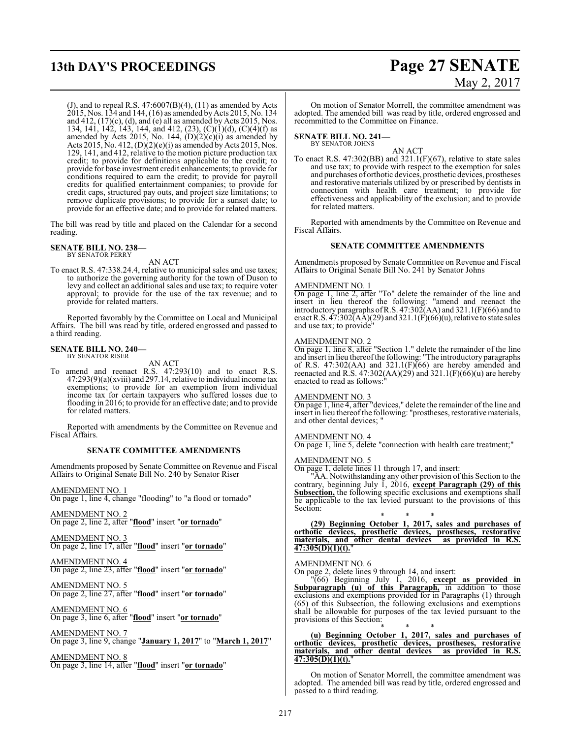(J), and to repeal R.S. 47:6007(B)(4), (11) as amended by Acts 2015, Nos. 134 and 144, (16) as amended by Acts 2015, No. 134 and 412, (17)(c), (d), and (e) all as amended by Acts 2015, Nos. 134, 141, 142, 143, 144, and 412, (23), (C)(1)(d), (C)(4)(f) as amended by Acts 2015, No. 144, (D)(2)(c)(i) as amended by Acts 2015, No. 412, (D)(2)(e)(i) as amended by Acts 2015, Nos. 129, 141, and 412, relative to the motion picture production tax credit; to provide for definitions applicable to the credit; to provide for base investment credit enhancements; to provide for conditions required to earn the credit; to provide for payroll credits for qualified entertainment companies; to provide for credit caps, structured pay outs, and project size limitations; to remove duplicate provisions; to provide for a sunset date; to provide for an effective date; and to provide for related matters.

The bill was read by title and placed on the Calendar for a second reading.

**SENATE BILL NO. 238—**
BY SENATOR PERRY

AN ACT

To enact R.S. 47:338.24.4, relative to municipal sales and use taxes; to authorize the governing authority for the town of Duson to levy and collect an additional sales and use tax; to require voter approval; to provide for the use of the tax revenue; and to provide for related matters.

Reported favorably by the Committee on Local and Municipal Affairs. The bill was read by title, ordered engrossed and passed to a third reading.

**SENATE BILL NO. 240—**
BY SENATOR RISER

AN ACT

To amend and reenact R.S. 47:293(10) and to enact R.S. 47:293(9)(a)(xviii) and 297.14, relative to individual income tax exemptions; to provide for an exemption from individual income tax for certain taxpayers who suffered losses due to flooding in 2016; to provide for an effective date; and to provide for related matters.

Reported with amendments by the Committee on Revenue and Fiscal Affairs.

**SENATE COMMITTEE AMENDMENTS**

Amendments proposed by Senate Committee on Revenue and Fiscal Affairs to Original Senate Bill No. 240 by Senator Riser

AMENDMENT NO. 1
On page 1, line 4, change "flooding" to "a flood or tornado"

AMENDMENT NO. 2
On page 2, line 2, after "**flood**" insert "**or tornado**"

AMENDMENT NO. 3
On page 2, line 17, after "**flood**" insert "**or tornado**"

AMENDMENT NO. 4
On page 2, line 23, after "**flood**" insert "**or tornado**"

AMENDMENT NO. 5
On page 2, line 27, after "**flood**" insert "**or tornado**"

AMENDMENT NO. 6
On page 3, line 6, after "**flood**" insert "**or tornado**"

AMENDMENT NO. 7
On page 3, line 9, change "**January 1, 2017**" to "**March 1, 2017**"

AMENDMENT NO. 8
On page 3, line 14, after "**flood**" insert "**or tornado**"

On motion of Senator Morrell, the committee amendment was adopted. The amended bill was read by title, ordered engrossed and recommitted to the Committee on Finance.

**SENATE BILL NO. 241—**
BY SENATOR JOHNS

AN ACT

To enact R.S. 47:302(BB) and 321.1(F)(67), relative to state sales and use tax; to provide with respect to the exemption for sales and purchases of orthotic devices, prosthetic devices, prostheses and restorative materials utilized by or prescribed by dentists in connection with health care treatment; to provide for effectiveness and applicability of the exclusion; and to provide for related matters.

Reported with amendments by the Committee on Revenue and Fiscal Affairs.

**SENATE COMMITTEE AMENDMENTS**

Amendments proposed by Senate Committee on Revenue and Fiscal Affairs to Original Senate Bill No. 241 by Senator Johns

AMENDMENT NO. 1
On page 1, line 2, after "To" delete the remainder of the line and insert in lieu thereof the following: "amend and reenact the introductory paragraphs of R.S. 47:302(AA) and 321.1(F)(66) and to enact R.S. 47:302(AA)(29) and 321.1(F)(66)(u), relative to state sales and use tax; to provide"

AMENDMENT NO. 2
On page 1, line 8, after "Section 1." delete the remainder of the line and insert in lieu thereof the following: "The introductory paragraphs of R.S. 47:302(AA) and 321.1(F)(66) are hereby amended and reenacted and R.S. 47:302(AA)(29) and 321.1(F)(66)(u) are hereby enacted to read as follows:"

AMENDMENT NO. 3
On page 1, line 4, after "devices," delete the remainder of the line and insert in lieu thereof the following: "prostheses, restorative materials, and other dental devices; "

AMENDMENT NO. 4
On page 1, line 5, delete "connection with health care treatment;"

AMENDMENT NO. 5
On page 1, delete lines 11 through 17, and insert:

"AA. Notwithstanding any other provision of this Section to the contrary, beginning July 1, 2016, **except Paragraph (29) of this Subsection,** the following specific exclusions and exemptions shall be applicable to the tax levied pursuant to the provisions of this Section:

\* \* \*

**(29) Beginning October 1, 2017, sales and purchases of orthotic devices, prosthetic devices, prostheses, restorative materials, and other dental devices as provided in R.S. 47:305(D)(1)(t).**"

AMENDMENT NO. 6
On page 2, delete lines 9 through 14, and insert:

"(66) Beginning July 1, 2016, **except as provided in Subparagraph (u) of this Paragraph,** in addition to those exclusions and exemptions provided for in Paragraphs (1) through (65) of this Subsection, the following exclusions and exemptions shall be allowable for purposes of the tax levied pursuant to the provisions of this Section:

\* \* \*

**(u) Beginning October 1, 2017, sales and purchases of orthotic devices, prosthetic devices, prostheses, restorative materials, and other dental devices as provided in R.S. 47:305(D)(1)(t).**"

On motion of Senator Morrell, the committee amendment was adopted. The amended bill was read by title, ordered engrossed and passed to a third reading.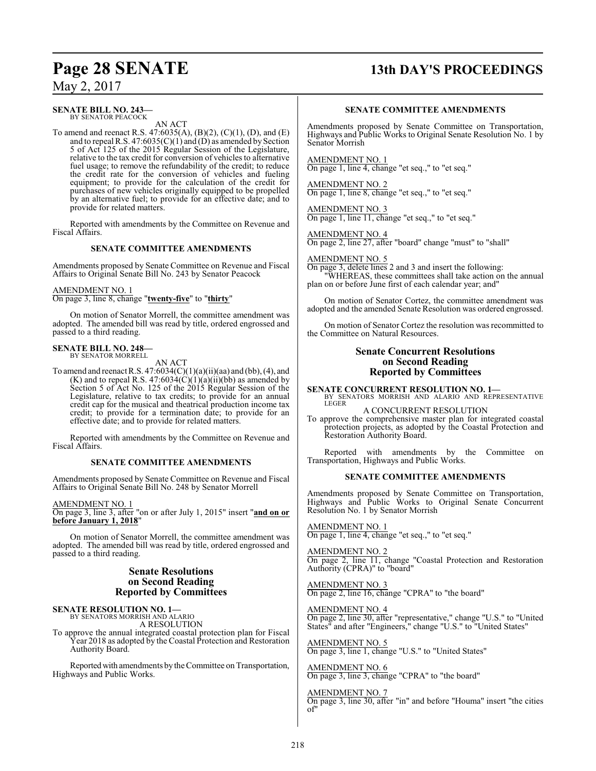**SENATE BILL NO. 243—**
BY SENATOR PEACOCK

AN ACT

To amend and reenact R.S. 47:6035(A), (B)(2), (C)(1), (D), and (E) and to repeal R.S. 47:6035(C)(1) and (D) as amended by Section 5 of Act 125 of the 2015 Regular Session of the Legislature, relative to the tax credit for conversion of vehicles to alternative fuel usage; to remove the refundability of the credit; to reduce the credit rate for the conversion of vehicles and fueling equipment; to provide for the calculation of the credit for purchases of new vehicles originally equipped to be propelled by an alternative fuel; to provide for an effective date; and to provide for related matters.

Reported with amendments by the Committee on Revenue and Fiscal Affairs.

**SENATE COMMITTEE AMENDMENTS**

Amendments proposed by Senate Committee on Revenue and Fiscal Affairs to Original Senate Bill No. 243 by Senator Peacock

AMENDMENT NO. 1
On page 3, line 8, change "**twenty-five**" to "**thirty**"

On motion of Senator Morrell, the committee amendment was adopted. The amended bill was read by title, ordered engrossed and passed to a third reading.

**SENATE BILL NO. 248—**
BY SENATOR MORRELL

AN ACT

To amend and reenact R.S. 47:6034(C)(1)(a)(ii)(aa) and (bb), (4), and (K) and to repeal R.S. 47:6034(C)(1)(a)(ii)(bb) as amended by Section 5 of Act No. 125 of the 2015 Regular Session of the Legislature, relative to tax credits; to provide for an annual credit cap for the musical and theatrical production income tax credit; to provide for a termination date; to provide for an effective date; and to provide for related matters.

Reported with amendments by the Committee on Revenue and Fiscal Affairs.

**SENATE COMMITTEE AMENDMENTS**

Amendments proposed by Senate Committee on Revenue and Fiscal Affairs to Original Senate Bill No. 248 by Senator Morrell

AMENDMENT NO. 1
On page 3, line 3, after "on or after July 1, 2015" insert "**and on or before January 1, 2018**"

On motion of Senator Morrell, the committee amendment was adopted. The amended bill was read by title, ordered engrossed and passed to a third reading.

## Senate Resolutions on Second Reading Reported by Committees

**SENATE RESOLUTION NO. 1—**
BY SENATORS MORRISH AND ALARIO

A RESOLUTION

To approve the annual integrated coastal protection plan for Fiscal Year 2018 as adopted by the Coastal Protection and Restoration Authority Board.

Reported with amendments by the Committee on Transportation, Highways and Public Works.

**SENATE COMMITTEE AMENDMENTS**

Amendments proposed by Senate Committee on Transportation, Highways and Public Works to Original Senate Resolution No. 1 by Senator Morrish

AMENDMENT NO. 1
On page 1, line 4, change "et seq.," to "et seq."

AMENDMENT NO. 2
On page 1, line 8, change "et seq.," to "et seq."

AMENDMENT NO. 3
On page 1, line 11, change "et seq.," to "et seq."

AMENDMENT NO. 4
On page 2, line 27, after "board" change "must" to "shall"

AMENDMENT NO. 5
On page 3, delete lines 2 and 3 and insert the following:
"WHEREAS, these committees shall take action on the annual plan on or before June first of each calendar year; and"

On motion of Senator Cortez, the committee amendment was adopted and the amended Senate Resolution was ordered engrossed.

On motion of Senator Cortez the resolution was recommitted to the Committee on Natural Resources.

## Senate Concurrent Resolutions on Second Reading Reported by Committees

**SENATE CONCURRENT RESOLUTION NO. 1—**
BY SENATORS MORRISH AND ALARIO AND REPRESENTATIVE LEGER

A CONCURRENT RESOLUTION

To approve the comprehensive master plan for integrated coastal protection projects, as adopted by the Coastal Protection and Restoration Authority Board.

Reported with amendments by the Committee on Transportation, Highways and Public Works.

**SENATE COMMITTEE AMENDMENTS**

Amendments proposed by Senate Committee on Transportation, Highways and Public Works to Original Senate Concurrent Resolution No. 1 by Senator Morrish

AMENDMENT NO. 1
On page 1, line 4, change "et seq.," to "et seq."

AMENDMENT NO. 2
On page 2, line 11, change "Coastal Protection and Restoration Authority (CPRA)" to "board"

AMENDMENT NO. 3
On page 2, line 16, change "CPRA" to "the board"

AMENDMENT NO. 4
On page 2, line 30, after "representative," change "U.S." to "United States" and after "Engineers," change "U.S." to "United States"

AMENDMENT NO. 5
On page 3, line 1, change "U.S." to "United States"

AMENDMENT NO. 6
On page 3, line 3, change "CPRA" to "the board"

AMENDMENT NO. 7
On page 3, line 30, after "in" and before "Houma" insert "the cities of"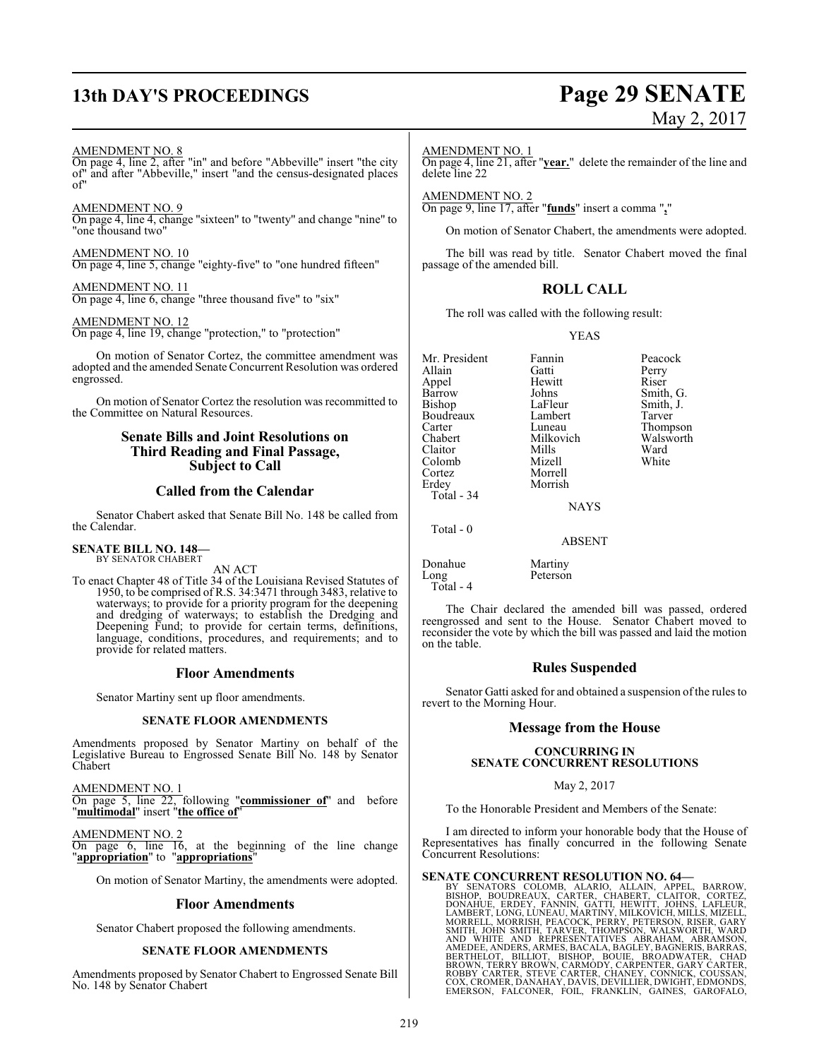AMENDMENT NO. 8
On page 4, line 2, after "in" and before "Abbeville" insert "the city of" and after "Abbeville," insert "and the census-designated places of"

AMENDMENT NO. 9
On page 4, line 4, change "sixteen" to "twenty" and change "nine" to "one thousand two"

AMENDMENT NO. 10
On page 4, line 5, change "eighty-five" to "one hundred fifteen"

AMENDMENT NO. 11
On page 4, line 6, change "three thousand five" to "six"

AMENDMENT NO. 12
On page 4, line 19, change "protection," to "protection"

On motion of Senator Cortez, the committee amendment was adopted and the amended Senate Concurrent Resolution was ordered engrossed.

On motion of Senator Cortez the resolution was recommitted to the Committee on Natural Resources.

## Senate Bills and Joint Resolutions on Third Reading and Final Passage, Subject to Call

## Called from the Calendar

Senator Chabert asked that Senate Bill No. 148 be called from the Calendar.

**SENATE BILL NO. 148—**
BY SENATOR CHABERT

AN ACT

To enact Chapter 48 of Title 34 of the Louisiana Revised Statutes of 1950, to be comprised of R.S. 34:3471 through 3483, relative to waterways; to provide for a priority program for the deepening and dredging of waterways; to establish the Dredging and Deepening Fund; to provide for certain terms, definitions, language, conditions, procedures, and requirements; and to provide for related matters.

## Floor Amendments

Senator Martiny sent up floor amendments.

### SENATE FLOOR AMENDMENTS

Amendments proposed by Senator Martiny on behalf of the Legislative Bureau to Engrossed Senate Bill No. 148 by Senator Chabert

AMENDMENT NO. 1
On page 5, line 22, following "**commissioner of**" and before "**multimodal**" insert "**the office of**"

AMENDMENT NO. 2
On page 6, line 16, at the beginning of the line change "**appropriation**" to "**appropriations**"

On motion of Senator Martiny, the amendments were adopted.

## Floor Amendments

Senator Chabert proposed the following amendments.

### SENATE FLOOR AMENDMENTS

Amendments proposed by Senator Chabert to Engrossed Senate Bill No. 148 by Senator Chabert

AMENDMENT NO. 1
On page 4, line 21, after "**year.**" delete the remainder of the line and delete line 22

AMENDMENT NO. 2
On page 9, line 17, after "**funds**" insert a comma "**,**"

On motion of Senator Chabert, the amendments were adopted.

The bill was read by title. Senator Chabert moved the final passage of the amended bill.

## ROLL CALL

The roll was called with the following result:

YEAS

| | | |
|---|---|---|
| Mr. President | Fannin | Peacock |
| Allain | Gatti | Perry |
| Appel | Hewitt | Riser |
| Barrow | Johns | Smith, G. |
| Bishop | LaFleur | Smith, J. |
| Boudreaux | Lambert | Tarver |
| Carter | Luneau | Thompson |
| Chabert | Milkovich | Walsworth |
| Claitor | Mills | Ward |
| Colomb | Mizell | White |
| Cortez | Morrell | |
| Erdey | Morrish | |

Total - 34

NAYS

Total - 0

ABSENT

| | |
|---|---|
| Donahue | Martiny |
| Long | Peterson |

Total - 4

The Chair declared the amended bill was passed, ordered reengrossed and sent to the House. Senator Chabert moved to reconsider the vote by which the bill was passed and laid the motion on the table.

## Rules Suspended

Senator Gatti asked for and obtained a suspension of the rules to revert to the Morning Hour.

## Message from the House

### CONCURRING IN SENATE CONCURRENT RESOLUTIONS

May 2, 2017

To the Honorable President and Members of the Senate:

I am directed to inform your honorable body that the House of Representatives has finally concurred in the following Senate Concurrent Resolutions:

**SENATE CONCURRENT RESOLUTION NO. 64—**
BY SENATORS COLOMB, ALARIO, ALLAIN, APPEL, BARROW, BISHOP, BOUDREAUX, CARTER, CHABERT, CLAITOR, CORTEZ, DONAHUE, ERDEY, FANNIN, GATTI, HEWITT, JOHNS, LAFLEUR, LAMBERT, LONG, LUNEAU, MARTINY, MILKOVICH, MILLS, MIZELL, MORRELL, MORRISH, PEACOCK, PERRY, PETERSON, RISER, GARY SMITH, JOHN SMITH, TARVER, THOMPSON, WALSWORTH, WARD AND WHITE AND REPRESENTATIVES ABRAHAM, ABRAMSON, AMEDEE, ANDERS, ARMES, BACALA, BAGLEY, BAGNERIS, BARRAS, BERTHELOT, BILLIOT, BISHOP, BOUIE, BROADWATER, CHAD BROWN, TERRY BROWN, CARMODY, CARPENTER, GARY CARTER, ROBBY CARTER, STEVE CARTER, CHANEY, CONNICK, COUSSAN, COX, CROMER, DANAHAY, DAVIS, DEVILLIER, DWIGHT, EDMONDS, EMERSON, FALCONER, FOIL, FRANKLIN, GAINES, GAROFALO,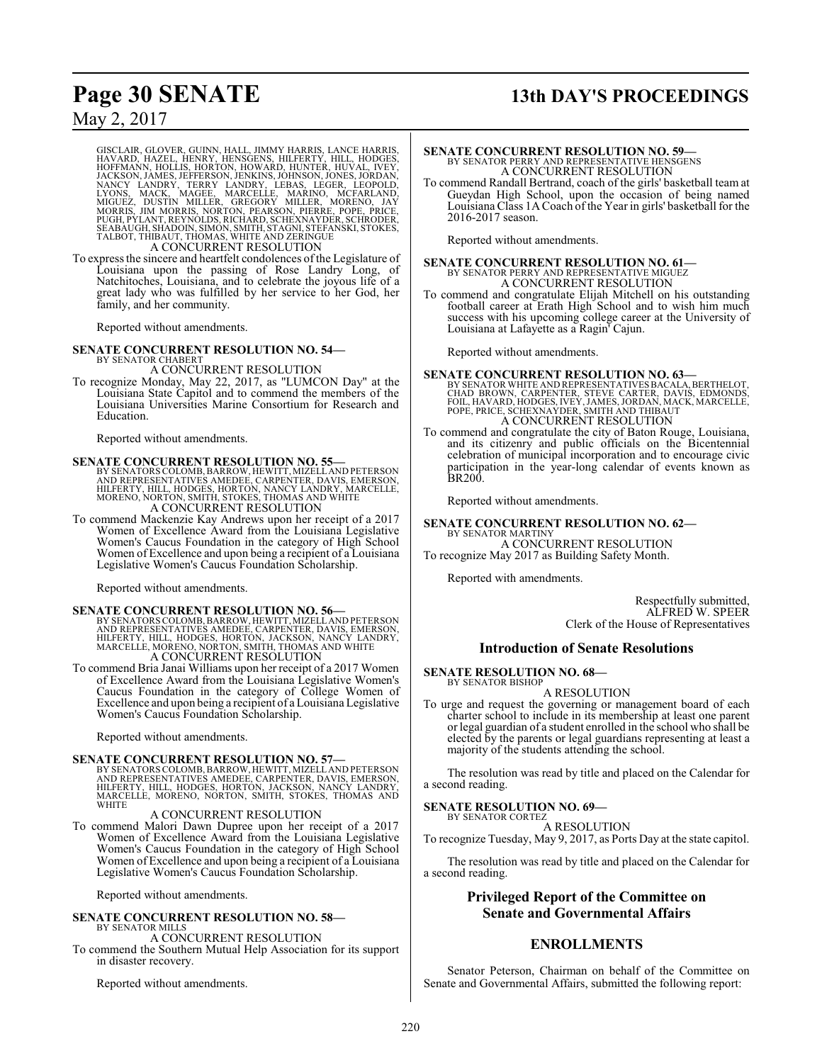GISCLAIR, GLOVER, GUINN, HALL, JIMMY HARRIS, LANCE HARRIS, HAVARD, HAZEL, HENRY, HENSGENS, HILFERTY, HILL, HODGES, HOFFMANN, HOLLIS, HORTON, HOWARD, HUNTER, HUVAL, IVEY, JACKSON, JAMES, JEFFERSON, JENKINS, JOHNSON, JONES, JORDAN, NANCY LANDRY, TERRY LANDRY, LEBAS, LEGER, LEOPOLD, LYONS, MACK, MAGEE, MARCELLE, MARINO, MCFARLAND, MIGUEZ, DUSTIN MILLER, GREGORY MILLER, MORENO, JAY MORRIS, JIM MORRIS, NORTON, PEARSON, PIERRE, POPE, PRICE, PUGH, PYLANT, REYNOLDS, RICHARD, SCHEXNAYDER, SCHRODER, SEABAUGH, SHADOIN, SIMON, SMITH, STAGNI, STEFANSKI, STOKES, TALBOT, THIBAUT, THOMAS, WHITE AND ZERINGUE

A CONCURRENT RESOLUTION

To express the sincere and heartfelt condolences of the Legislature of Louisiana upon the passing of Rose Landry Long, of Natchitoches, Louisiana, and to celebrate the joyous life of a great lady who was fulfilled by her service to her God, her family, and her community.

Reported without amendments.

**SENATE CONCURRENT RESOLUTION NO. 54—**
BY SENATOR CHABERT

A CONCURRENT RESOLUTION

To recognize Monday, May 22, 2017, as "LUMCON Day" at the Louisiana State Capitol and to commend the members of the Louisiana Universities Marine Consortium for Research and Education.

Reported without amendments.

**SENATE CONCURRENT RESOLUTION NO. 55—**
BY SENATORS COLOMB, BARROW, HEWITT, MIZELL AND PETERSON AND REPRESENTATIVES AMEDEE, CARPENTER, DAVIS, EMERSON, HILFERTY, HILL, HODGES, HORTON, NANCY LANDRY, MARCELLE, MORENO, NORTON, SMITH, STOKES, THOMAS AND WHITE

A CONCURRENT RESOLUTION

To commend Mackenzie Kay Andrews upon her receipt of a 2017 Women of Excellence Award from the Louisiana Legislative Women's Caucus Foundation in the category of High School Women of Excellence and upon being a recipient of a Louisiana Legislative Women's Caucus Foundation Scholarship.

Reported without amendments.

**SENATE CONCURRENT RESOLUTION NO. 56—**
BY SENATORS COLOMB, BARROW, HEWITT, MIZELL AND PETERSON AND REPRESENTATIVES AMEDEE, CARPENTER, DAVIS, EMERSON, HILFERTY, HILL, HODGES, HORTON, JACKSON, NANCY LANDRY, MARCELLE, MORENO, NORTON, SMITH, THOMAS AND WHITE

A CONCURRENT RESOLUTION

To commend Bria Janai Williams upon her receipt of a 2017 Women of Excellence Award from the Louisiana Legislative Women's Caucus Foundation in the category of College Women of Excellence and upon being a recipient of a Louisiana Legislative Women's Caucus Foundation Scholarship.

Reported without amendments.

**SENATE CONCURRENT RESOLUTION NO. 57—**
BY SENATORS COLOMB, BARROW, HEWITT, MIZELL AND PETERSON AND REPRESENTATIVES AMEDEE, CARPENTER, DAVIS, EMERSON, HILFERTY, HILL, HODGES, HORTON, JACKSON, NANCY LANDRY, MARCELLE, MORENO, NORTON, SMITH, STOKES, THOMAS AND WHITE

A CONCURRENT RESOLUTION

To commend Malori Dawn Dupree upon her receipt of a 2017 Women of Excellence Award from the Louisiana Legislative Women's Caucus Foundation in the category of High School Women of Excellence and upon being a recipient of a Louisiana Legislative Women's Caucus Foundation Scholarship.

Reported without amendments.

**SENATE CONCURRENT RESOLUTION NO. 58—**
BY SENATOR MILLS

A CONCURRENT RESOLUTION

To commend the Southern Mutual Help Association for its support in disaster recovery.

Reported without amendments.

**SENATE CONCURRENT RESOLUTION NO. 59—**
BY SENATOR PERRY AND REPRESENTATIVE HENSGENS

A CONCURRENT RESOLUTION

To commend Randall Bertrand, coach of the girls' basketball team at Gueydan High School, upon the occasion of being named Louisiana Class 1A Coach of the Year in girls' basketball for the 2016-2017 season.

Reported without amendments.

**SENATE CONCURRENT RESOLUTION NO. 61—**
BY SENATOR PERRY AND REPRESENTATIVE MIGUEZ

A CONCURRENT RESOLUTION

To commend and congratulate Elijah Mitchell on his outstanding football career at Erath High School and to wish him much success with his upcoming college career at the University of Louisiana at Lafayette as a Ragin' Cajun.

Reported without amendments.

**SENATE CONCURRENT RESOLUTION NO. 63—**
BY SENATOR WHITE AND REPRESENTATIVES BACALA, BERTHELOT, CHAD BROWN, CARPENTER, STEVE CARTER, DAVIS, EDMONDS, FOIL, HAVARD, HODGES, IVEY, JAMES, JORDAN, MACK, MARCELLE, POPE, PRICE, SCHEXNAYDER, SMITH AND THIBAUT

A CONCURRENT RESOLUTION

To commend and congratulate the city of Baton Rouge, Louisiana, and its citizenry and public officials on the Bicentennial celebration of municipal incorporation and to encourage civic participation in the year-long calendar of events known as BR200.

Reported without amendments.

**SENATE CONCURRENT RESOLUTION NO. 62—**
BY SENATOR MARTINY

A CONCURRENT RESOLUTION

To recognize May 2017 as Building Safety Month.

Reported with amendments.

Respectfully submitted,
ALFRED W. SPEER
Clerk of the House of Representatives

## Introduction of Senate Resolutions

**SENATE RESOLUTION NO. 68—**
BY SENATOR BISHOP

A RESOLUTION

To urge and request the governing or management board of each charter school to include in its membership at least one parent or legal guardian of a student enrolled in the school who shall be elected by the parents or legal guardians representing at least a majority of the students attending the school.

The resolution was read by title and placed on the Calendar for a second reading.

**SENATE RESOLUTION NO. 69—**
BY SENATOR CORTEZ

A RESOLUTION

To recognize Tuesday, May 9, 2017, as Ports Day at the state capitol.

The resolution was read by title and placed on the Calendar for a second reading.

## Privileged Report of the Committee on Senate and Governmental Affairs

## ENROLLMENTS

Senator Peterson, Chairman on behalf of the Committee on Senate and Governmental Affairs, submitted the following report: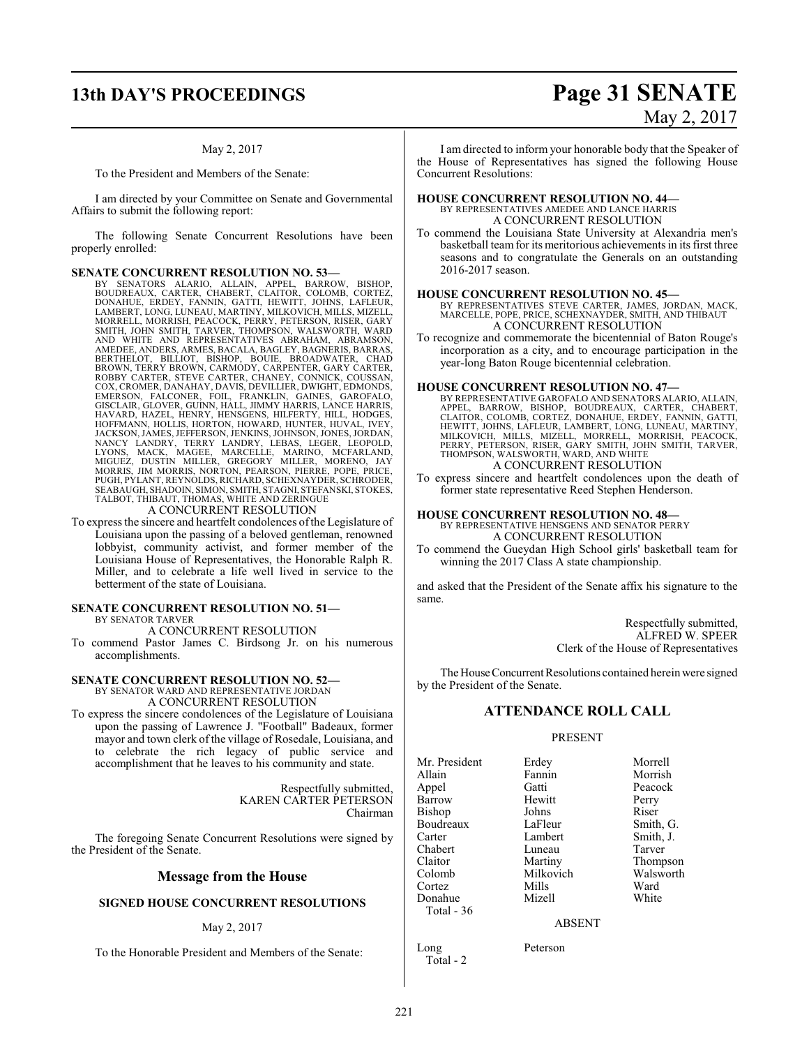May 2, 2017

To the President and Members of the Senate:

I am directed by your Committee on Senate and Governmental Affairs to submit the following report:

The following Senate Concurrent Resolutions have been properly enrolled:

**SENATE CONCURRENT RESOLUTION NO. 53—**
BY SENATORS ALARIO, ALLAIN, APPEL, BARROW, BISHOP, BOUDREAUX, CARTER, CHABERT, CLAITOR, COLOMB, CORTEZ, DONAHUE, ERDEY, FANNIN, GATTI, HEWITT, JOHNS, LAFLEUR, LAMBERT, LONG, LUNEAU, MARTINY, MILKOVICH, MILLS, MIZELL, MORRELL, MORRISH, PEACOCK, PERRY, PETERSON, RISER, GARY SMITH, JOHN SMITH, TARVER, THOMPSON, WALSWORTH, WARD AND WHITE AND REPRESENTATIVES ABRAHAM, ABRAMSON, AMEDEE, ANDERS, ARMES, BACALA, BAGLEY, BAGNERIS, BARRAS, BERTHELOT, BILLIOT, BISHOP, BOUIE, BROADWATER, CHAD BROWN, TERRY BROWN, CARMODY, CARPENTER, GARY CARTER, ROBBY CARTER, STEVE CARTER, CHANEY, CONNICK, COUSSAN, COX, CROMER, DANAHAY, DAVIS, DEVILLIER, DWIGHT, EDMONDS, EMERSON, FALCONER, FOIL, FRANKLIN, GAINES, GAROFALO, GISCLAIR, GLOVER, GUINN, HALL, JIMMY HARRIS, LANCE HARRIS, HAVARD, HAZEL, HENRY, HENSGENS, HILFERTY, HILL, HODGES, HOFFMANN, HOLLIS, HORTON, HOWARD, HUNTER, HUVAL, IVEY, JACKSON, JAMES, JEFFERSON, JENKINS, JOHNSON, JONES, JORDAN, NANCY LANDRY, TERRY LANDRY, LEBAS, LEGER, LEOPOLD, LYONS, MACK, MAGEE, MARCELLE, MARINO, MCFARLAND, MIGUEZ, DUSTIN MILLER, GREGORY MILLER, MORENO, JAY MORRIS, JIM MORRIS, NORTON, PEARSON, PIERRE, POPE, PRICE, PUGH, PYLANT, REYNOLDS, RICHARD, SCHEXNAYDER, SCHRODER, SEABAUGH, SHADOIN, SIMON, SMITH, STAGNI, STEFANSKI, STOKES, TALBOT, THIBAUT, THOMAS, WHITE AND ZERINGUE

A CONCURRENT RESOLUTION

To express the sincere and heartfelt condolences of the Legislature of Louisiana upon the passing of a beloved gentleman, renowned lobbyist, community activist, and former member of the Louisiana House of Representatives, the Honorable Ralph R. Miller, and to celebrate a life well lived in service to the betterment of the state of Louisiana.

**SENATE CONCURRENT RESOLUTION NO. 51—**
BY SENATOR TARVER

A CONCURRENT RESOLUTION

To commend Pastor James C. Birdsong Jr. on his numerous accomplishments.

**SENATE CONCURRENT RESOLUTION NO. 52—**
BY SENATOR WARD AND REPRESENTATIVE JORDAN

A CONCURRENT RESOLUTION

To express the sincere condolences of the Legislature of Louisiana upon the passing of Lawrence J. "Football" Badeaux, former mayor and town clerk of the village of Rosedale, Louisiana, and to celebrate the rich legacy of public service and accomplishment that he leaves to his community and state.

Respectfully submitted,
KAREN CARTER PETERSON
Chairman

The foregoing Senate Concurrent Resolutions were signed by the President of the Senate.

## Message from the House

### SIGNED HOUSE CONCURRENT RESOLUTIONS

May 2, 2017

To the Honorable President and Members of the Senate:

I am directed to inform your honorable body that the Speaker of the House of Representatives has signed the following House Concurrent Resolutions:

**HOUSE CONCURRENT RESOLUTION NO. 44—**
BY REPRESENTATIVES AMEDEE AND LANCE HARRIS

A CONCURRENT RESOLUTION

To commend the Louisiana State University at Alexandria men's basketball team for its meritorious achievements in its first three seasons and to congratulate the Generals on an outstanding 2016-2017 season.

**HOUSE CONCURRENT RESOLUTION NO. 45—**
BY REPRESENTATIVES STEVE CARTER, JAMES, JORDAN, MACK, MARCELLE, POPE, PRICE, SCHEXNAYDER, SMITH, AND THIBAUT

A CONCURRENT RESOLUTION

To recognize and commemorate the bicentennial of Baton Rouge's incorporation as a city, and to encourage participation in the year-long Baton Rouge bicentennial celebration.

**HOUSE CONCURRENT RESOLUTION NO. 47—**
BY REPRESENTATIVE GAROFALO AND SENATORS ALARIO, ALLAIN, APPEL, BARROW, BISHOP, BOUDREAUX, CARTER, CHABERT, CLAITOR, COLOMB, CORTEZ, DONAHUE, ERDEY, FANNIN, GATTI, HEWITT, JOHNS, LAFLEUR, LAMBERT, LONG, LUNEAU, MARTINY, MILKOVICH, MILLS, MIZELL, MORRELL, MORRISH, PEACOCK, PERRY, PETERSON, RISER, GARY SMITH, JOHN SMITH, TARVER, THOMPSON, WALSWORTH, WARD, AND WHITE

A CONCURRENT RESOLUTION

To express sincere and heartfelt condolences upon the death of former state representative Reed Stephen Henderson.

**HOUSE CONCURRENT RESOLUTION NO. 48—**
BY REPRESENTATIVE HENSGENS AND SENATOR PERRY

A CONCURRENT RESOLUTION

To commend the Gueydan High School girls' basketball team for winning the 2017 Class A state championship.

and asked that the President of the Senate affix his signature to the same.

Respectfully submitted,
ALFRED W. SPEER
Clerk of the House of Representatives

The House Concurrent Resolutions contained herein were signed by the President of the Senate.

## ATTENDANCE ROLL CALL

PRESENT

| | | |
|---|---|---|
| Mr. President | Erdey | Morrell |
| Allain | Fannin | Morrish |
| Appel | Gatti | Peacock |
| Barrow | Hewitt | Perry |
| Bishop | Johns | Riser |
| Boudreaux | LaFleur | Smith, G. |
| Carter | Lambert | Smith, J. |
| Chabert | Luneau | Tarver |
| Claitor | Martiny | Thompson |
| Colomb | Milkovich | Walsworth |
| Cortez | Mills | Ward |
| Donahue | Mizell | White |

Total - 36

ABSENT

| | |
|---|---|
| Long | Peterson |

Total - 2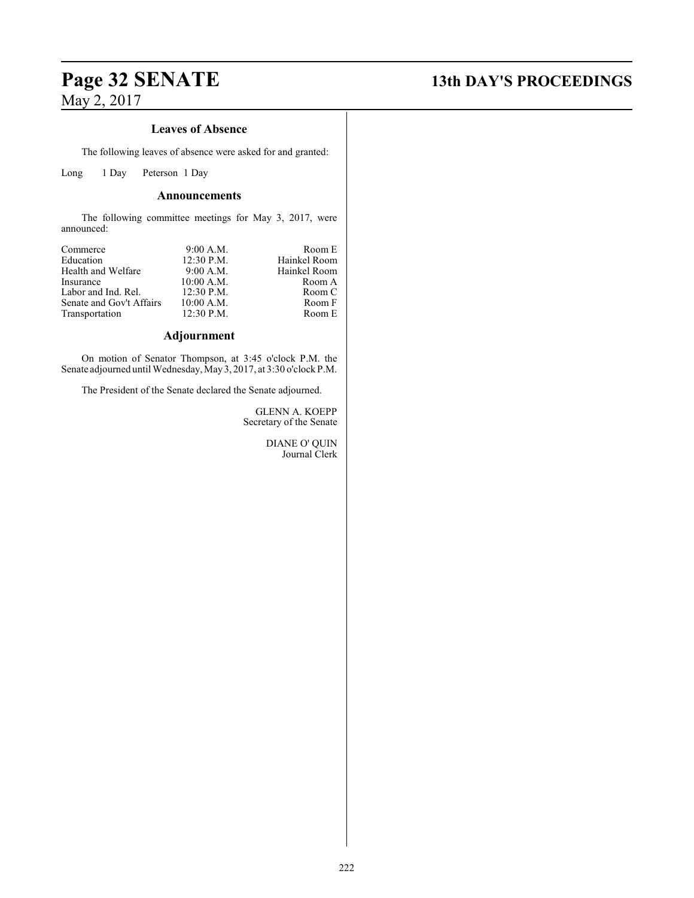### Leaves of Absence

The following leaves of absence were asked for and granted:

Long 1 Day Peterson 1 Day

### Announcements

The following committee meetings for May 3, 2017, were announced:

| | | |
|---|---|---|
| Commerce | 9:00 A.M. | Room E |
| Education | 12:30 P.M. | Hainkel Room |
| Health and Welfare | 9:00 A.M. | Hainkel Room |
| Insurance | 10:00 A.M. | Room A |
| Labor and Ind. Rel. | 12:30 P.M. | Room C |
| Senate and Gov't Affairs | 10:00 A.M. | Room F |
| Transportation | 12:30 P.M. | Room E |

### Adjournment

On motion of Senator Thompson, at 3:45 o'clock P.M. the Senate adjourned until Wednesday, May 3, 2017, at 3:30 o'clock P.M.

The President of the Senate declared the Senate adjourned.

GLENN A. KOEPP
Secretary of the Senate

DIANE O' QUIN
Journal Clerk